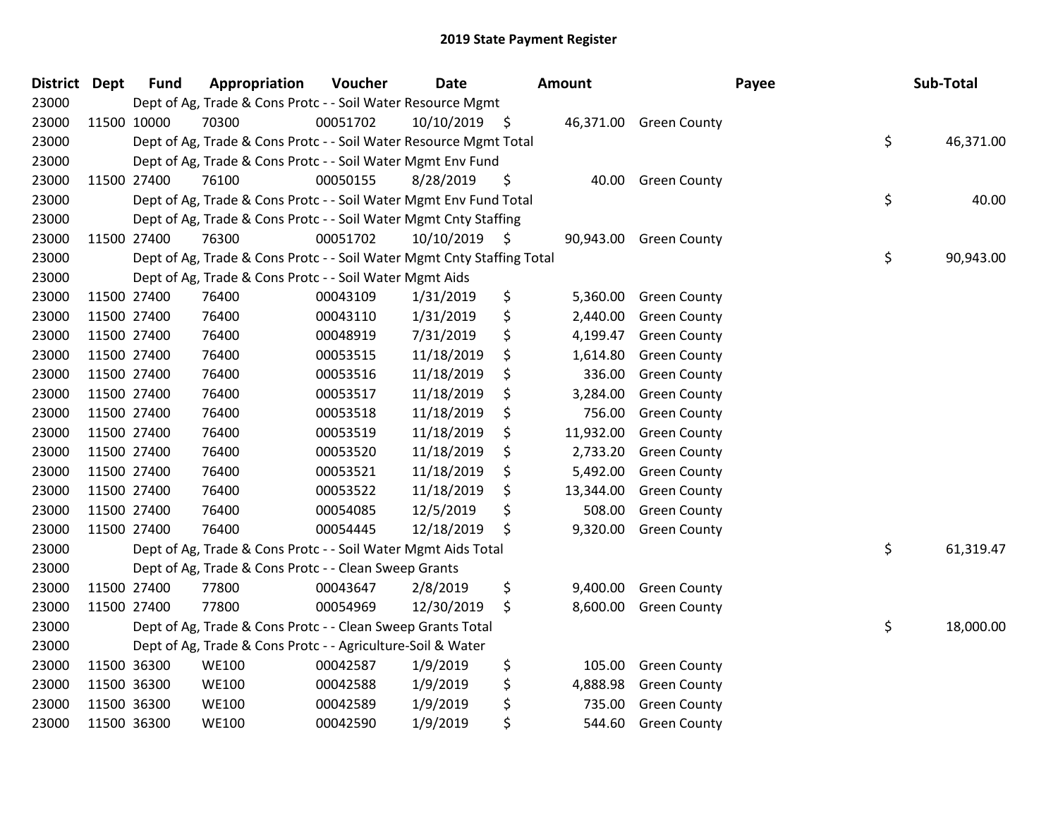# 2019 State Payment Register

| District | Dept | Fund | Appropriation | Voucher | Date | Amount | Payee | Sub-Total |
|---|---|---|---|---|---|---|---|---|
| 23000 | | Dept of Ag, Trade & Cons Protc - - Soil Water Resource Mgmt | | | | | | |
| 23000 | 11500 | 10000 | 70300 | 00051702 | 10/10/2019 | $ 46,371.00 | Green County | |
| 23000 | | Dept of Ag, Trade & Cons Protc - - Soil Water Resource Mgmt Total | | | | | | $ 46,371.00 |
| 23000 | | Dept of Ag, Trade & Cons Protc - - Soil Water Mgmt Env Fund | | | | | | |
| 23000 | 11500 | 27400 | 76100 | 00050155 | 8/28/2019 | $ 40.00 | Green County | |
| 23000 | | Dept of Ag, Trade & Cons Protc - - Soil Water Mgmt Env Fund Total | | | | | | $ 40.00 |
| 23000 | | Dept of Ag, Trade & Cons Protc - - Soil Water Mgmt Cnty Staffing | | | | | | |
| 23000 | 11500 | 27400 | 76300 | 00051702 | 10/10/2019 | $ 90,943.00 | Green County | |
| 23000 | | Dept of Ag, Trade & Cons Protc - - Soil Water Mgmt Cnty Staffing Total | | | | | | $ 90,943.00 |
| 23000 | | Dept of Ag, Trade & Cons Protc - - Soil Water Mgmt Aids | | | | | | |
| 23000 | 11500 | 27400 | 76400 | 00043109 | 1/31/2019 | $ 5,360.00 | Green County | |
| 23000 | 11500 | 27400 | 76400 | 00043110 | 1/31/2019 | $ 2,440.00 | Green County | |
| 23000 | 11500 | 27400 | 76400 | 00048919 | 7/31/2019 | $ 4,199.47 | Green County | |
| 23000 | 11500 | 27400 | 76400 | 00053515 | 11/18/2019 | $ 1,614.80 | Green County | |
| 23000 | 11500 | 27400 | 76400 | 00053516 | 11/18/2019 | $ 336.00 | Green County | |
| 23000 | 11500 | 27400 | 76400 | 00053517 | 11/18/2019 | $ 3,284.00 | Green County | |
| 23000 | 11500 | 27400 | 76400 | 00053518 | 11/18/2019 | $ 756.00 | Green County | |
| 23000 | 11500 | 27400 | 76400 | 00053519 | 11/18/2019 | $ 11,932.00 | Green County | |
| 23000 | 11500 | 27400 | 76400 | 00053520 | 11/18/2019 | $ 2,733.20 | Green County | |
| 23000 | 11500 | 27400 | 76400 | 00053521 | 11/18/2019 | $ 5,492.00 | Green County | |
| 23000 | 11500 | 27400 | 76400 | 00053522 | 11/18/2019 | $ 13,344.00 | Green County | |
| 23000 | 11500 | 27400 | 76400 | 00054085 | 12/5/2019 | $ 508.00 | Green County | |
| 23000 | 11500 | 27400 | 76400 | 00054445 | 12/18/2019 | $ 9,320.00 | Green County | |
| 23000 | | Dept of Ag, Trade & Cons Protc - - Soil Water Mgmt Aids Total | | | | | | $ 61,319.47 |
| 23000 | | Dept of Ag, Trade & Cons Protc - - Clean Sweep Grants | | | | | | |
| 23000 | 11500 | 27400 | 77800 | 00043647 | 2/8/2019 | $ 9,400.00 | Green County | |
| 23000 | 11500 | 27400 | 77800 | 00054969 | 12/30/2019 | $ 8,600.00 | Green County | |
| 23000 | | Dept of Ag, Trade & Cons Protc - - Clean Sweep Grants Total | | | | | | $ 18,000.00 |
| 23000 | | Dept of Ag, Trade & Cons Protc - - Agriculture-Soil & Water | | | | | | |
| 23000 | 11500 | 36300 | WE100 | 00042587 | 1/9/2019 | $ 105.00 | Green County | |
| 23000 | 11500 | 36300 | WE100 | 00042588 | 1/9/2019 | $ 4,888.98 | Green County | |
| 23000 | 11500 | 36300 | WE100 | 00042589 | 1/9/2019 | $ 735.00 | Green County | |
| 23000 | 11500 | 36300 | WE100 | 00042590 | 1/9/2019 | $ 544.60 | Green County | |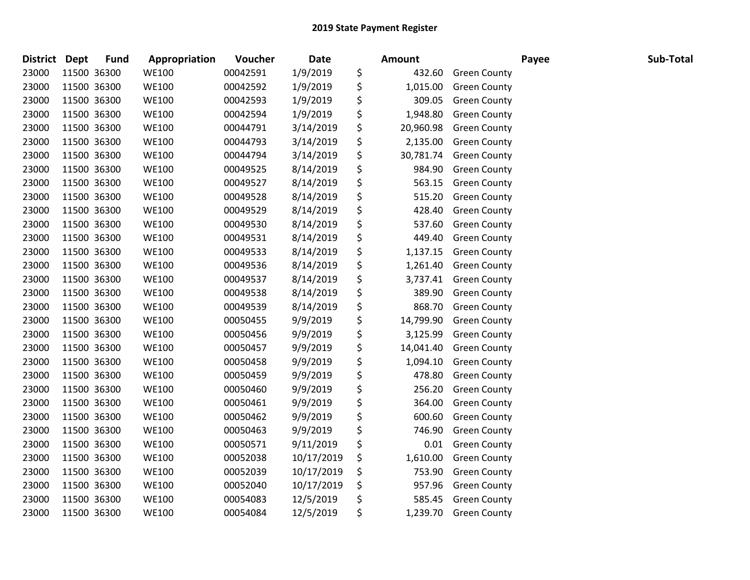## 2019 State Payment Register

| District | Dept | Fund | Appropriation | Voucher | Date | Amount | Payee | Sub-Total |
|---|---|---|---|---|---|---|---|---|
| 23000 | 11500 | 36300 | WE100 | 00042591 | 1/9/2019 | $ 432.60 | Green County | |
| 23000 | 11500 | 36300 | WE100 | 00042592 | 1/9/2019 | $ 1,015.00 | Green County | |
| 23000 | 11500 | 36300 | WE100 | 00042593 | 1/9/2019 | $ 309.05 | Green County | |
| 23000 | 11500 | 36300 | WE100 | 00042594 | 1/9/2019 | $ 1,948.80 | Green County | |
| 23000 | 11500 | 36300 | WE100 | 00044791 | 3/14/2019 | $ 20,960.98 | Green County | |
| 23000 | 11500 | 36300 | WE100 | 00044793 | 3/14/2019 | $ 2,135.00 | Green County | |
| 23000 | 11500 | 36300 | WE100 | 00044794 | 3/14/2019 | $ 30,781.74 | Green County | |
| 23000 | 11500 | 36300 | WE100 | 00049525 | 8/14/2019 | $ 984.90 | Green County | |
| 23000 | 11500 | 36300 | WE100 | 00049527 | 8/14/2019 | $ 563.15 | Green County | |
| 23000 | 11500 | 36300 | WE100 | 00049528 | 8/14/2019 | $ 515.20 | Green County | |
| 23000 | 11500 | 36300 | WE100 | 00049529 | 8/14/2019 | $ 428.40 | Green County | |
| 23000 | 11500 | 36300 | WE100 | 00049530 | 8/14/2019 | $ 537.60 | Green County | |
| 23000 | 11500 | 36300 | WE100 | 00049531 | 8/14/2019 | $ 449.40 | Green County | |
| 23000 | 11500 | 36300 | WE100 | 00049533 | 8/14/2019 | $ 1,137.15 | Green County | |
| 23000 | 11500 | 36300 | WE100 | 00049536 | 8/14/2019 | $ 1,261.40 | Green County | |
| 23000 | 11500 | 36300 | WE100 | 00049537 | 8/14/2019 | $ 3,737.41 | Green County | |
| 23000 | 11500 | 36300 | WE100 | 00049538 | 8/14/2019 | $ 389.90 | Green County | |
| 23000 | 11500 | 36300 | WE100 | 00049539 | 8/14/2019 | $ 868.70 | Green County | |
| 23000 | 11500 | 36300 | WE100 | 00050455 | 9/9/2019 | $ 14,799.90 | Green County | |
| 23000 | 11500 | 36300 | WE100 | 00050456 | 9/9/2019 | $ 3,125.99 | Green County | |
| 23000 | 11500 | 36300 | WE100 | 00050457 | 9/9/2019 | $ 14,041.40 | Green County | |
| 23000 | 11500 | 36300 | WE100 | 00050458 | 9/9/2019 | $ 1,094.10 | Green County | |
| 23000 | 11500 | 36300 | WE100 | 00050459 | 9/9/2019 | $ 478.80 | Green County | |
| 23000 | 11500 | 36300 | WE100 | 00050460 | 9/9/2019 | $ 256.20 | Green County | |
| 23000 | 11500 | 36300 | WE100 | 00050461 | 9/9/2019 | $ 364.00 | Green County | |
| 23000 | 11500 | 36300 | WE100 | 00050462 | 9/9/2019 | $ 600.60 | Green County | |
| 23000 | 11500 | 36300 | WE100 | 00050463 | 9/9/2019 | $ 746.90 | Green County | |
| 23000 | 11500 | 36300 | WE100 | 00050571 | 9/11/2019 | $ 0.01 | Green County | |
| 23000 | 11500 | 36300 | WE100 | 00052038 | 10/17/2019 | $ 1,610.00 | Green County | |
| 23000 | 11500 | 36300 | WE100 | 00052039 | 10/17/2019 | $ 753.90 | Green County | |
| 23000 | 11500 | 36300 | WE100 | 00052040 | 10/17/2019 | $ 957.96 | Green County | |
| 23000 | 11500 | 36300 | WE100 | 00054083 | 12/5/2019 | $ 585.45 | Green County | |
| 23000 | 11500 | 36300 | WE100 | 00054084 | 12/5/2019 | $ 1,239.70 | Green County | |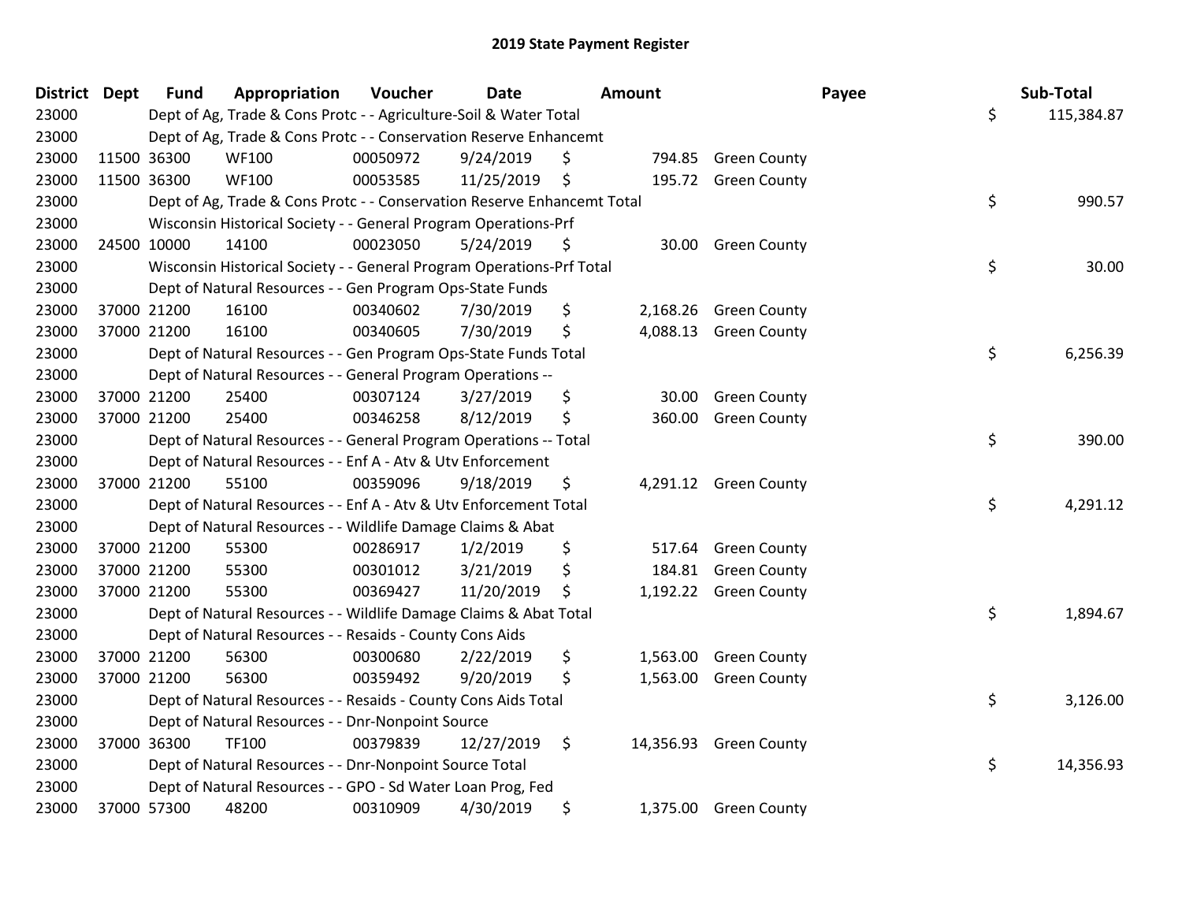# 2019 State Payment Register

| District | Dept | Fund | Appropriation | Voucher | Date | Amount | | Payee | Sub-Total | |
|---|---|---|---|---|---|---|---|---|---|---|
| 23000 | | Dept of Ag, Trade & Cons Protc - - Agriculture-Soil & Water Total | | | | | | | $ | 115,384.87 |
| 23000 | | Dept of Ag, Trade & Cons Protc - - Conservation Reserve Enhancemt | | | | | | | | |
| 23000 | 11500 | 36300 | WF100 | 00050972 | 9/24/2019 | $ | 794.85 | Green County | | |
| 23000 | 11500 | 36300 | WF100 | 00053585 | 11/25/2019 | $ | 195.72 | Green County | | |
| 23000 | | Dept of Ag, Trade & Cons Protc - - Conservation Reserve Enhancemt Total | | | | | | | $ | 990.57 |
| 23000 | | Wisconsin Historical Society - - General Program Operations-Prf | | | | | | | | |
| 23000 | 24500 | 10000 | 14100 | 00023050 | 5/24/2019 | $ | 30.00 | Green County | | |
| 23000 | | Wisconsin Historical Society - - General Program Operations-Prf Total | | | | | | | $ | 30.00 |
| 23000 | | Dept of Natural Resources - - Gen Program Ops-State Funds | | | | | | | | |
| 23000 | 37000 | 21200 | 16100 | 00340602 | 7/30/2019 | $ | 2,168.26 | Green County | | |
| 23000 | 37000 | 21200 | 16100 | 00340605 | 7/30/2019 | $ | 4,088.13 | Green County | | |
| 23000 | | Dept of Natural Resources - - Gen Program Ops-State Funds Total | | | | | | | $ | 6,256.39 |
| 23000 | | Dept of Natural Resources - - General Program Operations -- | | | | | | | | |
| 23000 | 37000 | 21200 | 25400 | 00307124 | 3/27/2019 | $ | 30.00 | Green County | | |
| 23000 | 37000 | 21200 | 25400 | 00346258 | 8/12/2019 | $ | 360.00 | Green County | | |
| 23000 | | Dept of Natural Resources - - General Program Operations -- Total | | | | | | | $ | 390.00 |
| 23000 | | Dept of Natural Resources - - Enf A - Atv & Utv Enforcement | | | | | | | | |
| 23000 | 37000 | 21200 | 55100 | 00359096 | 9/18/2019 | $ | 4,291.12 | Green County | | |
| 23000 | | Dept of Natural Resources - - Enf A - Atv & Utv Enforcement Total | | | | | | | $ | 4,291.12 |
| 23000 | | Dept of Natural Resources - - Wildlife Damage Claims & Abat | | | | | | | | |
| 23000 | 37000 | 21200 | 55300 | 00286917 | 1/2/2019 | $ | 517.64 | Green County | | |
| 23000 | 37000 | 21200 | 55300 | 00301012 | 3/21/2019 | $ | 184.81 | Green County | | |
| 23000 | 37000 | 21200 | 55300 | 00369427 | 11/20/2019 | $ | 1,192.22 | Green County | | |
| 23000 | | Dept of Natural Resources - - Wildlife Damage Claims & Abat Total | | | | | | | $ | 1,894.67 |
| 23000 | | Dept of Natural Resources - - Resaids - County Cons Aids | | | | | | | | |
| 23000 | 37000 | 21200 | 56300 | 00300680 | 2/22/2019 | $ | 1,563.00 | Green County | | |
| 23000 | 37000 | 21200 | 56300 | 00359492 | 9/20/2019 | $ | 1,563.00 | Green County | | |
| 23000 | | Dept of Natural Resources - - Resaids - County Cons Aids Total | | | | | | | $ | 3,126.00 |
| 23000 | | Dept of Natural Resources - - Dnr-Nonpoint Source | | | | | | | | |
| 23000 | 37000 | 36300 | TF100 | 00379839 | 12/27/2019 | $ | 14,356.93 | Green County | | |
| 23000 | | Dept of Natural Resources - - Dnr-Nonpoint Source Total | | | | | | | $ | 14,356.93 |
| 23000 | | Dept of Natural Resources - - GPO - Sd Water Loan Prog, Fed | | | | | | | | |
| 23000 | 37000 | 57300 | 48200 | 00310909 | 4/30/2019 | $ | 1,375.00 | Green County | | |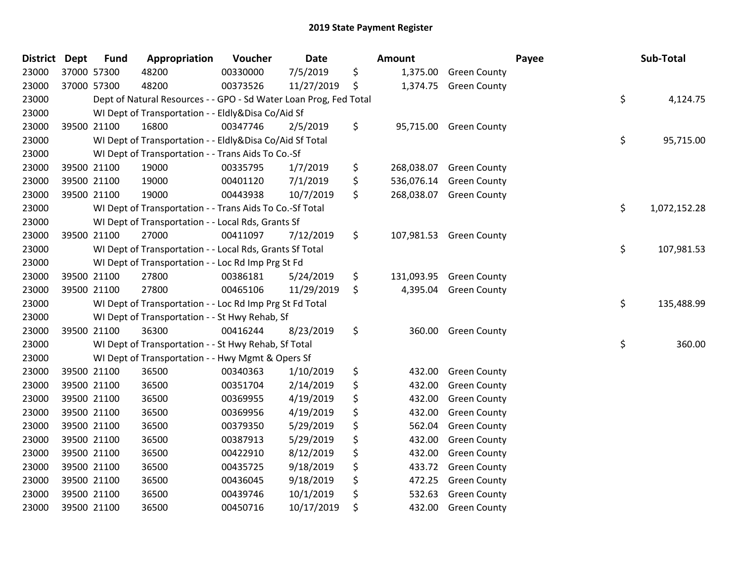## 2019 State Payment Register

| District | Dept | Fund | Appropriation | Voucher | Date | Amount | Payee | Sub-Total |
|---|---|---|---|---|---|---|---|---|
| 23000 | 37000 | 57300 | 48200 | 00330000 | 7/5/2019 | $ 1,375.00 | Green County | |
| 23000 | 37000 | 57300 | 48200 | 00373526 | 11/27/2019 | $ 1,374.75 | Green County | |
| 23000 | | | Dept of Natural Resources - - GPO - Sd Water Loan Prog, Fed Total | | | | | $ 4,124.75 |
| 23000 | | | WI Dept of Transportation - - Eldly&Disa Co/Aid Sf | | | | | |
| 23000 | 39500 | 21100 | 16800 | 00347746 | 2/5/2019 | $ 95,715.00 | Green County | |
| 23000 | | | WI Dept of Transportation - - Eldly&Disa Co/Aid Sf Total | | | | | $ 95,715.00 |
| 23000 | | | WI Dept of Transportation - - Trans Aids To Co.-Sf | | | | | |
| 23000 | 39500 | 21100 | 19000 | 00335795 | 1/7/2019 | $ 268,038.07 | Green County | |
| 23000 | 39500 | 21100 | 19000 | 00401120 | 7/1/2019 | $ 536,076.14 | Green County | |
| 23000 | 39500 | 21100 | 19000 | 00443938 | 10/7/2019 | $ 268,038.07 | Green County | |
| 23000 | | | WI Dept of Transportation - - Trans Aids To Co.-Sf Total | | | | | $ 1,072,152.28 |
| 23000 | | | WI Dept of Transportation - - Local Rds, Grants Sf | | | | | |
| 23000 | 39500 | 21100 | 27000 | 00411097 | 7/12/2019 | $ 107,981.53 | Green County | |
| 23000 | | | WI Dept of Transportation - - Local Rds, Grants Sf Total | | | | | $ 107,981.53 |
| 23000 | | | WI Dept of Transportation - - Loc Rd Imp Prg St Fd | | | | | |
| 23000 | 39500 | 21100 | 27800 | 00386181 | 5/24/2019 | $ 131,093.95 | Green County | |
| 23000 | 39500 | 21100 | 27800 | 00465106 | 11/29/2019 | $ 4,395.04 | Green County | |
| 23000 | | | WI Dept of Transportation - - Loc Rd Imp Prg St Fd Total | | | | | $ 135,488.99 |
| 23000 | | | WI Dept of Transportation - - St Hwy Rehab, Sf | | | | | |
| 23000 | 39500 | 21100 | 36300 | 00416244 | 8/23/2019 | $ 360.00 | Green County | |
| 23000 | | | WI Dept of Transportation - - St Hwy Rehab, Sf Total | | | | | $ 360.00 |
| 23000 | | | WI Dept of Transportation - - Hwy Mgmt & Opers Sf | | | | | |
| 23000 | 39500 | 21100 | 36500 | 00340363 | 1/10/2019 | $ 432.00 | Green County | |
| 23000 | 39500 | 21100 | 36500 | 00351704 | 2/14/2019 | $ 432.00 | Green County | |
| 23000 | 39500 | 21100 | 36500 | 00369955 | 4/19/2019 | $ 432.00 | Green County | |
| 23000 | 39500 | 21100 | 36500 | 00369956 | 4/19/2019 | $ 432.00 | Green County | |
| 23000 | 39500 | 21100 | 36500 | 00379350 | 5/29/2019 | $ 562.04 | Green County | |
| 23000 | 39500 | 21100 | 36500 | 00387913 | 5/29/2019 | $ 432.00 | Green County | |
| 23000 | 39500 | 21100 | 36500 | 00422910 | 8/12/2019 | $ 432.00 | Green County | |
| 23000 | 39500 | 21100 | 36500 | 00435725 | 9/18/2019 | $ 433.72 | Green County | |
| 23000 | 39500 | 21100 | 36500 | 00436045 | 9/18/2019 | $ 472.25 | Green County | |
| 23000 | 39500 | 21100 | 36500 | 00439746 | 10/1/2019 | $ 532.63 | Green County | |
| 23000 | 39500 | 21100 | 36500 | 00450716 | 10/17/2019 | $ 432.00 | Green County | |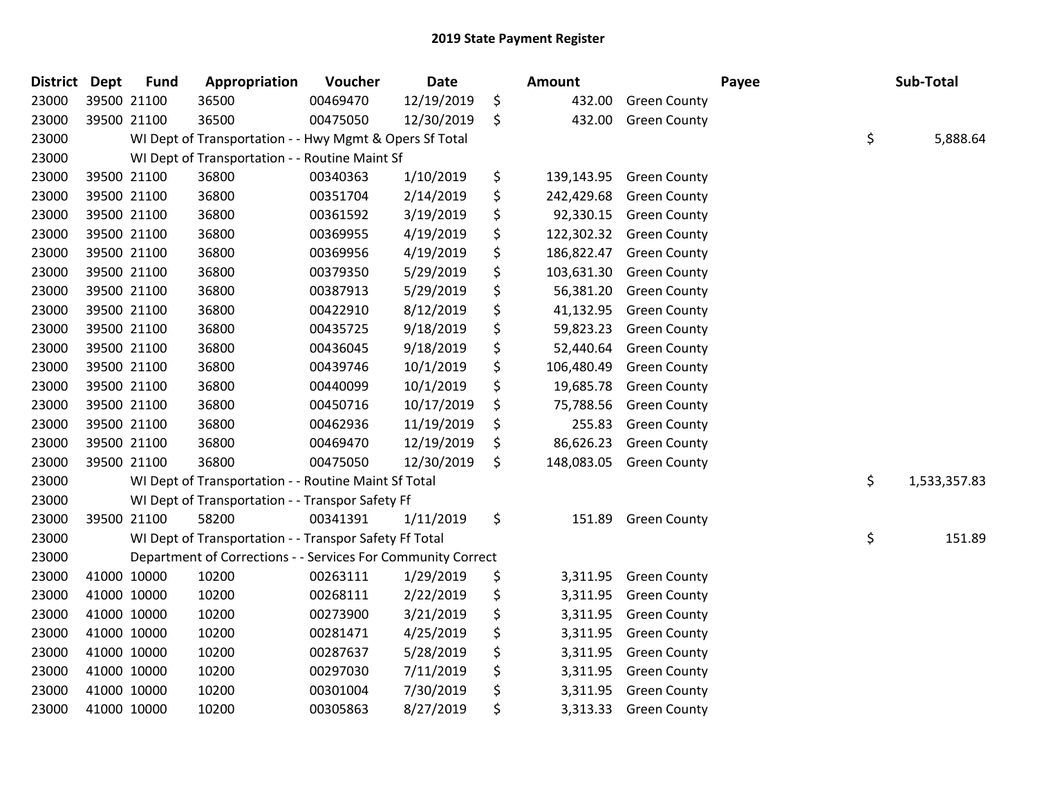# 2019 State Payment Register

| District | Dept | Fund | Appropriation | Voucher | Date | Amount | Payee | Sub-Total |
|---|---|---|---|---|---|---|---|---|
| 23000 | 39500 | 21100 | 36500 | 00469470 | 12/19/2019 | $ 432.00 | Green County | |
| 23000 | 39500 | 21100 | 36500 | 00475050 | 12/30/2019 | $ 432.00 | Green County | |
| 23000 | | WI Dept of Transportation - - Hwy Mgmt & Opers Sf Total | | | | | | $ 5,888.64 |
| 23000 | | WI Dept of Transportation - - Routine Maint Sf | | | | | | |
| 23000 | 39500 | 21100 | 36800 | 00340363 | 1/10/2019 | $ 139,143.95 | Green County | |
| 23000 | 39500 | 21100 | 36800 | 00351704 | 2/14/2019 | $ 242,429.68 | Green County | |
| 23000 | 39500 | 21100 | 36800 | 00361592 | 3/19/2019 | $ 92,330.15 | Green County | |
| 23000 | 39500 | 21100 | 36800 | 00369955 | 4/19/2019 | $ 122,302.32 | Green County | |
| 23000 | 39500 | 21100 | 36800 | 00369956 | 4/19/2019 | $ 186,822.47 | Green County | |
| 23000 | 39500 | 21100 | 36800 | 00379350 | 5/29/2019 | $ 103,631.30 | Green County | |
| 23000 | 39500 | 21100 | 36800 | 00387913 | 5/29/2019 | $ 56,381.20 | Green County | |
| 23000 | 39500 | 21100 | 36800 | 00422910 | 8/12/2019 | $ 41,132.95 | Green County | |
| 23000 | 39500 | 21100 | 36800 | 00435725 | 9/18/2019 | $ 59,823.23 | Green County | |
| 23000 | 39500 | 21100 | 36800 | 00436045 | 9/18/2019 | $ 52,440.64 | Green County | |
| 23000 | 39500 | 21100 | 36800 | 00439746 | 10/1/2019 | $ 106,480.49 | Green County | |
| 23000 | 39500 | 21100 | 36800 | 00440099 | 10/1/2019 | $ 19,685.78 | Green County | |
| 23000 | 39500 | 21100 | 36800 | 00450716 | 10/17/2019 | $ 75,788.56 | Green County | |
| 23000 | 39500 | 21100 | 36800 | 00462936 | 11/19/2019 | $ 255.83 | Green County | |
| 23000 | 39500 | 21100 | 36800 | 00469470 | 12/19/2019 | $ 86,626.23 | Green County | |
| 23000 | 39500 | 21100 | 36800 | 00475050 | 12/30/2019 | $ 148,083.05 | Green County | |
| 23000 | | WI Dept of Transportation - - Routine Maint Sf Total | | | | | | $ 1,533,357.83 |
| 23000 | | WI Dept of Transportation - - Transpor Safety Ff | | | | | | |
| 23000 | 39500 | 21100 | 58200 | 00341391 | 1/11/2019 | $ 151.89 | Green County | |
| 23000 | | WI Dept of Transportation - - Transpor Safety Ff Total | | | | | | $ 151.89 |
| 23000 | | Department of Corrections - - Services For Community Correct | | | | | | |
| 23000 | 41000 | 10000 | 10200 | 00263111 | 1/29/2019 | $ 3,311.95 | Green County | |
| 23000 | 41000 | 10000 | 10200 | 00268111 | 2/22/2019 | $ 3,311.95 | Green County | |
| 23000 | 41000 | 10000 | 10200 | 00273900 | 3/21/2019 | $ 3,311.95 | Green County | |
| 23000 | 41000 | 10000 | 10200 | 00281471 | 4/25/2019 | $ 3,311.95 | Green County | |
| 23000 | 41000 | 10000 | 10200 | 00287637 | 5/28/2019 | $ 3,311.95 | Green County | |
| 23000 | 41000 | 10000 | 10200 | 00297030 | 7/11/2019 | $ 3,311.95 | Green County | |
| 23000 | 41000 | 10000 | 10200 | 00301004 | 7/30/2019 | $ 3,311.95 | Green County | |
| 23000 | 41000 | 10000 | 10200 | 00305863 | 8/27/2019 | $ 3,313.33 | Green County | |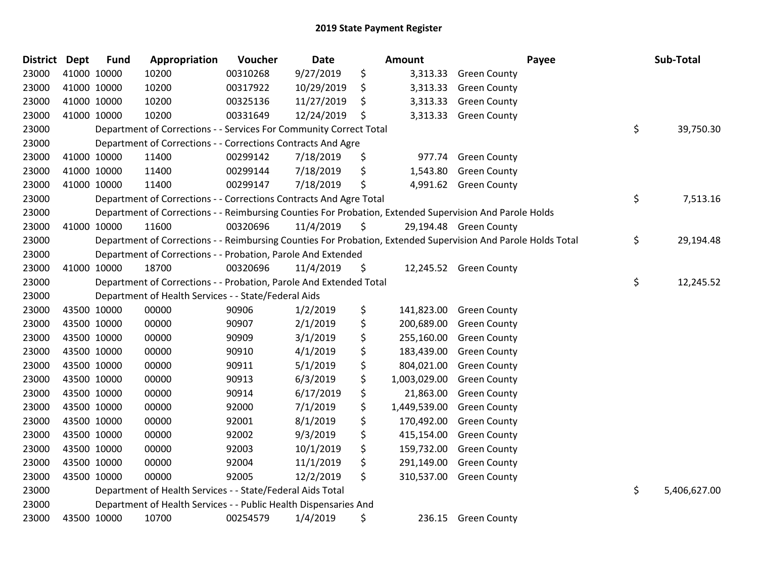# 2019 State Payment Register

| District | Dept | Fund | Appropriation | Voucher | Date | Amount | Payee | Sub-Total |
|---|---|---|---|---|---|---|---|---|
| 23000 | 41000 | 10000 | 10200 | 00310268 | 9/27/2019 | $ 3,313.33 | Green County | |
| 23000 | 41000 | 10000 | 10200 | 00317922 | 10/29/2019 | $ 3,313.33 | Green County | |
| 23000 | 41000 | 10000 | 10200 | 00325136 | 11/27/2019 | $ 3,313.33 | Green County | |
| 23000 | 41000 | 10000 | 10200 | 00331649 | 12/24/2019 | $ 3,313.33 | Green County | |
| 23000 | | Department of Corrections - - Services For Community Correct Total | | | | | | $ 39,750.30 |
| 23000 | | Department of Corrections - - Corrections Contracts And Agre | | | | | | |
| 23000 | 41000 | 10000 | 11400 | 00299142 | 7/18/2019 | $ 977.74 | Green County | |
| 23000 | 41000 | 10000 | 11400 | 00299144 | 7/18/2019 | $ 1,543.80 | Green County | |
| 23000 | 41000 | 10000 | 11400 | 00299147 | 7/18/2019 | $ 4,991.62 | Green County | |
| 23000 | | Department of Corrections - - Corrections Contracts And Agre Total | | | | | | $ 7,513.16 |
| 23000 | | Department of Corrections - - Reimbursing Counties For Probation, Extended Supervision And Parole Holds | | | | | | |
| 23000 | 41000 | 10000 | 11600 | 00320696 | 11/4/2019 | $ 29,194.48 | Green County | |
| 23000 | | Department of Corrections - - Reimbursing Counties For Probation, Extended Supervision And Parole Holds Total | | | | | | $ 29,194.48 |
| 23000 | | Department of Corrections - - Probation, Parole And Extended | | | | | | |
| 23000 | 41000 | 10000 | 18700 | 00320696 | 11/4/2019 | $ 12,245.52 | Green County | |
| 23000 | | Department of Corrections - - Probation, Parole And Extended Total | | | | | | $ 12,245.52 |
| 23000 | | Department of Health Services - - State/Federal Aids | | | | | | |
| 23000 | 43500 | 10000 | 00000 | 90906 | 1/2/2019 | $ 141,823.00 | Green County | |
| 23000 | 43500 | 10000 | 00000 | 90907 | 2/1/2019 | $ 200,689.00 | Green County | |
| 23000 | 43500 | 10000 | 00000 | 90909 | 3/1/2019 | $ 255,160.00 | Green County | |
| 23000 | 43500 | 10000 | 00000 | 90910 | 4/1/2019 | $ 183,439.00 | Green County | |
| 23000 | 43500 | 10000 | 00000 | 90911 | 5/1/2019 | $ 804,021.00 | Green County | |
| 23000 | 43500 | 10000 | 00000 | 90913 | 6/3/2019 | $ 1,003,029.00 | Green County | |
| 23000 | 43500 | 10000 | 00000 | 90914 | 6/17/2019 | $ 21,863.00 | Green County | |
| 23000 | 43500 | 10000 | 00000 | 92000 | 7/1/2019 | $ 1,449,539.00 | Green County | |
| 23000 | 43500 | 10000 | 00000 | 92001 | 8/1/2019 | $ 170,492.00 | Green County | |
| 23000 | 43500 | 10000 | 00000 | 92002 | 9/3/2019 | $ 415,154.00 | Green County | |
| 23000 | 43500 | 10000 | 00000 | 92003 | 10/1/2019 | $ 159,732.00 | Green County | |
| 23000 | 43500 | 10000 | 00000 | 92004 | 11/1/2019 | $ 291,149.00 | Green County | |
| 23000 | 43500 | 10000 | 00000 | 92005 | 12/2/2019 | $ 310,537.00 | Green County | |
| 23000 | | Department of Health Services - - State/Federal Aids Total | | | | | | $ 5,406,627.00 |
| 23000 | | Department of Health Services - - Public Health Dispensaries And | | | | | | |
| 23000 | 43500 | 10000 | 10700 | 00254579 | 1/4/2019 | $ 236.15 | Green County | |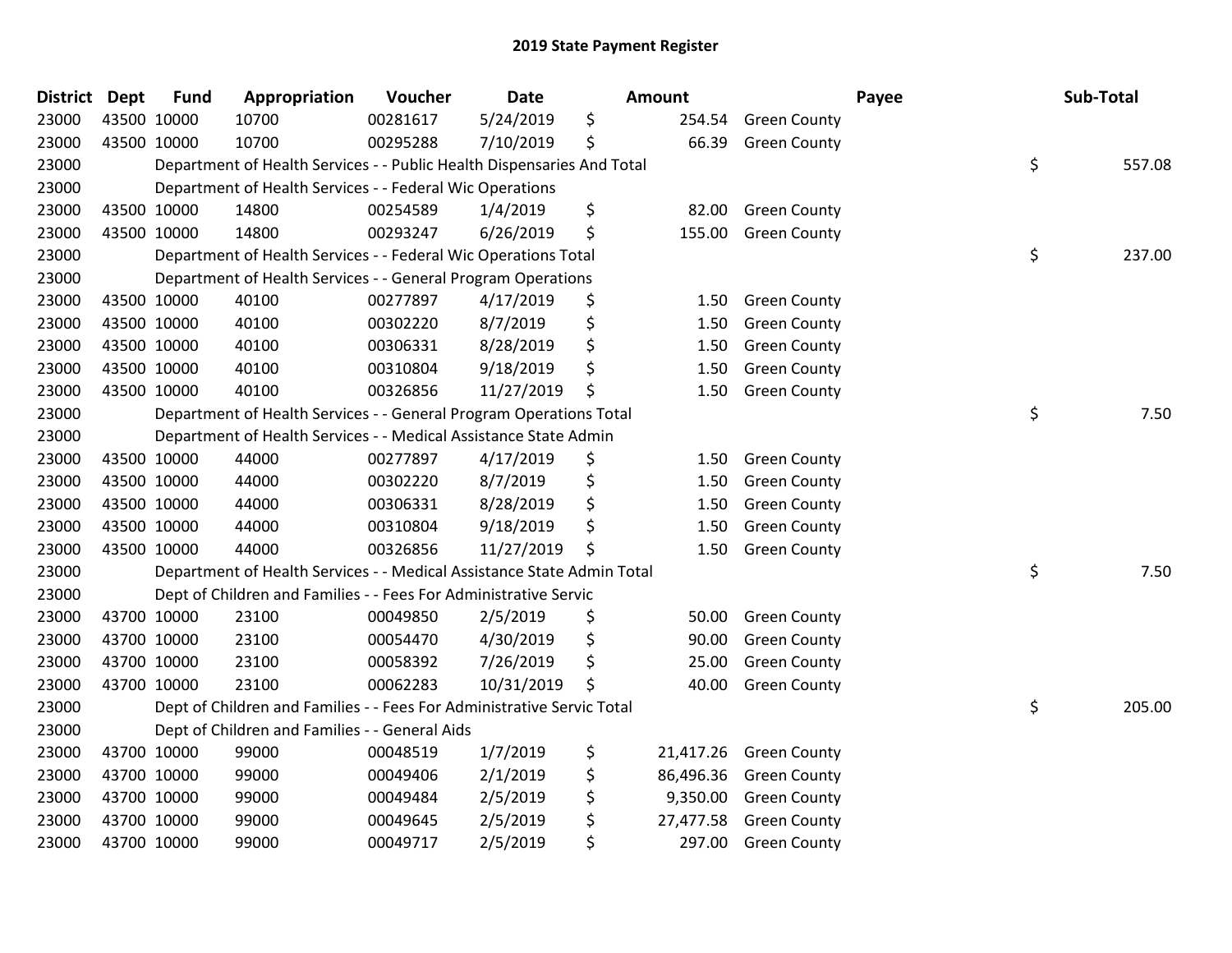## 2019 State Payment Register

| District | Dept | Fund | Appropriation | Voucher | Date | Amount | Payee | Sub-Total |
|---|---|---|---|---|---|---|---|---|
| 23000 | 43500 | 10000 | 10700 | 00281617 | 5/24/2019 | $ 254.54 | Green County | |
| 23000 | 43500 | 10000 | 10700 | 00295288 | 7/10/2019 | $ 66.39 | Green County | |
| 23000 | | | Department of Health Services - - Public Health Dispensaries And Total | | | | | $ 557.08 |
| 23000 | | | Department of Health Services - - Federal Wic Operations | | | | | |
| 23000 | 43500 | 10000 | 14800 | 00254589 | 1/4/2019 | $ 82.00 | Green County | |
| 23000 | 43500 | 10000 | 14800 | 00293247 | 6/26/2019 | $ 155.00 | Green County | |
| 23000 | | | Department of Health Services - - Federal Wic Operations Total | | | | | $ 237.00 |
| 23000 | | | Department of Health Services - - General Program Operations | | | | | |
| 23000 | 43500 | 10000 | 40100 | 00277897 | 4/17/2019 | $ 1.50 | Green County | |
| 23000 | 43500 | 10000 | 40100 | 00302220 | 8/7/2019 | $ 1.50 | Green County | |
| 23000 | 43500 | 10000 | 40100 | 00306331 | 8/28/2019 | $ 1.50 | Green County | |
| 23000 | 43500 | 10000 | 40100 | 00310804 | 9/18/2019 | $ 1.50 | Green County | |
| 23000 | 43500 | 10000 | 40100 | 00326856 | 11/27/2019 | $ 1.50 | Green County | |
| 23000 | | | Department of Health Services - - General Program Operations Total | | | | | $ 7.50 |
| 23000 | | | Department of Health Services - - Medical Assistance State Admin | | | | | |
| 23000 | 43500 | 10000 | 44000 | 00277897 | 4/17/2019 | $ 1.50 | Green County | |
| 23000 | 43500 | 10000 | 44000 | 00302220 | 8/7/2019 | $ 1.50 | Green County | |
| 23000 | 43500 | 10000 | 44000 | 00306331 | 8/28/2019 | $ 1.50 | Green County | |
| 23000 | 43500 | 10000 | 44000 | 00310804 | 9/18/2019 | $ 1.50 | Green County | |
| 23000 | 43500 | 10000 | 44000 | 00326856 | 11/27/2019 | $ 1.50 | Green County | |
| 23000 | | | Department of Health Services - - Medical Assistance State Admin Total | | | | | $ 7.50 |
| 23000 | | | Dept of Children and Families - - Fees For Administrative Servic | | | | | |
| 23000 | 43700 | 10000 | 23100 | 00049850 | 2/5/2019 | $ 50.00 | Green County | |
| 23000 | 43700 | 10000 | 23100 | 00054470 | 4/30/2019 | $ 90.00 | Green County | |
| 23000 | 43700 | 10000 | 23100 | 00058392 | 7/26/2019 | $ 25.00 | Green County | |
| 23000 | 43700 | 10000 | 23100 | 00062283 | 10/31/2019 | $ 40.00 | Green County | |
| 23000 | | | Dept of Children and Families - - Fees For Administrative Servic Total | | | | | $ 205.00 |
| 23000 | | | Dept of Children and Families - - General Aids | | | | | |
| 23000 | 43700 | 10000 | 99000 | 00048519 | 1/7/2019 | $ 21,417.26 | Green County | |
| 23000 | 43700 | 10000 | 99000 | 00049406 | 2/1/2019 | $ 86,496.36 | Green County | |
| 23000 | 43700 | 10000 | 99000 | 00049484 | 2/5/2019 | $ 9,350.00 | Green County | |
| 23000 | 43700 | 10000 | 99000 | 00049645 | 2/5/2019 | $ 27,477.58 | Green County | |
| 23000 | 43700 | 10000 | 99000 | 00049717 | 2/5/2019 | $ 297.00 | Green County | |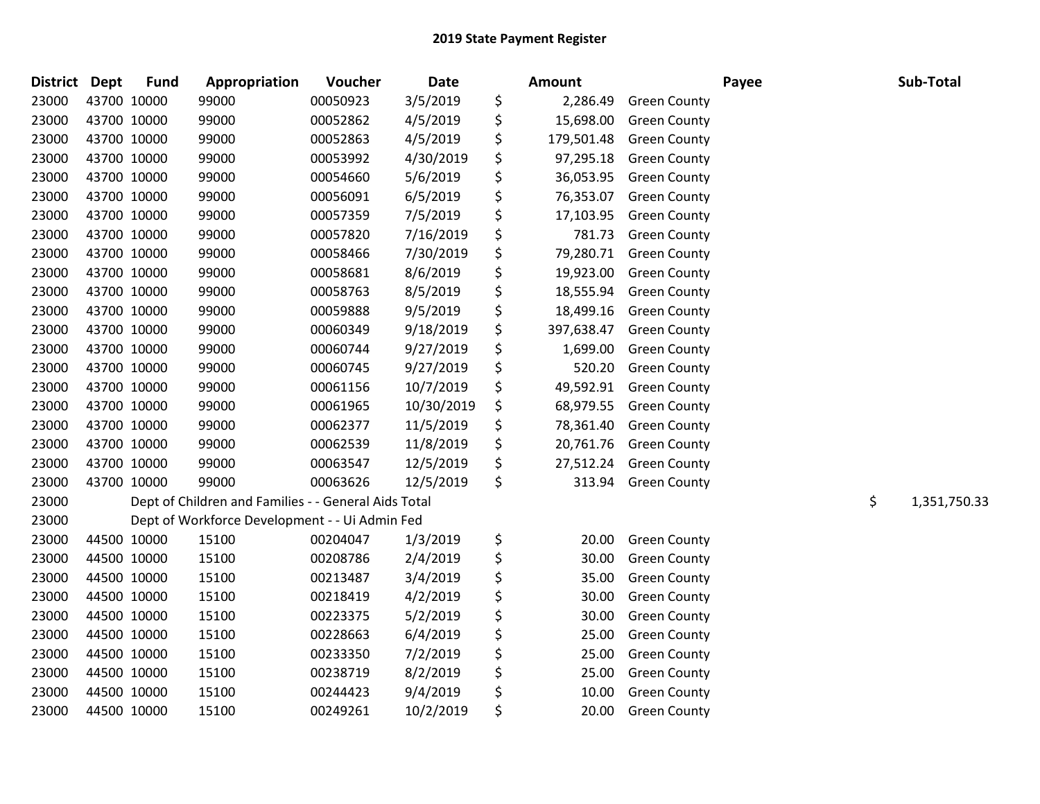# 2019 State Payment Register

| District | Dept | Fund | Appropriation | Voucher | Date | Amount | Payee | Sub-Total |
|---|---|---|---|---|---|---|---|---|
| 23000 | 43700 | 10000 | 99000 | 00050923 | 3/5/2019 | $ 2,286.49 | Green County | |
| 23000 | 43700 | 10000 | 99000 | 00052862 | 4/5/2019 | $ 15,698.00 | Green County | |
| 23000 | 43700 | 10000 | 99000 | 00052863 | 4/5/2019 | $ 179,501.48 | Green County | |
| 23000 | 43700 | 10000 | 99000 | 00053992 | 4/30/2019 | $ 97,295.18 | Green County | |
| 23000 | 43700 | 10000 | 99000 | 00054660 | 5/6/2019 | $ 36,053.95 | Green County | |
| 23000 | 43700 | 10000 | 99000 | 00056091 | 6/5/2019 | $ 76,353.07 | Green County | |
| 23000 | 43700 | 10000 | 99000 | 00057359 | 7/5/2019 | $ 17,103.95 | Green County | |
| 23000 | 43700 | 10000 | 99000 | 00057820 | 7/16/2019 | $ 781.73 | Green County | |
| 23000 | 43700 | 10000 | 99000 | 00058466 | 7/30/2019 | $ 79,280.71 | Green County | |
| 23000 | 43700 | 10000 | 99000 | 00058681 | 8/6/2019 | $ 19,923.00 | Green County | |
| 23000 | 43700 | 10000 | 99000 | 00058763 | 8/5/2019 | $ 18,555.94 | Green County | |
| 23000 | 43700 | 10000 | 99000 | 00059888 | 9/5/2019 | $ 18,499.16 | Green County | |
| 23000 | 43700 | 10000 | 99000 | 00060349 | 9/18/2019 | $ 397,638.47 | Green County | |
| 23000 | 43700 | 10000 | 99000 | 00060744 | 9/27/2019 | $ 1,699.00 | Green County | |
| 23000 | 43700 | 10000 | 99000 | 00060745 | 9/27/2019 | $ 520.20 | Green County | |
| 23000 | 43700 | 10000 | 99000 | 00061156 | 10/7/2019 | $ 49,592.91 | Green County | |
| 23000 | 43700 | 10000 | 99000 | 00061965 | 10/30/2019 | $ 68,979.55 | Green County | |
| 23000 | 43700 | 10000 | 99000 | 00062377 | 11/5/2019 | $ 78,361.40 | Green County | |
| 23000 | 43700 | 10000 | 99000 | 00062539 | 11/8/2019 | $ 20,761.76 | Green County | |
| 23000 | 43700 | 10000 | 99000 | 00063547 | 12/5/2019 | $ 27,512.24 | Green County | |
| 23000 | 43700 | 10000 | 99000 | 00063626 | 12/5/2019 | $ 313.94 | Green County | |
| 23000 | Dept of Children and Families - - General Aids Total | | | | | | | $ 1,351,750.33 |
| 23000 | Dept of Workforce Development - - Ui Admin Fed | | | | | | | |
| 23000 | 44500 | 10000 | 15100 | 00204047 | 1/3/2019 | $ 20.00 | Green County | |
| 23000 | 44500 | 10000 | 15100 | 00208786 | 2/4/2019 | $ 30.00 | Green County | |
| 23000 | 44500 | 10000 | 15100 | 00213487 | 3/4/2019 | $ 35.00 | Green County | |
| 23000 | 44500 | 10000 | 15100 | 00218419 | 4/2/2019 | $ 30.00 | Green County | |
| 23000 | 44500 | 10000 | 15100 | 00223375 | 5/2/2019 | $ 30.00 | Green County | |
| 23000 | 44500 | 10000 | 15100 | 00228663 | 6/4/2019 | $ 25.00 | Green County | |
| 23000 | 44500 | 10000 | 15100 | 00233350 | 7/2/2019 | $ 25.00 | Green County | |
| 23000 | 44500 | 10000 | 15100 | 00238719 | 8/2/2019 | $ 25.00 | Green County | |
| 23000 | 44500 | 10000 | 15100 | 00244423 | 9/4/2019 | $ 10.00 | Green County | |
| 23000 | 44500 | 10000 | 15100 | 00249261 | 10/2/2019 | $ 20.00 | Green County | |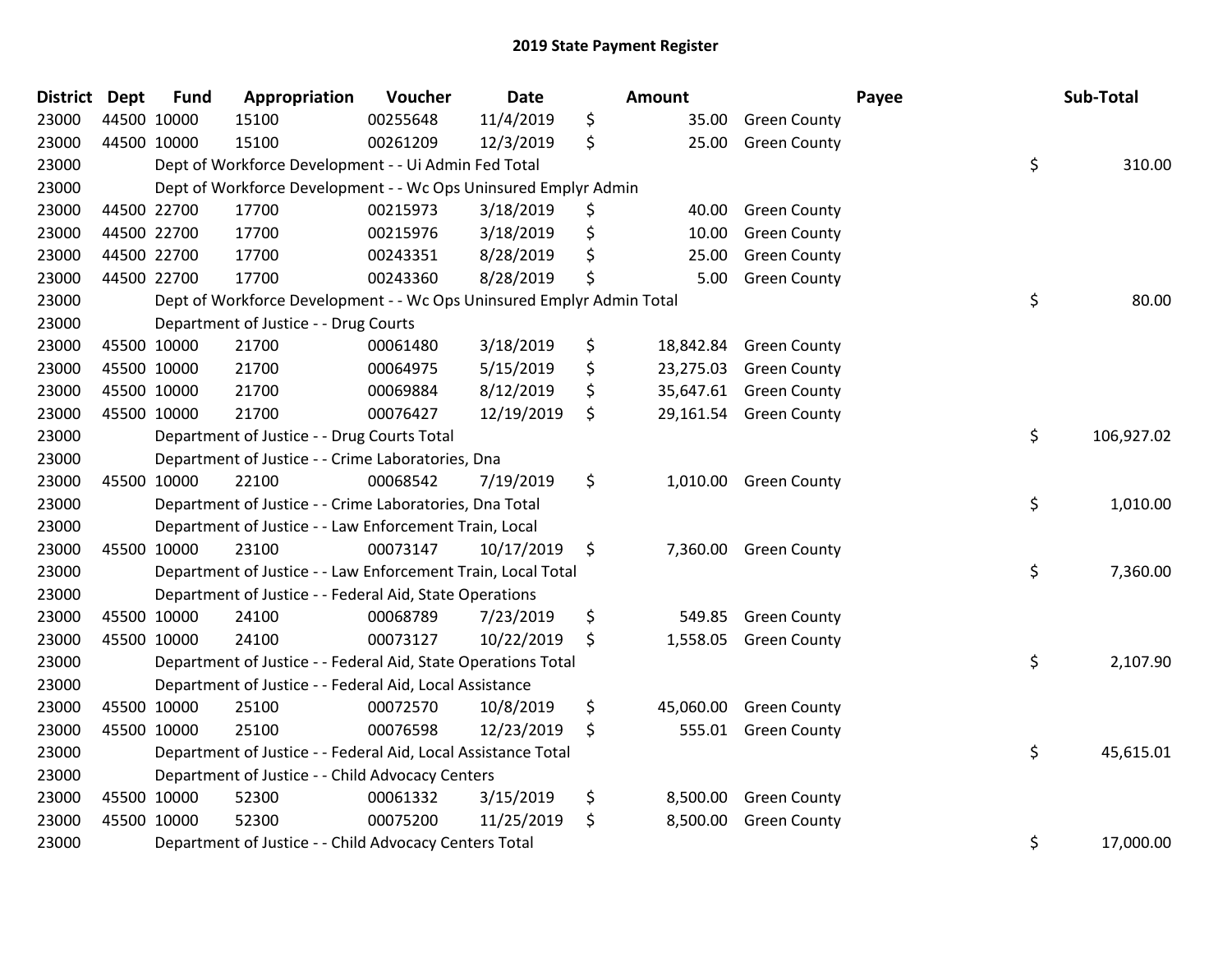# 2019 State Payment Register

| District | Dept | Fund | Appropriation | Voucher | Date | Amount | Payee | Sub-Total |
|---|---|---|---|---|---|---|---|---|
| 23000 | 44500 | 10000 | 15100 | 00255648 | 11/4/2019 | $ 35.00 | Green County | |
| 23000 | 44500 | 10000 | 15100 | 00261209 | 12/3/2019 | $ 25.00 | Green County | |
| 23000 | | Dept of Workforce Development - - Ui Admin Fed Total | | | | | | $ 310.00 |
| 23000 | | Dept of Workforce Development - - Wc Ops Uninsured Emplyr Admin | | | | | | |
| 23000 | 44500 | 22700 | 17700 | 00215973 | 3/18/2019 | $ 40.00 | Green County | |
| 23000 | 44500 | 22700 | 17700 | 00215976 | 3/18/2019 | $ 10.00 | Green County | |
| 23000 | 44500 | 22700 | 17700 | 00243351 | 8/28/2019 | $ 25.00 | Green County | |
| 23000 | 44500 | 22700 | 17700 | 00243360 | 8/28/2019 | $ 5.00 | Green County | |
| 23000 | | Dept of Workforce Development - - Wc Ops Uninsured Emplyr Admin Total | | | | | | $ 80.00 |
| 23000 | | Department of Justice - - Drug Courts | | | | | | |
| 23000 | 45500 | 10000 | 21700 | 00061480 | 3/18/2019 | $ 18,842.84 | Green County | |
| 23000 | 45500 | 10000 | 21700 | 00064975 | 5/15/2019 | $ 23,275.03 | Green County | |
| 23000 | 45500 | 10000 | 21700 | 00069884 | 8/12/2019 | $ 35,647.61 | Green County | |
| 23000 | 45500 | 10000 | 21700 | 00076427 | 12/19/2019 | $ 29,161.54 | Green County | |
| 23000 | | Department of Justice - - Drug Courts Total | | | | | | $ 106,927.02 |
| 23000 | | Department of Justice - - Crime Laboratories, Dna | | | | | | |
| 23000 | 45500 | 10000 | 22100 | 00068542 | 7/19/2019 | $ 1,010.00 | Green County | |
| 23000 | | Department of Justice - - Crime Laboratories, Dna Total | | | | | | $ 1,010.00 |
| 23000 | | Department of Justice - - Law Enforcement Train, Local | | | | | | |
| 23000 | 45500 | 10000 | 23100 | 00073147 | 10/17/2019 | $ 7,360.00 | Green County | |
| 23000 | | Department of Justice - - Law Enforcement Train, Local Total | | | | | | $ 7,360.00 |
| 23000 | | Department of Justice - - Federal Aid, State Operations | | | | | | |
| 23000 | 45500 | 10000 | 24100 | 00068789 | 7/23/2019 | $ 549.85 | Green County | |
| 23000 | 45500 | 10000 | 24100 | 00073127 | 10/22/2019 | $ 1,558.05 | Green County | |
| 23000 | | Department of Justice - - Federal Aid, State Operations Total | | | | | | $ 2,107.90 |
| 23000 | | Department of Justice - - Federal Aid, Local Assistance | | | | | | |
| 23000 | 45500 | 10000 | 25100 | 00072570 | 10/8/2019 | $ 45,060.00 | Green County | |
| 23000 | 45500 | 10000 | 25100 | 00076598 | 12/23/2019 | $ 555.01 | Green County | |
| 23000 | | Department of Justice - - Federal Aid, Local Assistance Total | | | | | | $ 45,615.01 |
| 23000 | | Department of Justice - - Child Advocacy Centers | | | | | | |
| 23000 | 45500 | 10000 | 52300 | 00061332 | 3/15/2019 | $ 8,500.00 | Green County | |
| 23000 | 45500 | 10000 | 52300 | 00075200 | 11/25/2019 | $ 8,500.00 | Green County | |
| 23000 | | Department of Justice - - Child Advocacy Centers Total | | | | | | $ 17,000.00 |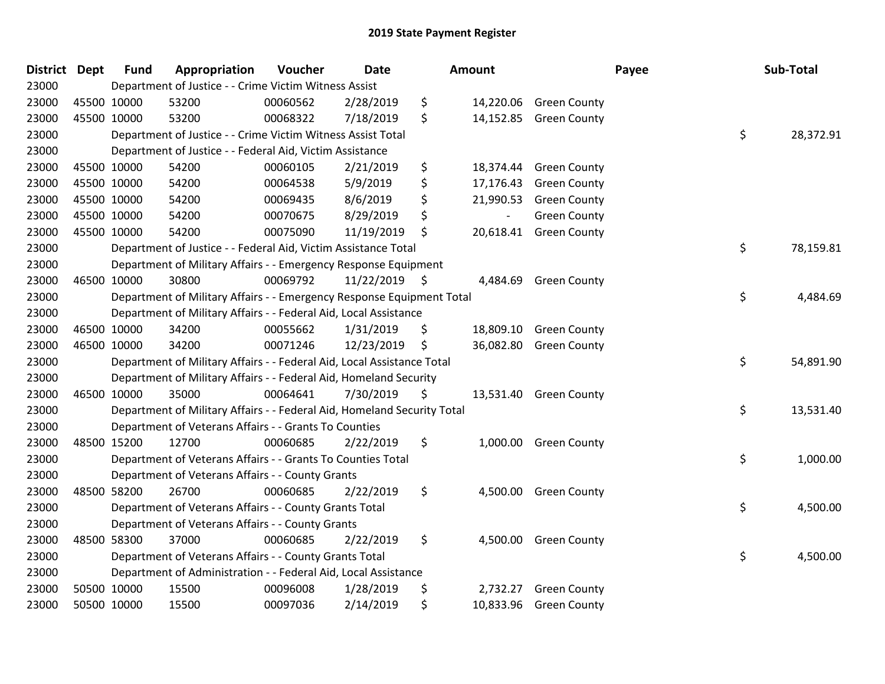# 2019 State Payment Register

| District | Dept | Fund | Appropriation | Voucher | Date | Amount | Payee | Sub-Total |
|---|---|---|---|---|---|---|---|---|
| 23000 | | Department of Justice - - Crime Victim Witness Assist | | | | | | |
| 23000 | 45500 | 10000 | 53200 | 00060562 | 2/28/2019 | $ 14,220.06 | Green County | |
| 23000 | 45500 | 10000 | 53200 | 00068322 | 7/18/2019 | $ 14,152.85 | Green County | |
| 23000 | | Department of Justice - - Crime Victim Witness Assist Total | | | | | | $ 28,372.91 |
| 23000 | | Department of Justice - - Federal Aid, Victim Assistance | | | | | | |
| 23000 | 45500 | 10000 | 54200 | 00060105 | 2/21/2019 | $ 18,374.44 | Green County | |
| 23000 | 45500 | 10000 | 54200 | 00064538 | 5/9/2019 | $ 17,176.43 | Green County | |
| 23000 | 45500 | 10000 | 54200 | 00069435 | 8/6/2019 | $ 21,990.53 | Green County | |
| 23000 | 45500 | 10000 | 54200 | 00070675 | 8/29/2019 | $ - | Green County | |
| 23000 | 45500 | 10000 | 54200 | 00075090 | 11/19/2019 | $ 20,618.41 | Green County | |
| 23000 | | Department of Justice - - Federal Aid, Victim Assistance Total | | | | | | $ 78,159.81 |
| 23000 | | Department of Military Affairs - - Emergency Response Equipment | | | | | | |
| 23000 | 46500 | 10000 | 30800 | 00069792 | 11/22/2019 | $ 4,484.69 | Green County | |
| 23000 | | Department of Military Affairs - - Emergency Response Equipment Total | | | | | | $ 4,484.69 |
| 23000 | | Department of Military Affairs - - Federal Aid, Local Assistance | | | | | | |
| 23000 | 46500 | 10000 | 34200 | 00055662 | 1/31/2019 | $ 18,809.10 | Green County | |
| 23000 | 46500 | 10000 | 34200 | 00071246 | 12/23/2019 | $ 36,082.80 | Green County | |
| 23000 | | Department of Military Affairs - - Federal Aid, Local Assistance Total | | | | | | $ 54,891.90 |
| 23000 | | Department of Military Affairs - - Federal Aid, Homeland Security | | | | | | |
| 23000 | 46500 | 10000 | 35000 | 00064641 | 7/30/2019 | $ 13,531.40 | Green County | |
| 23000 | | Department of Military Affairs - - Federal Aid, Homeland Security Total | | | | | | $ 13,531.40 |
| 23000 | | Department of Veterans Affairs - - Grants To Counties | | | | | | |
| 23000 | 48500 | 15200 | 12700 | 00060685 | 2/22/2019 | $ 1,000.00 | Green County | |
| 23000 | | Department of Veterans Affairs - - Grants To Counties Total | | | | | | $ 1,000.00 |
| 23000 | | Department of Veterans Affairs - - County Grants | | | | | | |
| 23000 | 48500 | 58200 | 26700 | 00060685 | 2/22/2019 | $ 4,500.00 | Green County | |
| 23000 | | Department of Veterans Affairs - - County Grants Total | | | | | | $ 4,500.00 |
| 23000 | | Department of Veterans Affairs - - County Grants | | | | | | |
| 23000 | 48500 | 58300 | 37000 | 00060685 | 2/22/2019 | $ 4,500.00 | Green County | |
| 23000 | | Department of Veterans Affairs - - County Grants Total | | | | | | $ 4,500.00 |
| 23000 | | Department of Administration - - Federal Aid, Local Assistance | | | | | | |
| 23000 | 50500 | 10000 | 15500 | 00096008 | 1/28/2019 | $ 2,732.27 | Green County | |
| 23000 | 50500 | 10000 | 15500 | 00097036 | 2/14/2019 | $ 10,833.96 | Green County | |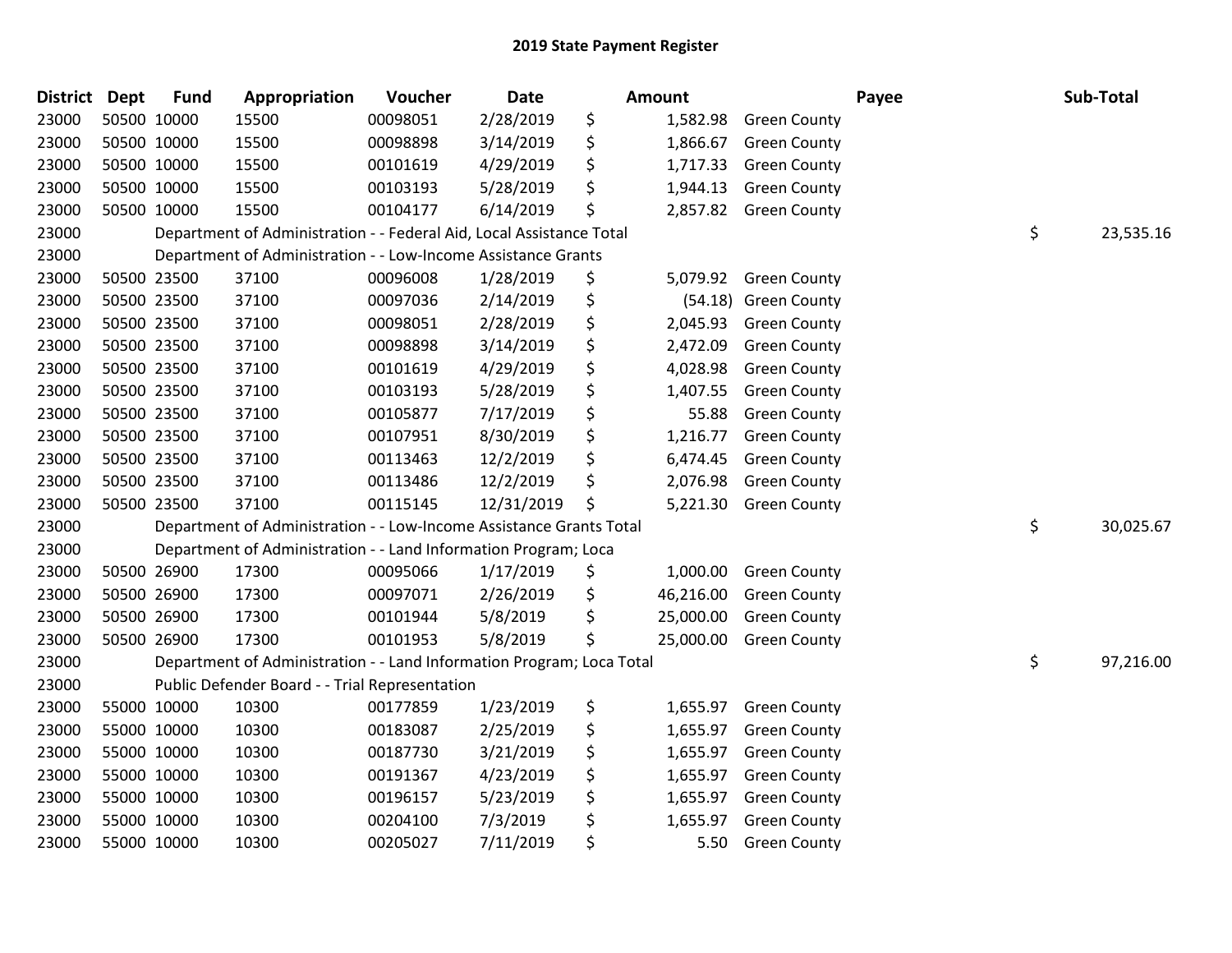# 2019 State Payment Register

| District | Dept | Fund | Appropriation | Voucher | Date | Amount | Payee | Sub-Total |
|---|---|---|---|---|---|---|---|---|
| 23000 | 50500 | 10000 | 15500 | 00098051 | 2/28/2019 | $ 1,582.98 | Green County | |
| 23000 | 50500 | 10000 | 15500 | 00098898 | 3/14/2019 | $ 1,866.67 | Green County | |
| 23000 | 50500 | 10000 | 15500 | 00101619 | 4/29/2019 | $ 1,717.33 | Green County | |
| 23000 | 50500 | 10000 | 15500 | 00103193 | 5/28/2019 | $ 1,944.13 | Green County | |
| 23000 | 50500 | 10000 | 15500 | 00104177 | 6/14/2019 | $ 2,857.82 | Green County | |
| 23000 | Department of Administration - - Federal Aid, Local Assistance Total | | | | | | | $ 23,535.16 |
| 23000 | Department of Administration - - Low-Income Assistance Grants | | | | | | | |
| 23000 | 50500 | 23500 | 37100 | 00096008 | 1/28/2019 | $ 5,079.92 | Green County | |
| 23000 | 50500 | 23500 | 37100 | 00097036 | 2/14/2019 | $ (54.18) | Green County | |
| 23000 | 50500 | 23500 | 37100 | 00098051 | 2/28/2019 | $ 2,045.93 | Green County | |
| 23000 | 50500 | 23500 | 37100 | 00098898 | 3/14/2019 | $ 2,472.09 | Green County | |
| 23000 | 50500 | 23500 | 37100 | 00101619 | 4/29/2019 | $ 4,028.98 | Green County | |
| 23000 | 50500 | 23500 | 37100 | 00103193 | 5/28/2019 | $ 1,407.55 | Green County | |
| 23000 | 50500 | 23500 | 37100 | 00105877 | 7/17/2019 | $ 55.88 | Green County | |
| 23000 | 50500 | 23500 | 37100 | 00107951 | 8/30/2019 | $ 1,216.77 | Green County | |
| 23000 | 50500 | 23500 | 37100 | 00113463 | 12/2/2019 | $ 6,474.45 | Green County | |
| 23000 | 50500 | 23500 | 37100 | 00113486 | 12/2/2019 | $ 2,076.98 | Green County | |
| 23000 | 50500 | 23500 | 37100 | 00115145 | 12/31/2019 | $ 5,221.30 | Green County | |
| 23000 | Department of Administration - - Low-Income Assistance Grants Total | | | | | | | $ 30,025.67 |
| 23000 | Department of Administration - - Land Information Program; Loca | | | | | | | |
| 23000 | 50500 | 26900 | 17300 | 00095066 | 1/17/2019 | $ 1,000.00 | Green County | |
| 23000 | 50500 | 26900 | 17300 | 00097071 | 2/26/2019 | $ 46,216.00 | Green County | |
| 23000 | 50500 | 26900 | 17300 | 00101944 | 5/8/2019 | $ 25,000.00 | Green County | |
| 23000 | 50500 | 26900 | 17300 | 00101953 | 5/8/2019 | $ 25,000.00 | Green County | |
| 23000 | Department of Administration - - Land Information Program; Loca Total | | | | | | | $ 97,216.00 |
| 23000 | Public Defender Board - - Trial Representation | | | | | | | |
| 23000 | 55000 | 10000 | 10300 | 00177859 | 1/23/2019 | $ 1,655.97 | Green County | |
| 23000 | 55000 | 10000 | 10300 | 00183087 | 2/25/2019 | $ 1,655.97 | Green County | |
| 23000 | 55000 | 10000 | 10300 | 00187730 | 3/21/2019 | $ 1,655.97 | Green County | |
| 23000 | 55000 | 10000 | 10300 | 00191367 | 4/23/2019 | $ 1,655.97 | Green County | |
| 23000 | 55000 | 10000 | 10300 | 00196157 | 5/23/2019 | $ 1,655.97 | Green County | |
| 23000 | 55000 | 10000 | 10300 | 00204100 | 7/3/2019 | $ 1,655.97 | Green County | |
| 23000 | 55000 | 10000 | 10300 | 00205027 | 7/11/2019 | $ 5.50 | Green County | |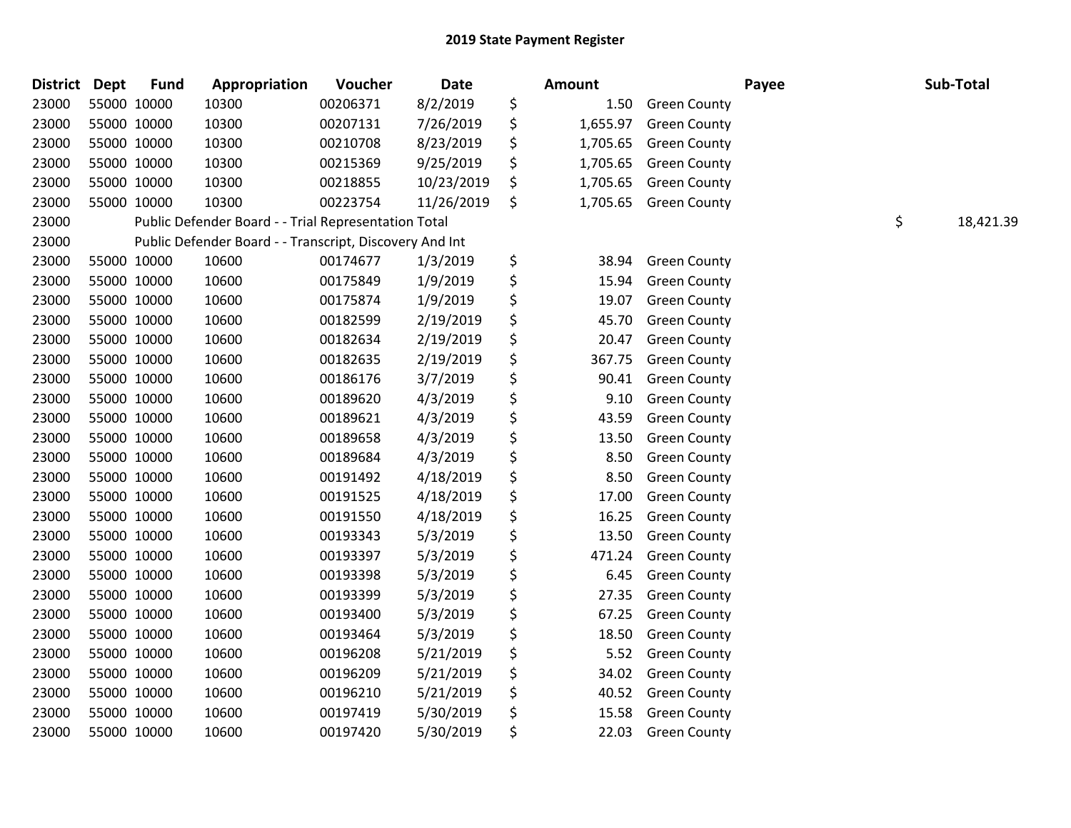# 2019 State Payment Register

| District | Dept | Fund | Appropriation | Voucher | Date | Amount | Payee | Sub-Total |
|---|---|---|---|---|---|---|---|---|
| 23000 | 55000 | 10000 | 10300 | 00206371 | 8/2/2019 | $ 1.50 | Green County | |
| 23000 | 55000 | 10000 | 10300 | 00207131 | 7/26/2019 | $ 1,655.97 | Green County | |
| 23000 | 55000 | 10000 | 10300 | 00210708 | 8/23/2019 | $ 1,705.65 | Green County | |
| 23000 | 55000 | 10000 | 10300 | 00215369 | 9/25/2019 | $ 1,705.65 | Green County | |
| 23000 | 55000 | 10000 | 10300 | 00218855 | 10/23/2019 | $ 1,705.65 | Green County | |
| 23000 | 55000 | 10000 | 10300 | 00223754 | 11/26/2019 | $ 1,705.65 | Green County | |
| 23000 | | Public Defender Board - - Trial Representation Total | | | | | | $ 18,421.39 |
| 23000 | | Public Defender Board - - Transcript, Discovery And Int | | | | | | |
| 23000 | 55000 | 10000 | 10600 | 00174677 | 1/3/2019 | $ 38.94 | Green County | |
| 23000 | 55000 | 10000 | 10600 | 00175849 | 1/9/2019 | $ 15.94 | Green County | |
| 23000 | 55000 | 10000 | 10600 | 00175874 | 1/9/2019 | $ 19.07 | Green County | |
| 23000 | 55000 | 10000 | 10600 | 00182599 | 2/19/2019 | $ 45.70 | Green County | |
| 23000 | 55000 | 10000 | 10600 | 00182634 | 2/19/2019 | $ 20.47 | Green County | |
| 23000 | 55000 | 10000 | 10600 | 00182635 | 2/19/2019 | $ 367.75 | Green County | |
| 23000 | 55000 | 10000 | 10600 | 00186176 | 3/7/2019 | $ 90.41 | Green County | |
| 23000 | 55000 | 10000 | 10600 | 00189620 | 4/3/2019 | $ 9.10 | Green County | |
| 23000 | 55000 | 10000 | 10600 | 00189621 | 4/3/2019 | $ 43.59 | Green County | |
| 23000 | 55000 | 10000 | 10600 | 00189658 | 4/3/2019 | $ 13.50 | Green County | |
| 23000 | 55000 | 10000 | 10600 | 00189684 | 4/3/2019 | $ 8.50 | Green County | |
| 23000 | 55000 | 10000 | 10600 | 00191492 | 4/18/2019 | $ 8.50 | Green County | |
| 23000 | 55000 | 10000 | 10600 | 00191525 | 4/18/2019 | $ 17.00 | Green County | |
| 23000 | 55000 | 10000 | 10600 | 00191550 | 4/18/2019 | $ 16.25 | Green County | |
| 23000 | 55000 | 10000 | 10600 | 00193343 | 5/3/2019 | $ 13.50 | Green County | |
| 23000 | 55000 | 10000 | 10600 | 00193397 | 5/3/2019 | $ 471.24 | Green County | |
| 23000 | 55000 | 10000 | 10600 | 00193398 | 5/3/2019 | $ 6.45 | Green County | |
| 23000 | 55000 | 10000 | 10600 | 00193399 | 5/3/2019 | $ 27.35 | Green County | |
| 23000 | 55000 | 10000 | 10600 | 00193400 | 5/3/2019 | $ 67.25 | Green County | |
| 23000 | 55000 | 10000 | 10600 | 00193464 | 5/3/2019 | $ 18.50 | Green County | |
| 23000 | 55000 | 10000 | 10600 | 00196208 | 5/21/2019 | $ 5.52 | Green County | |
| 23000 | 55000 | 10000 | 10600 | 00196209 | 5/21/2019 | $ 34.02 | Green County | |
| 23000 | 55000 | 10000 | 10600 | 00196210 | 5/21/2019 | $ 40.52 | Green County | |
| 23000 | 55000 | 10000 | 10600 | 00197419 | 5/30/2019 | $ 15.58 | Green County | |
| 23000 | 55000 | 10000 | 10600 | 00197420 | 5/30/2019 | $ 22.03 | Green County | |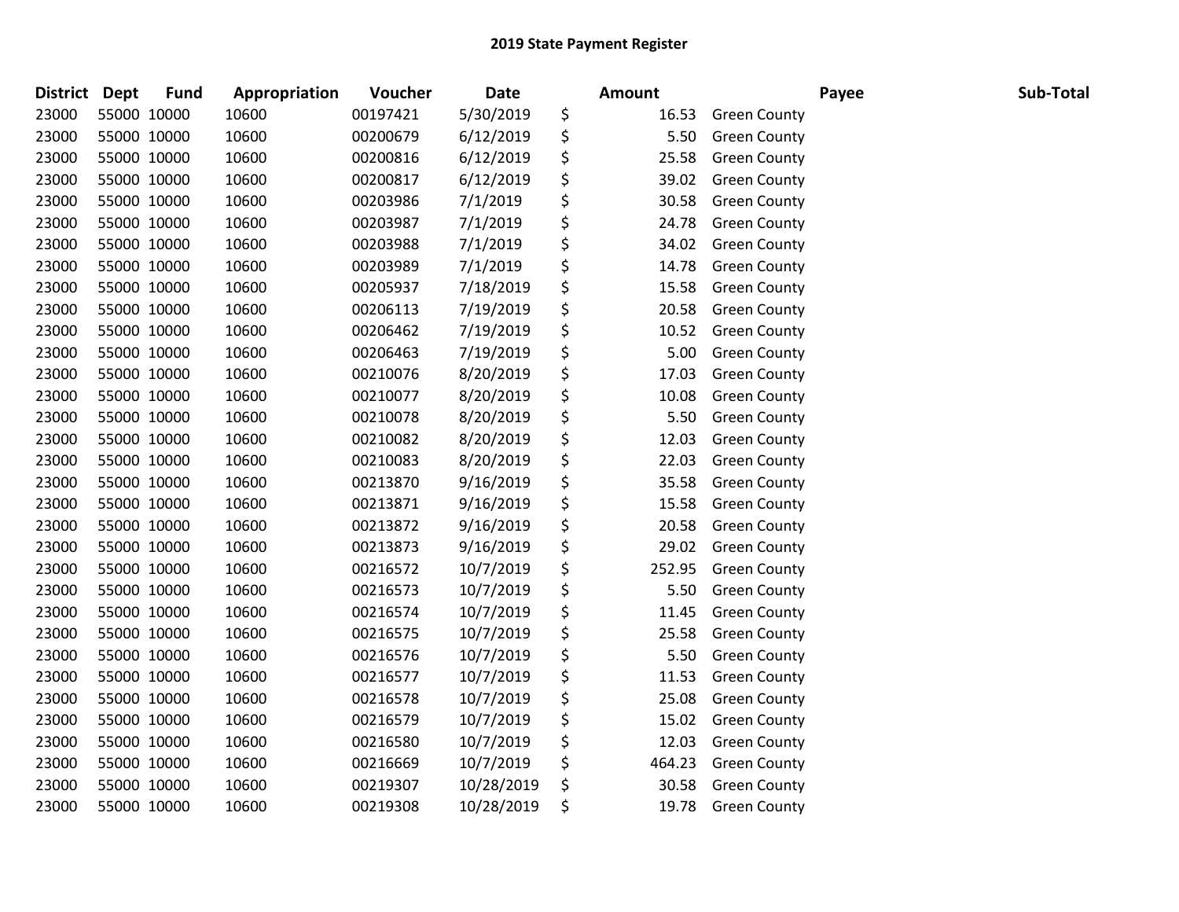## 2019 State Payment Register

| District | Dept | Fund | Appropriation | Voucher | Date | Amount | Payee | Sub-Total |
|---|---|---|---|---|---|---|---|---|
| 23000 | 55000 | 10000 | 10600 | 00197421 | 5/30/2019 | $ 16.53 | Green County | |
| 23000 | 55000 | 10000 | 10600 | 00200679 | 6/12/2019 | $ 5.50 | Green County | |
| 23000 | 55000 | 10000 | 10600 | 00200816 | 6/12/2019 | $ 25.58 | Green County | |
| 23000 | 55000 | 10000 | 10600 | 00200817 | 6/12/2019 | $ 39.02 | Green County | |
| 23000 | 55000 | 10000 | 10600 | 00203986 | 7/1/2019 | $ 30.58 | Green County | |
| 23000 | 55000 | 10000 | 10600 | 00203987 | 7/1/2019 | $ 24.78 | Green County | |
| 23000 | 55000 | 10000 | 10600 | 00203988 | 7/1/2019 | $ 34.02 | Green County | |
| 23000 | 55000 | 10000 | 10600 | 00203989 | 7/1/2019 | $ 14.78 | Green County | |
| 23000 | 55000 | 10000 | 10600 | 00205937 | 7/18/2019 | $ 15.58 | Green County | |
| 23000 | 55000 | 10000 | 10600 | 00206113 | 7/19/2019 | $ 20.58 | Green County | |
| 23000 | 55000 | 10000 | 10600 | 00206462 | 7/19/2019 | $ 10.52 | Green County | |
| 23000 | 55000 | 10000 | 10600 | 00206463 | 7/19/2019 | $ 5.00 | Green County | |
| 23000 | 55000 | 10000 | 10600 | 00210076 | 8/20/2019 | $ 17.03 | Green County | |
| 23000 | 55000 | 10000 | 10600 | 00210077 | 8/20/2019 | $ 10.08 | Green County | |
| 23000 | 55000 | 10000 | 10600 | 00210078 | 8/20/2019 | $ 5.50 | Green County | |
| 23000 | 55000 | 10000 | 10600 | 00210082 | 8/20/2019 | $ 12.03 | Green County | |
| 23000 | 55000 | 10000 | 10600 | 00210083 | 8/20/2019 | $ 22.03 | Green County | |
| 23000 | 55000 | 10000 | 10600 | 00213870 | 9/16/2019 | $ 35.58 | Green County | |
| 23000 | 55000 | 10000 | 10600 | 00213871 | 9/16/2019 | $ 15.58 | Green County | |
| 23000 | 55000 | 10000 | 10600 | 00213872 | 9/16/2019 | $ 20.58 | Green County | |
| 23000 | 55000 | 10000 | 10600 | 00213873 | 9/16/2019 | $ 29.02 | Green County | |
| 23000 | 55000 | 10000 | 10600 | 00216572 | 10/7/2019 | $ 252.95 | Green County | |
| 23000 | 55000 | 10000 | 10600 | 00216573 | 10/7/2019 | $ 5.50 | Green County | |
| 23000 | 55000 | 10000 | 10600 | 00216574 | 10/7/2019 | $ 11.45 | Green County | |
| 23000 | 55000 | 10000 | 10600 | 00216575 | 10/7/2019 | $ 25.58 | Green County | |
| 23000 | 55000 | 10000 | 10600 | 00216576 | 10/7/2019 | $ 5.50 | Green County | |
| 23000 | 55000 | 10000 | 10600 | 00216577 | 10/7/2019 | $ 11.53 | Green County | |
| 23000 | 55000 | 10000 | 10600 | 00216578 | 10/7/2019 | $ 25.08 | Green County | |
| 23000 | 55000 | 10000 | 10600 | 00216579 | 10/7/2019 | $ 15.02 | Green County | |
| 23000 | 55000 | 10000 | 10600 | 00216580 | 10/7/2019 | $ 12.03 | Green County | |
| 23000 | 55000 | 10000 | 10600 | 00216669 | 10/7/2019 | $ 464.23 | Green County | |
| 23000 | 55000 | 10000 | 10600 | 00219307 | 10/28/2019 | $ 30.58 | Green County | |
| 23000 | 55000 | 10000 | 10600 | 00219308 | 10/28/2019 | $ 19.78 | Green County | |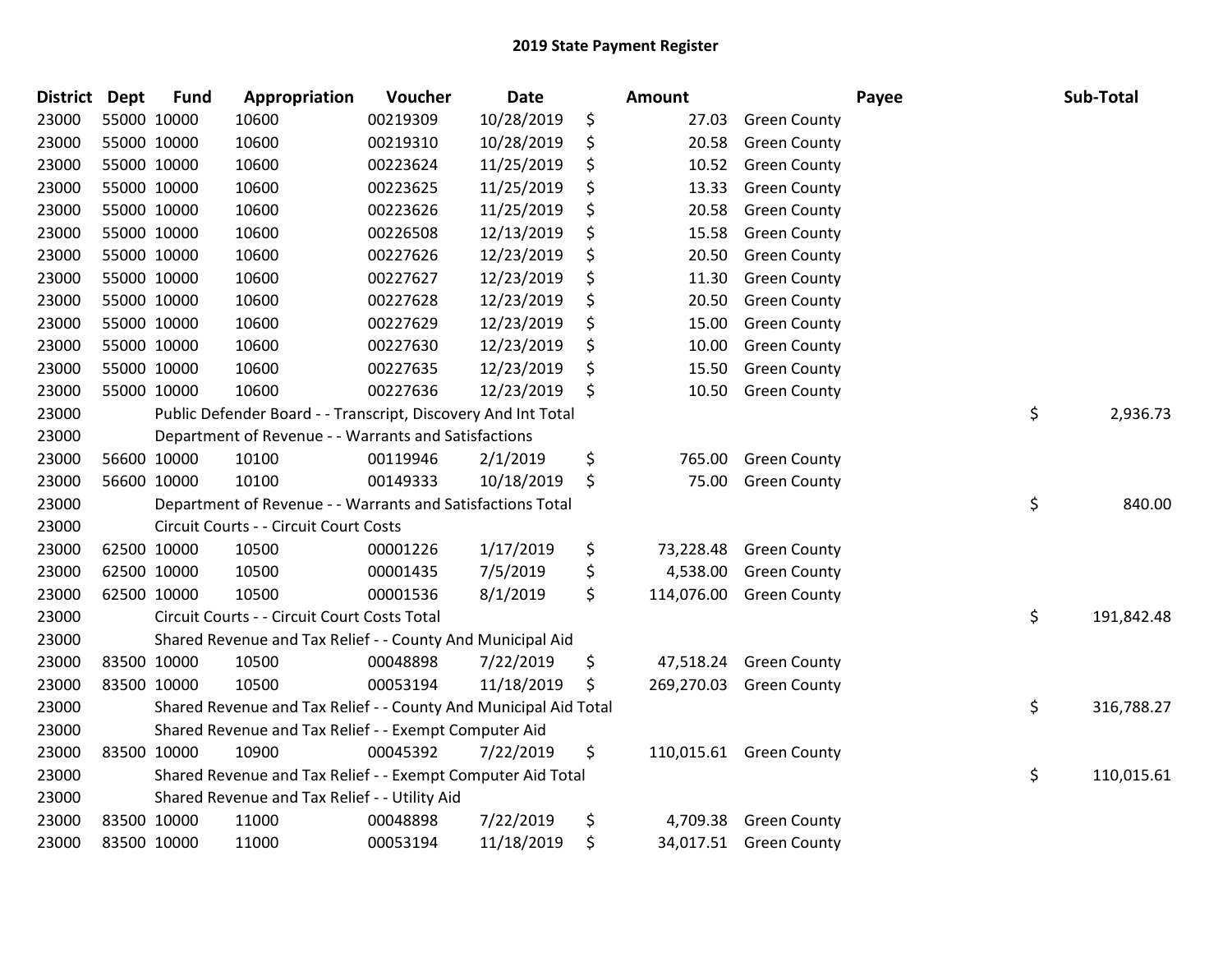# 2019 State Payment Register

| District | Dept | Fund | Appropriation | Voucher | Date | Amount | Payee | Sub-Total |
|---|---|---|---|---|---|---|---|---|
| 23000 | 55000 | 10000 | 10600 | 00219309 | 10/28/2019 | $ 27.03 | Green County | |
| 23000 | 55000 | 10000 | 10600 | 00219310 | 10/28/2019 | $ 20.58 | Green County | |
| 23000 | 55000 | 10000 | 10600 | 00223624 | 11/25/2019 | $ 10.52 | Green County | |
| 23000 | 55000 | 10000 | 10600 | 00223625 | 11/25/2019 | $ 13.33 | Green County | |
| 23000 | 55000 | 10000 | 10600 | 00223626 | 11/25/2019 | $ 20.58 | Green County | |
| 23000 | 55000 | 10000 | 10600 | 00226508 | 12/13/2019 | $ 15.58 | Green County | |
| 23000 | 55000 | 10000 | 10600 | 00227626 | 12/23/2019 | $ 20.50 | Green County | |
| 23000 | 55000 | 10000 | 10600 | 00227627 | 12/23/2019 | $ 11.30 | Green County | |
| 23000 | 55000 | 10000 | 10600 | 00227628 | 12/23/2019 | $ 20.50 | Green County | |
| 23000 | 55000 | 10000 | 10600 | 00227629 | 12/23/2019 | $ 15.00 | Green County | |
| 23000 | 55000 | 10000 | 10600 | 00227630 | 12/23/2019 | $ 10.00 | Green County | |
| 23000 | 55000 | 10000 | 10600 | 00227635 | 12/23/2019 | $ 15.50 | Green County | |
| 23000 | 55000 | 10000 | 10600 | 00227636 | 12/23/2019 | $ 10.50 | Green County | |
| 23000 | | | Public Defender Board - - Transcript, Discovery And Int Total | | | | | $ 2,936.73 |
| 23000 | | | Department of Revenue - - Warrants and Satisfactions | | | | | |
| 23000 | 56600 | 10000 | 10100 | 00119946 | 2/1/2019 | $ 765.00 | Green County | |
| 23000 | 56600 | 10000 | 10100 | 00149333 | 10/18/2019 | $ 75.00 | Green County | |
| 23000 | | | Department of Revenue - - Warrants and Satisfactions Total | | | | | $ 840.00 |
| 23000 | | | Circuit Courts - - Circuit Court Costs | | | | | |
| 23000 | 62500 | 10000 | 10500 | 00001226 | 1/17/2019 | $ 73,228.48 | Green County | |
| 23000 | 62500 | 10000 | 10500 | 00001435 | 7/5/2019 | $ 4,538.00 | Green County | |
| 23000 | 62500 | 10000 | 10500 | 00001536 | 8/1/2019 | $ 114,076.00 | Green County | |
| 23000 | | | Circuit Courts - - Circuit Court Costs Total | | | | | $ 191,842.48 |
| 23000 | | | Shared Revenue and Tax Relief - - County And Municipal Aid | | | | | |
| 23000 | 83500 | 10000 | 10500 | 00048898 | 7/22/2019 | $ 47,518.24 | Green County | |
| 23000 | 83500 | 10000 | 10500 | 00053194 | 11/18/2019 | $ 269,270.03 | Green County | |
| 23000 | | | Shared Revenue and Tax Relief - - County And Municipal Aid Total | | | | | $ 316,788.27 |
| 23000 | | | Shared Revenue and Tax Relief - - Exempt Computer Aid | | | | | |
| 23000 | 83500 | 10000 | 10900 | 00045392 | 7/22/2019 | $ 110,015.61 | Green County | |
| 23000 | | | Shared Revenue and Tax Relief - - Exempt Computer Aid Total | | | | | $ 110,015.61 |
| 23000 | | | Shared Revenue and Tax Relief - - Utility Aid | | | | | |
| 23000 | 83500 | 10000 | 11000 | 00048898 | 7/22/2019 | $ 4,709.38 | Green County | |
| 23000 | 83500 | 10000 | 11000 | 00053194 | 11/18/2019 | $ 34,017.51 | Green County | |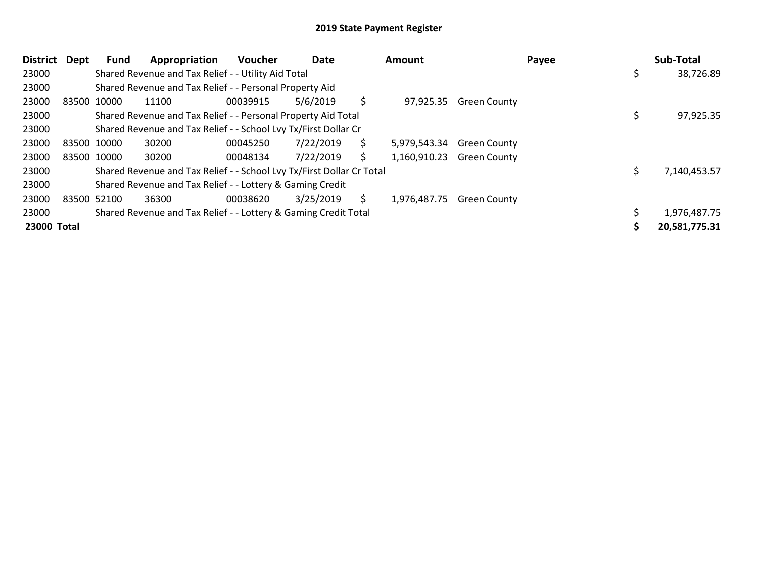# 2019 State Payment Register

| District | Dept | Fund | Appropriation | Voucher | Date | Amount | Payee | Sub-Total |
|---|---|---|---|---|---|---|---|---|
| 23000 | | Shared Revenue and Tax Relief - - Utility Aid Total | | | | | | $ 38,726.89 |
| 23000 | | Shared Revenue and Tax Relief - - Personal Property Aid | | | | | | |
| 23000 | 83500 | 10000 | 11100 | 00039915 | 5/6/2019 | $ 97,925.35 | Green County | |
| 23000 | | Shared Revenue and Tax Relief - - Personal Property Aid Total | | | | | | $ 97,925.35 |
| 23000 | | Shared Revenue and Tax Relief - - School Lvy Tx/First Dollar Cr | | | | | | |
| 23000 | 83500 | 10000 | 30200 | 00045250 | 7/22/2019 | $ 5,979,543.34 | Green County | |
| 23000 | 83500 | 10000 | 30200 | 00048134 | 7/22/2019 | $ 1,160,910.23 | Green County | |
| 23000 | | Shared Revenue and Tax Relief - - School Lvy Tx/First Dollar Cr Total | | | | | | $ 7,140,453.57 |
| 23000 | | Shared Revenue and Tax Relief - - Lottery & Gaming Credit | | | | | | |
| 23000 | 83500 | 52100 | 36300 | 00038620 | 3/25/2019 | $ 1,976,487.75 | Green County | |
| 23000 | | Shared Revenue and Tax Relief - - Lottery & Gaming Credit Total | | | | | | $ 1,976,487.75 |
| **23000** | **Total** | | | | | | | **$ 20,581,775.31** |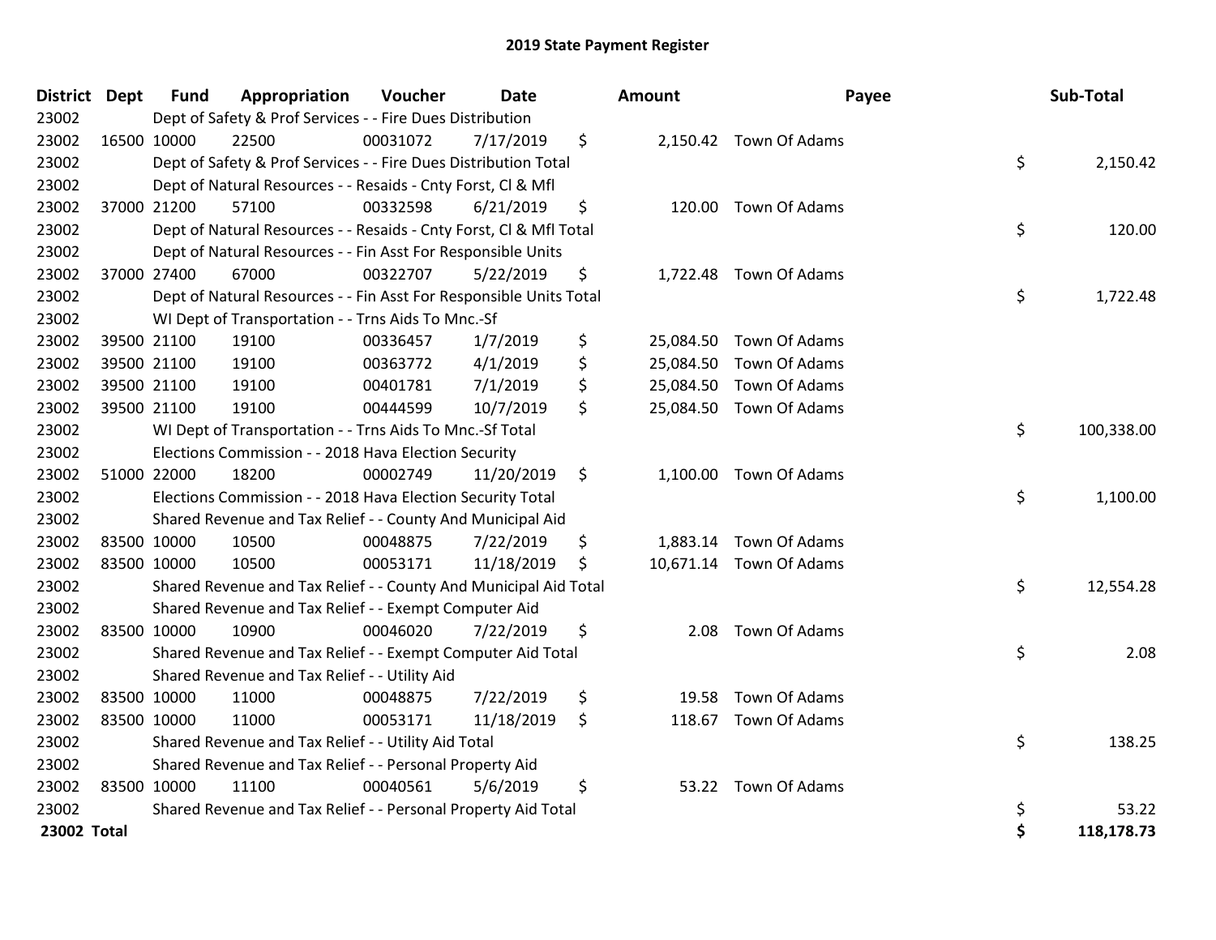# 2019 State Payment Register

| District | Dept | Fund | Appropriation | Voucher | Date | Amount | Payee | Sub-Total |
|---|---|---|---|---|---|---|---|---|
| 23002 | | Dept of Safety & Prof Services - - Fire Dues Distribution | | | | | | |
| 23002 | 16500 | 10000 | 22500 | 00031072 | 7/17/2019 | $ 2,150.42 | Town Of Adams | |
| 23002 | | Dept of Safety & Prof Services - - Fire Dues Distribution Total | | | | | | $ 2,150.42 |
| 23002 | | Dept of Natural Resources - - Resaids - Cnty Forst, Cl & Mfl | | | | | | |
| 23002 | 37000 | 21200 | 57100 | 00332598 | 6/21/2019 | $ 120.00 | Town Of Adams | |
| 23002 | | Dept of Natural Resources - - Resaids - Cnty Forst, Cl & Mfl Total | | | | | | $ 120.00 |
| 23002 | | Dept of Natural Resources - - Fin Asst For Responsible Units | | | | | | |
| 23002 | 37000 | 27400 | 67000 | 00322707 | 5/22/2019 | $ 1,722.48 | Town Of Adams | |
| 23002 | | Dept of Natural Resources - - Fin Asst For Responsible Units Total | | | | | | $ 1,722.48 |
| 23002 | | WI Dept of Transportation - - Trns Aids To Mnc.-Sf | | | | | | |
| 23002 | 39500 | 21100 | 19100 | 00336457 | 1/7/2019 | $ 25,084.50 | Town Of Adams | |
| 23002 | 39500 | 21100 | 19100 | 00363772 | 4/1/2019 | $ 25,084.50 | Town Of Adams | |
| 23002 | 39500 | 21100 | 19100 | 00401781 | 7/1/2019 | $ 25,084.50 | Town Of Adams | |
| 23002 | 39500 | 21100 | 19100 | 00444599 | 10/7/2019 | $ 25,084.50 | Town Of Adams | |
| 23002 | | WI Dept of Transportation - - Trns Aids To Mnc.-Sf Total | | | | | | $ 100,338.00 |
| 23002 | | Elections Commission - - 2018 Hava Election Security | | | | | | |
| 23002 | 51000 | 22000 | 18200 | 00002749 | 11/20/2019 | $ 1,100.00 | Town Of Adams | |
| 23002 | | Elections Commission - - 2018 Hava Election Security Total | | | | | | $ 1,100.00 |
| 23002 | | Shared Revenue and Tax Relief - - County And Municipal Aid | | | | | | |
| 23002 | 83500 | 10000 | 10500 | 00048875 | 7/22/2019 | $ 1,883.14 | Town Of Adams | |
| 23002 | 83500 | 10000 | 10500 | 00053171 | 11/18/2019 | $ 10,671.14 | Town Of Adams | |
| 23002 | | Shared Revenue and Tax Relief - - County And Municipal Aid Total | | | | | | $ 12,554.28 |
| 23002 | | Shared Revenue and Tax Relief - - Exempt Computer Aid | | | | | | |
| 23002 | 83500 | 10000 | 10900 | 00046020 | 7/22/2019 | $ 2.08 | Town Of Adams | |
| 23002 | | Shared Revenue and Tax Relief - - Exempt Computer Aid Total | | | | | | $ 2.08 |
| 23002 | | Shared Revenue and Tax Relief - - Utility Aid | | | | | | |
| 23002 | 83500 | 10000 | 11000 | 00048875 | 7/22/2019 | $ 19.58 | Town Of Adams | |
| 23002 | 83500 | 10000 | 11000 | 00053171 | 11/18/2019 | $ 118.67 | Town Of Adams | |
| 23002 | | Shared Revenue and Tax Relief - - Utility Aid Total | | | | | | $ 138.25 |
| 23002 | | Shared Revenue and Tax Relief - - Personal Property Aid | | | | | | |
| 23002 | 83500 | 10000 | 11100 | 00040561 | 5/6/2019 | $ 53.22 | Town Of Adams | |
| 23002 | | Shared Revenue and Tax Relief - - Personal Property Aid Total | | | | | | $ 53.22 |
| **23002 Total** | | | | | | | | **$ 118,178.73** |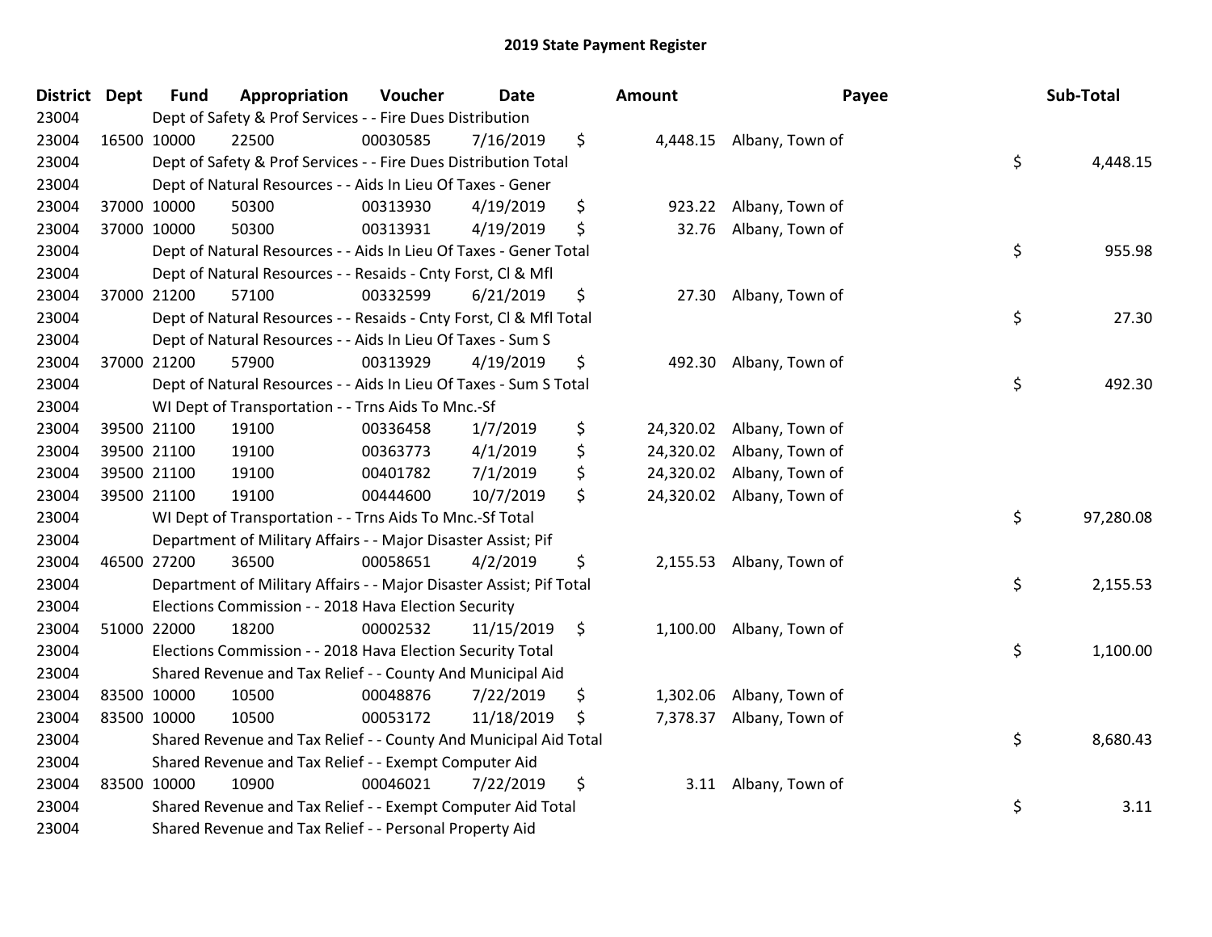# 2019 State Payment Register

| District | Dept | Fund | Appropriation | Voucher | Date | Amount | Payee | Sub-Total |
|---|---|---|---|---|---|---|---|---|
| 23004 | | Dept of Safety & Prof Services - - Fire Dues Distribution | | | | | | |
| 23004 | 16500 | 10000 | 22500 | 00030585 | 7/16/2019 | $ 4,448.15 | Albany, Town of | |
| 23004 | | Dept of Safety & Prof Services - - Fire Dues Distribution Total | | | | | | $ 4,448.15 |
| 23004 | | Dept of Natural Resources - - Aids In Lieu Of Taxes - Gener | | | | | | |
| 23004 | 37000 | 10000 | 50300 | 00313930 | 4/19/2019 | $ 923.22 | Albany, Town of | |
| 23004 | 37000 | 10000 | 50300 | 00313931 | 4/19/2019 | $ 32.76 | Albany, Town of | |
| 23004 | | Dept of Natural Resources - - Aids In Lieu Of Taxes - Gener Total | | | | | | $ 955.98 |
| 23004 | | Dept of Natural Resources - - Resaids - Cnty Forst, Cl & Mfl | | | | | | |
| 23004 | 37000 | 21200 | 57100 | 00332599 | 6/21/2019 | $ 27.30 | Albany, Town of | |
| 23004 | | Dept of Natural Resources - - Resaids - Cnty Forst, Cl & Mfl Total | | | | | | $ 27.30 |
| 23004 | | Dept of Natural Resources - - Aids In Lieu Of Taxes - Sum S | | | | | | |
| 23004 | 37000 | 21200 | 57900 | 00313929 | 4/19/2019 | $ 492.30 | Albany, Town of | |
| 23004 | | Dept of Natural Resources - - Aids In Lieu Of Taxes - Sum S Total | | | | | | $ 492.30 |
| 23004 | | WI Dept of Transportation - - Trns Aids To Mnc.-Sf | | | | | | |
| 23004 | 39500 | 21100 | 19100 | 00336458 | 1/7/2019 | $ 24,320.02 | Albany, Town of | |
| 23004 | 39500 | 21100 | 19100 | 00363773 | 4/1/2019 | $ 24,320.02 | Albany, Town of | |
| 23004 | 39500 | 21100 | 19100 | 00401782 | 7/1/2019 | $ 24,320.02 | Albany, Town of | |
| 23004 | 39500 | 21100 | 19100 | 00444600 | 10/7/2019 | $ 24,320.02 | Albany, Town of | |
| 23004 | | WI Dept of Transportation - - Trns Aids To Mnc.-Sf Total | | | | | | $ 97,280.08 |
| 23004 | | Department of Military Affairs - - Major Disaster Assist; Pif | | | | | | |
| 23004 | 46500 | 27200 | 36500 | 00058651 | 4/2/2019 | $ 2,155.53 | Albany, Town of | |
| 23004 | | Department of Military Affairs - - Major Disaster Assist; Pif Total | | | | | | $ 2,155.53 |
| 23004 | | Elections Commission - - 2018 Hava Election Security | | | | | | |
| 23004 | 51000 | 22000 | 18200 | 00002532 | 11/15/2019 | $ 1,100.00 | Albany, Town of | |
| 23004 | | Elections Commission - - 2018 Hava Election Security Total | | | | | | $ 1,100.00 |
| 23004 | | Shared Revenue and Tax Relief - - County And Municipal Aid | | | | | | |
| 23004 | 83500 | 10000 | 10500 | 00048876 | 7/22/2019 | $ 1,302.06 | Albany, Town of | |
| 23004 | 83500 | 10000 | 10500 | 00053172 | 11/18/2019 | $ 7,378.37 | Albany, Town of | |
| 23004 | | Shared Revenue and Tax Relief - - County And Municipal Aid Total | | | | | | $ 8,680.43 |
| 23004 | | Shared Revenue and Tax Relief - - Exempt Computer Aid | | | | | | |
| 23004 | 83500 | 10000 | 10900 | 00046021 | 7/22/2019 | $ 3.11 | Albany, Town of | |
| 23004 | | Shared Revenue and Tax Relief - - Exempt Computer Aid Total | | | | | | $ 3.11 |
| 23004 | | Shared Revenue and Tax Relief - - Personal Property Aid | | | | | | |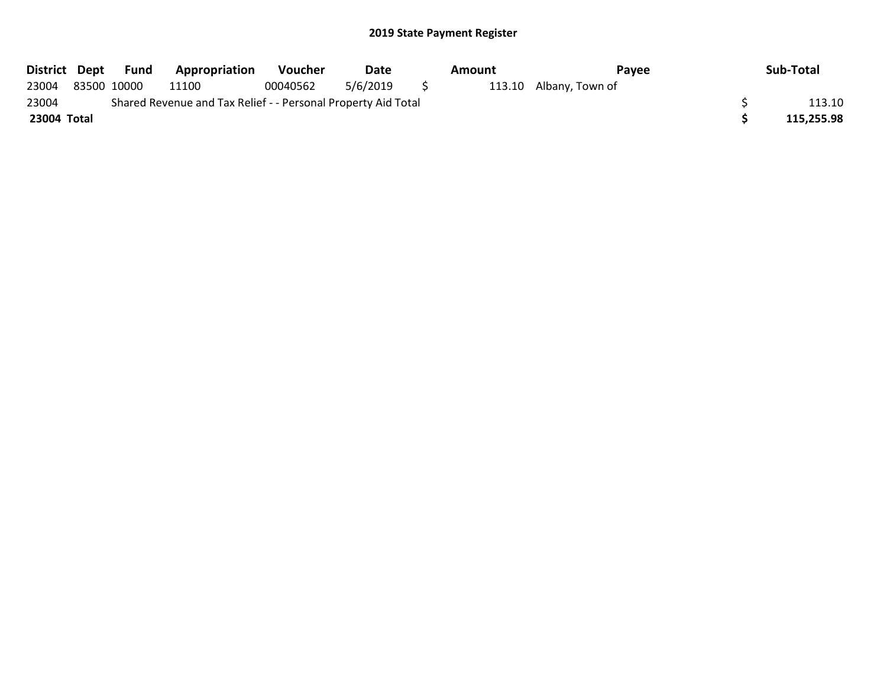# 2019 State Payment Register

| District | Dept | Fund | Appropriation | Voucher | Date | Amount | Payee | Sub-Total |
|---|---|---|---|---|---|---|---|---|
| 23004 | 83500 | 10000 | 11100 | 00040562 | 5/6/2019 | $ 113.10 | Albany, Town of | |
| 23004 | Shared Revenue and Tax Relief - - Personal Property Aid Total | | | | | | | $ 113.10 |
| **23004 Total** | | | | | | | | **$ 115,255.98** |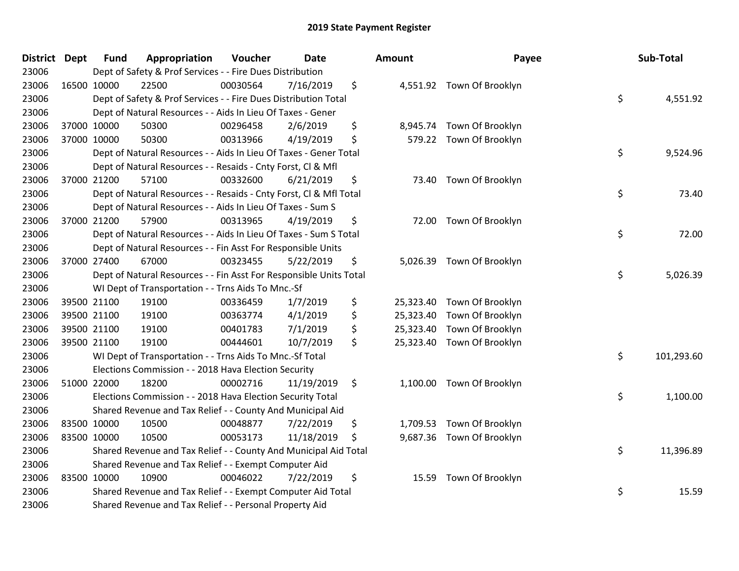# 2019 State Payment Register

| District | Dept | Fund | Appropriation | Voucher | Date | Amount | Payee | Sub-Total |
|---|---|---|---|---|---|---|---|---|
| 23006 | | Dept of Safety & Prof Services - - Fire Dues Distribution | | | | | | |
| 23006 | 16500 | 10000 | 22500 | 00030564 | 7/16/2019 | $ 4,551.92 | Town Of Brooklyn | |
| 23006 | | Dept of Safety & Prof Services - - Fire Dues Distribution Total | | | | | | $ 4,551.92 |
| 23006 | | Dept of Natural Resources - - Aids In Lieu Of Taxes - Gener | | | | | | |
| 23006 | 37000 | 10000 | 50300 | 00296458 | 2/6/2019 | $ 8,945.74 | Town Of Brooklyn | |
| 23006 | 37000 | 10000 | 50300 | 00313966 | 4/19/2019 | $ 579.22 | Town Of Brooklyn | |
| 23006 | | Dept of Natural Resources - - Aids In Lieu Of Taxes - Gener Total | | | | | | $ 9,524.96 |
| 23006 | | Dept of Natural Resources - - Resaids - Cnty Forst, Cl & Mfl | | | | | | |
| 23006 | 37000 | 21200 | 57100 | 00332600 | 6/21/2019 | $ 73.40 | Town Of Brooklyn | |
| 23006 | | Dept of Natural Resources - - Resaids - Cnty Forst, Cl & Mfl Total | | | | | | $ 73.40 |
| 23006 | | Dept of Natural Resources - - Aids In Lieu Of Taxes - Sum S | | | | | | |
| 23006 | 37000 | 21200 | 57900 | 00313965 | 4/19/2019 | $ 72.00 | Town Of Brooklyn | |
| 23006 | | Dept of Natural Resources - - Aids In Lieu Of Taxes - Sum S Total | | | | | | $ 72.00 |
| 23006 | | Dept of Natural Resources - - Fin Asst For Responsible Units | | | | | | |
| 23006 | 37000 | 27400 | 67000 | 00323455 | 5/22/2019 | $ 5,026.39 | Town Of Brooklyn | |
| 23006 | | Dept of Natural Resources - - Fin Asst For Responsible Units Total | | | | | | $ 5,026.39 |
| 23006 | | WI Dept of Transportation - - Trns Aids To Mnc.-Sf | | | | | | |
| 23006 | 39500 | 21100 | 19100 | 00336459 | 1/7/2019 | $ 25,323.40 | Town Of Brooklyn | |
| 23006 | 39500 | 21100 | 19100 | 00363774 | 4/1/2019 | $ 25,323.40 | Town Of Brooklyn | |
| 23006 | 39500 | 21100 | 19100 | 00401783 | 7/1/2019 | $ 25,323.40 | Town Of Brooklyn | |
| 23006 | 39500 | 21100 | 19100 | 00444601 | 10/7/2019 | $ 25,323.40 | Town Of Brooklyn | |
| 23006 | | WI Dept of Transportation - - Trns Aids To Mnc.-Sf Total | | | | | | $ 101,293.60 |
| 23006 | | Elections Commission - - 2018 Hava Election Security | | | | | | |
| 23006 | 51000 | 22000 | 18200 | 00002716 | 11/19/2019 | $ 1,100.00 | Town Of Brooklyn | |
| 23006 | | Elections Commission - - 2018 Hava Election Security Total | | | | | | $ 1,100.00 |
| 23006 | | Shared Revenue and Tax Relief - - County And Municipal Aid | | | | | | |
| 23006 | 83500 | 10000 | 10500 | 00048877 | 7/22/2019 | $ 1,709.53 | Town Of Brooklyn | |
| 23006 | 83500 | 10000 | 10500 | 00053173 | 11/18/2019 | $ 9,687.36 | Town Of Brooklyn | |
| 23006 | | Shared Revenue and Tax Relief - - County And Municipal Aid Total | | | | | | $ 11,396.89 |
| 23006 | | Shared Revenue and Tax Relief - - Exempt Computer Aid | | | | | | |
| 23006 | 83500 | 10000 | 10900 | 00046022 | 7/22/2019 | $ 15.59 | Town Of Brooklyn | |
| 23006 | | Shared Revenue and Tax Relief - - Exempt Computer Aid Total | | | | | | $ 15.59 |
| 23006 | | Shared Revenue and Tax Relief - - Personal Property Aid | | | | | | |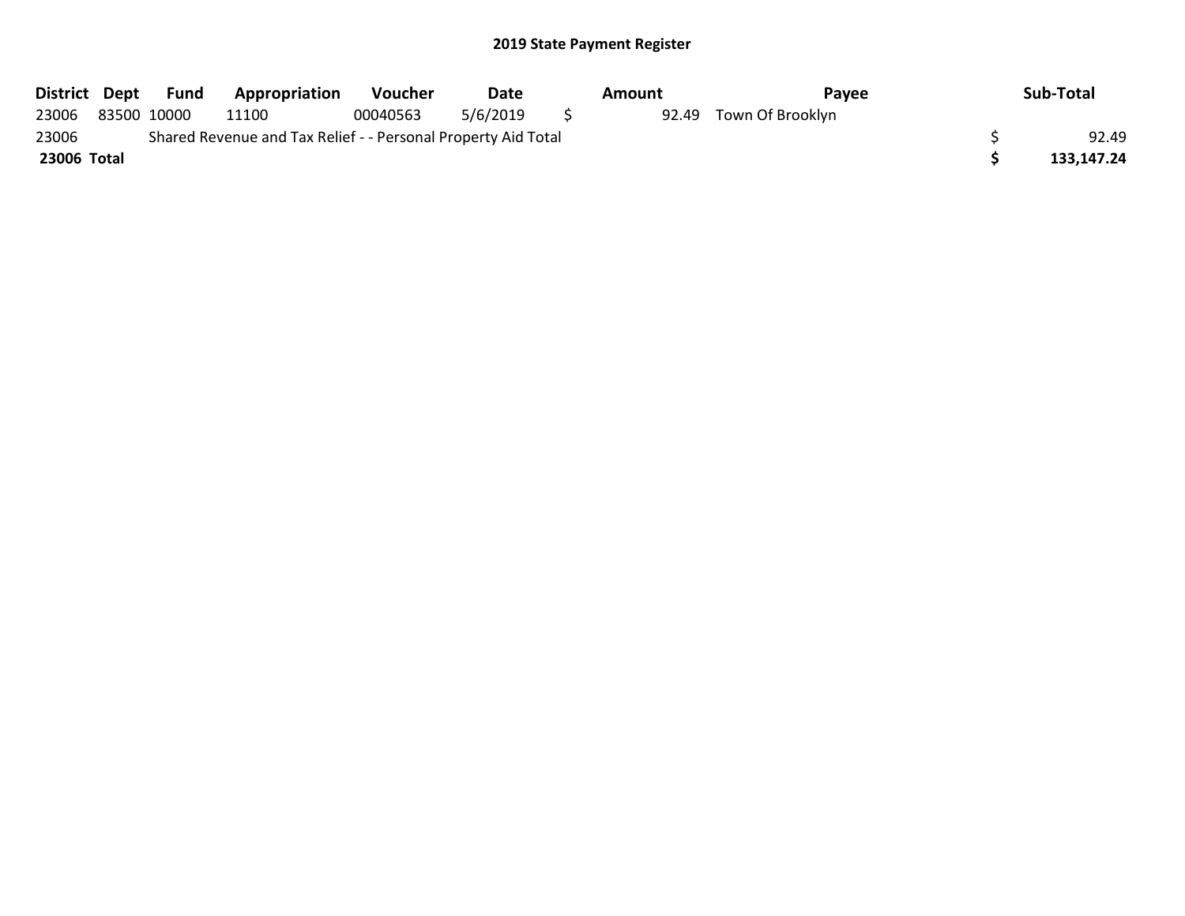# 2019 State Payment Register

| District | Dept | Fund | Appropriation | Voucher | Date | Amount | Payee | Sub-Total |
|---|---|---|---|---|---|---|---|---|
| 23006 | 83500 | 10000 | 11100 | 00040563 | 5/6/2019 | $ 92.49 | Town Of Brooklyn | |
| 23006 | Shared Revenue and Tax Relief - - Personal Property Aid Total | | | | | | | $ 92.49 |
| **23006 Total** | | | | | | | | **$ 133,147.24** |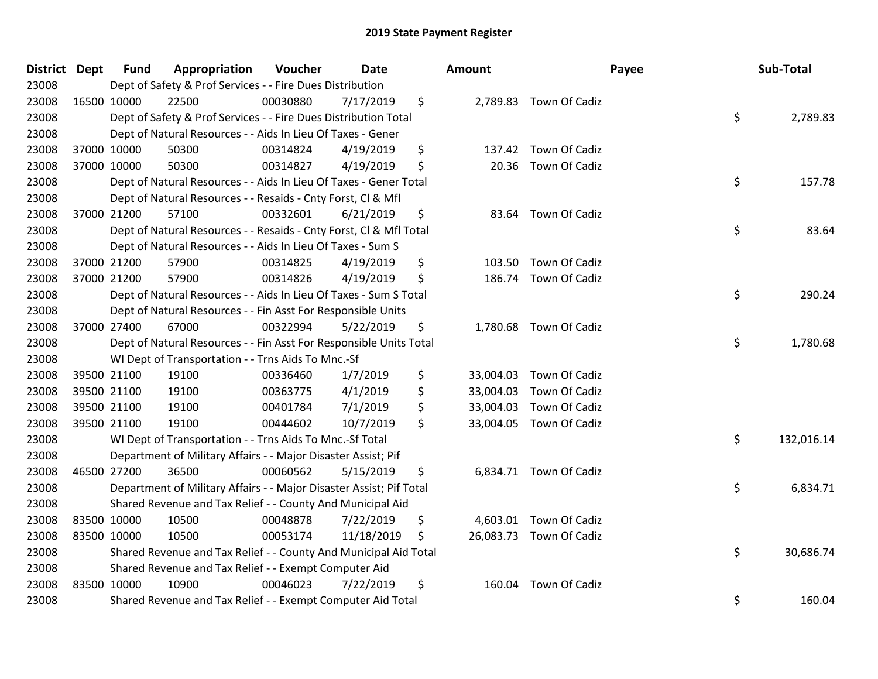# 2019 State Payment Register

| District | Dept | Fund | Appropriation | Voucher | Date | Amount | Payee | Sub-Total |
|---|---|---|---|---|---|---|---|---|
| 23008 | Dept of Safety & Prof Services - - Fire Dues Distribution | | | | | | | |
| 23008 | 16500 | 10000 | 22500 | 00030880 | 7/17/2019 | $ 2,789.83 | Town Of Cadiz | |
| 23008 | Dept of Safety & Prof Services - - Fire Dues Distribution Total | | | | | | | $ 2,789.83 |
| 23008 | Dept of Natural Resources - - Aids In Lieu Of Taxes - Gener | | | | | | | |
| 23008 | 37000 | 10000 | 50300 | 00314824 | 4/19/2019 | $ 137.42 | Town Of Cadiz | |
| 23008 | 37000 | 10000 | 50300 | 00314827 | 4/19/2019 | $ 20.36 | Town Of Cadiz | |
| 23008 | Dept of Natural Resources - - Aids In Lieu Of Taxes - Gener Total | | | | | | | $ 157.78 |
| 23008 | Dept of Natural Resources - - Resaids - Cnty Forst, Cl & Mfl | | | | | | | |
| 23008 | 37000 | 21200 | 57100 | 00332601 | 6/21/2019 | $ 83.64 | Town Of Cadiz | |
| 23008 | Dept of Natural Resources - - Resaids - Cnty Forst, Cl & Mfl Total | | | | | | | $ 83.64 |
| 23008 | Dept of Natural Resources - - Aids In Lieu Of Taxes - Sum S | | | | | | | |
| 23008 | 37000 | 21200 | 57900 | 00314825 | 4/19/2019 | $ 103.50 | Town Of Cadiz | |
| 23008 | 37000 | 21200 | 57900 | 00314826 | 4/19/2019 | $ 186.74 | Town Of Cadiz | |
| 23008 | Dept of Natural Resources - - Aids In Lieu Of Taxes - Sum S Total | | | | | | | $ 290.24 |
| 23008 | Dept of Natural Resources - - Fin Asst For Responsible Units | | | | | | | |
| 23008 | 37000 | 27400 | 67000 | 00322994 | 5/22/2019 | $ 1,780.68 | Town Of Cadiz | |
| 23008 | Dept of Natural Resources - - Fin Asst For Responsible Units Total | | | | | | | $ 1,780.68 |
| 23008 | WI Dept of Transportation - - Trns Aids To Mnc.-Sf | | | | | | | |
| 23008 | 39500 | 21100 | 19100 | 00336460 | 1/7/2019 | $ 33,004.03 | Town Of Cadiz | |
| 23008 | 39500 | 21100 | 19100 | 00363775 | 4/1/2019 | $ 33,004.03 | Town Of Cadiz | |
| 23008 | 39500 | 21100 | 19100 | 00401784 | 7/1/2019 | $ 33,004.03 | Town Of Cadiz | |
| 23008 | 39500 | 21100 | 19100 | 00444602 | 10/7/2019 | $ 33,004.05 | Town Of Cadiz | |
| 23008 | WI Dept of Transportation - - Trns Aids To Mnc.-Sf Total | | | | | | | $ 132,016.14 |
| 23008 | Department of Military Affairs - - Major Disaster Assist; Pif | | | | | | | |
| 23008 | 46500 | 27200 | 36500 | 00060562 | 5/15/2019 | $ 6,834.71 | Town Of Cadiz | |
| 23008 | Department of Military Affairs - - Major Disaster Assist; Pif Total | | | | | | | $ 6,834.71 |
| 23008 | Shared Revenue and Tax Relief - - County And Municipal Aid | | | | | | | |
| 23008 | 83500 | 10000 | 10500 | 00048878 | 7/22/2019 | $ 4,603.01 | Town Of Cadiz | |
| 23008 | 83500 | 10000 | 10500 | 00053174 | 11/18/2019 | $ 26,083.73 | Town Of Cadiz | |
| 23008 | Shared Revenue and Tax Relief - - County And Municipal Aid Total | | | | | | | $ 30,686.74 |
| 23008 | Shared Revenue and Tax Relief - - Exempt Computer Aid | | | | | | | |
| 23008 | 83500 | 10000 | 10900 | 00046023 | 7/22/2019 | $ 160.04 | Town Of Cadiz | |
| 23008 | Shared Revenue and Tax Relief - - Exempt Computer Aid Total | | | | | | | $ 160.04 |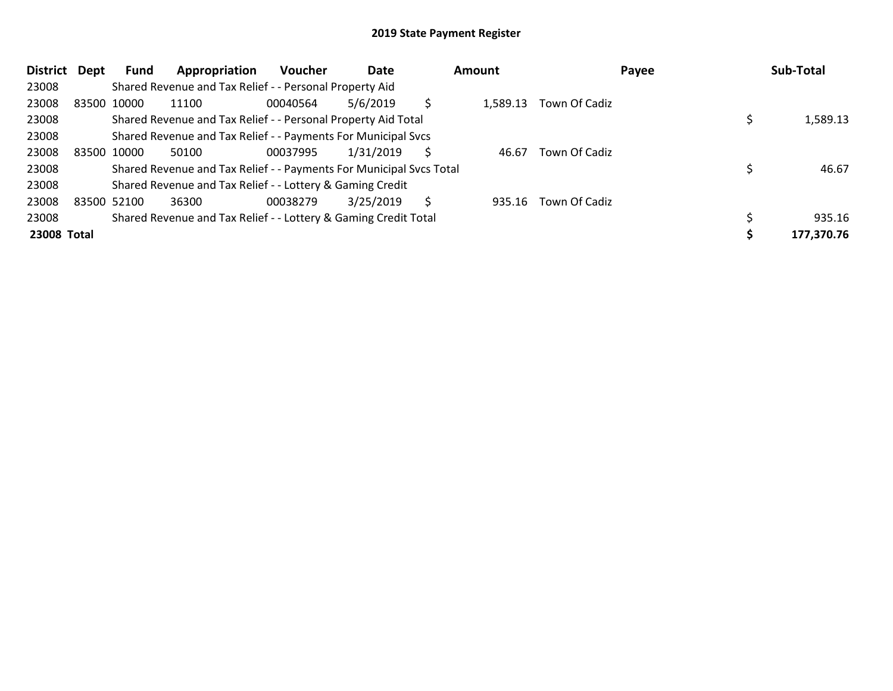# 2019 State Payment Register

| District | Dept | Fund | Appropriation | Voucher | Date | Amount | Payee | Sub-Total |
|---|---|---|---|---|---|---|---|---|
| 23008 | | Shared Revenue and Tax Relief - - Personal Property Aid | | | | | | |
| 23008 | 83500 | 10000 | 11100 | 00040564 | 5/6/2019 | $ 1,589.13 | Town Of Cadiz | |
| 23008 | | Shared Revenue and Tax Relief - - Personal Property Aid Total | | | | | | $ 1,589.13 |
| 23008 | | Shared Revenue and Tax Relief - - Payments For Municipal Svcs | | | | | | |
| 23008 | 83500 | 10000 | 50100 | 00037995 | 1/31/2019 | $ 46.67 | Town Of Cadiz | |
| 23008 | | Shared Revenue and Tax Relief - - Payments For Municipal Svcs Total | | | | | | $ 46.67 |
| 23008 | | Shared Revenue and Tax Relief - - Lottery & Gaming Credit | | | | | | |
| 23008 | 83500 | 52100 | 36300 | 00038279 | 3/25/2019 | $ 935.16 | Town Of Cadiz | |
| 23008 | | Shared Revenue and Tax Relief - - Lottery & Gaming Credit Total | | | | | | $ 935.16 |
| **23008 Total** | | | | | | | | **$ 177,370.76** |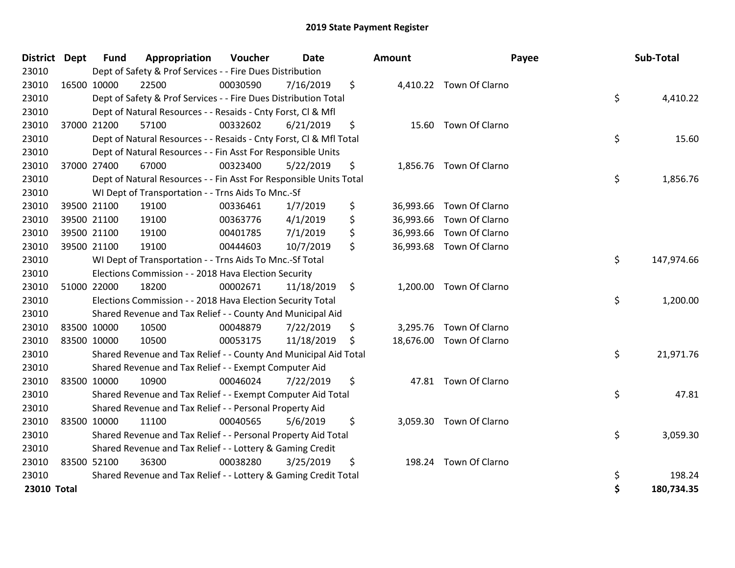# 2019 State Payment Register

| District | Dept | Fund | Appropriation | Voucher | Date | Amount | Payee | Sub-Total |
|---|---|---|---|---|---|---|---|---|
| 23010 | | Dept of Safety & Prof Services - - Fire Dues Distribution | | | | | | |
| 23010 | 16500 | 10000 | 22500 | 00030590 | 7/16/2019 | $ 4,410.22 | Town Of Clarno | |
| 23010 | | Dept of Safety & Prof Services - - Fire Dues Distribution Total | | | | | | $ 4,410.22 |
| 23010 | | Dept of Natural Resources - - Resaids - Cnty Forst, Cl & Mfl | | | | | | |
| 23010 | 37000 | 21200 | 57100 | 00332602 | 6/21/2019 | $ 15.60 | Town Of Clarno | |
| 23010 | | Dept of Natural Resources - - Resaids - Cnty Forst, Cl & Mfl Total | | | | | | $ 15.60 |
| 23010 | | Dept of Natural Resources - - Fin Asst For Responsible Units | | | | | | |
| 23010 | 37000 | 27400 | 67000 | 00323400 | 5/22/2019 | $ 1,856.76 | Town Of Clarno | |
| 23010 | | Dept of Natural Resources - - Fin Asst For Responsible Units Total | | | | | | $ 1,856.76 |
| 23010 | | WI Dept of Transportation - - Trns Aids To Mnc.-Sf | | | | | | |
| 23010 | 39500 | 21100 | 19100 | 00336461 | 1/7/2019 | $ 36,993.66 | Town Of Clarno | |
| 23010 | 39500 | 21100 | 19100 | 00363776 | 4/1/2019 | $ 36,993.66 | Town Of Clarno | |
| 23010 | 39500 | 21100 | 19100 | 00401785 | 7/1/2019 | $ 36,993.66 | Town Of Clarno | |
| 23010 | 39500 | 21100 | 19100 | 00444603 | 10/7/2019 | $ 36,993.68 | Town Of Clarno | |
| 23010 | | WI Dept of Transportation - - Trns Aids To Mnc.-Sf Total | | | | | | $ 147,974.66 |
| 23010 | | Elections Commission - - 2018 Hava Election Security | | | | | | |
| 23010 | 51000 | 22000 | 18200 | 00002671 | 11/18/2019 | $ 1,200.00 | Town Of Clarno | |
| 23010 | | Elections Commission - - 2018 Hava Election Security Total | | | | | | $ 1,200.00 |
| 23010 | | Shared Revenue and Tax Relief - - County And Municipal Aid | | | | | | |
| 23010 | 83500 | 10000 | 10500 | 00048879 | 7/22/2019 | $ 3,295.76 | Town Of Clarno | |
| 23010 | 83500 | 10000 | 10500 | 00053175 | 11/18/2019 | $ 18,676.00 | Town Of Clarno | |
| 23010 | | Shared Revenue and Tax Relief - - County And Municipal Aid Total | | | | | | $ 21,971.76 |
| 23010 | | Shared Revenue and Tax Relief - - Exempt Computer Aid | | | | | | |
| 23010 | 83500 | 10000 | 10900 | 00046024 | 7/22/2019 | $ 47.81 | Town Of Clarno | |
| 23010 | | Shared Revenue and Tax Relief - - Exempt Computer Aid Total | | | | | | $ 47.81 |
| 23010 | | Shared Revenue and Tax Relief - - Personal Property Aid | | | | | | |
| 23010 | 83500 | 10000 | 11100 | 00040565 | 5/6/2019 | $ 3,059.30 | Town Of Clarno | |
| 23010 | | Shared Revenue and Tax Relief - - Personal Property Aid Total | | | | | | $ 3,059.30 |
| 23010 | | Shared Revenue and Tax Relief - - Lottery & Gaming Credit | | | | | | |
| 23010 | 83500 | 52100 | 36300 | 00038280 | 3/25/2019 | $ 198.24 | Town Of Clarno | |
| 23010 | | Shared Revenue and Tax Relief - - Lottery & Gaming Credit Total | | | | | | $ 198.24 |
| **23010 Total** | | | | | | | | **$ 180,734.35** |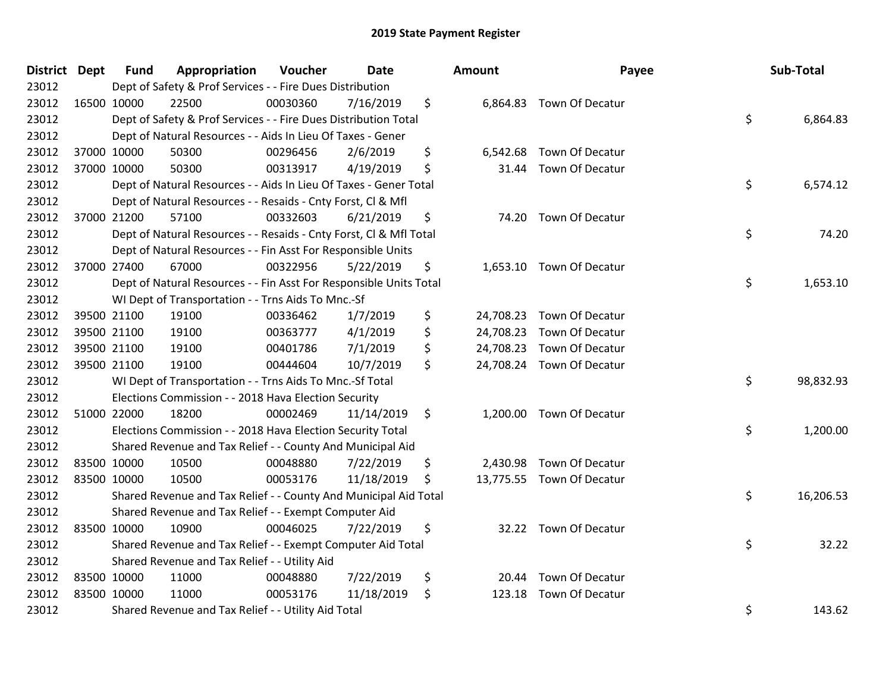# 2019 State Payment Register

| District | Dept | Fund | Appropriation | Voucher | Date | Amount | Payee | Sub-Total |
|---|---|---|---|---|---|---|---|---|
| 23012 | | Dept of Safety & Prof Services - - Fire Dues Distribution | | | | | | |
| 23012 | 16500 | 10000 | 22500 | 00030360 | 7/16/2019 | $ 6,864.83 | Town Of Decatur | |
| 23012 | | Dept of Safety & Prof Services - - Fire Dues Distribution Total | | | | | | $ 6,864.83 |
| 23012 | | Dept of Natural Resources - - Aids In Lieu Of Taxes - Gener | | | | | | |
| 23012 | 37000 | 10000 | 50300 | 00296456 | 2/6/2019 | $ 6,542.68 | Town Of Decatur | |
| 23012 | 37000 | 10000 | 50300 | 00313917 | 4/19/2019 | $ 31.44 | Town Of Decatur | |
| 23012 | | Dept of Natural Resources - - Aids In Lieu Of Taxes - Gener Total | | | | | | $ 6,574.12 |
| 23012 | | Dept of Natural Resources - - Resaids - Cnty Forst, Cl & Mfl | | | | | | |
| 23012 | 37000 | 21200 | 57100 | 00332603 | 6/21/2019 | $ 74.20 | Town Of Decatur | |
| 23012 | | Dept of Natural Resources - - Resaids - Cnty Forst, Cl & Mfl Total | | | | | | $ 74.20 |
| 23012 | | Dept of Natural Resources - - Fin Asst For Responsible Units | | | | | | |
| 23012 | 37000 | 27400 | 67000 | 00322956 | 5/22/2019 | $ 1,653.10 | Town Of Decatur | |
| 23012 | | Dept of Natural Resources - - Fin Asst For Responsible Units Total | | | | | | $ 1,653.10 |
| 23012 | | WI Dept of Transportation - - Trns Aids To Mnc.-Sf | | | | | | |
| 23012 | 39500 | 21100 | 19100 | 00336462 | 1/7/2019 | $ 24,708.23 | Town Of Decatur | |
| 23012 | 39500 | 21100 | 19100 | 00363777 | 4/1/2019 | $ 24,708.23 | Town Of Decatur | |
| 23012 | 39500 | 21100 | 19100 | 00401786 | 7/1/2019 | $ 24,708.23 | Town Of Decatur | |
| 23012 | 39500 | 21100 | 19100 | 00444604 | 10/7/2019 | $ 24,708.24 | Town Of Decatur | |
| 23012 | | WI Dept of Transportation - - Trns Aids To Mnc.-Sf Total | | | | | | $ 98,832.93 |
| 23012 | | Elections Commission - - 2018 Hava Election Security | | | | | | |
| 23012 | 51000 | 22000 | 18200 | 00002469 | 11/14/2019 | $ 1,200.00 | Town Of Decatur | |
| 23012 | | Elections Commission - - 2018 Hava Election Security Total | | | | | | $ 1,200.00 |
| 23012 | | Shared Revenue and Tax Relief - - County And Municipal Aid | | | | | | |
| 23012 | 83500 | 10000 | 10500 | 00048880 | 7/22/2019 | $ 2,430.98 | Town Of Decatur | |
| 23012 | 83500 | 10000 | 10500 | 00053176 | 11/18/2019 | $ 13,775.55 | Town Of Decatur | |
| 23012 | | Shared Revenue and Tax Relief - - County And Municipal Aid Total | | | | | | $ 16,206.53 |
| 23012 | | Shared Revenue and Tax Relief - - Exempt Computer Aid | | | | | | |
| 23012 | 83500 | 10000 | 10900 | 00046025 | 7/22/2019 | $ 32.22 | Town Of Decatur | |
| 23012 | | Shared Revenue and Tax Relief - - Exempt Computer Aid Total | | | | | | $ 32.22 |
| 23012 | | Shared Revenue and Tax Relief - - Utility Aid | | | | | | |
| 23012 | 83500 | 10000 | 11000 | 00048880 | 7/22/2019 | $ 20.44 | Town Of Decatur | |
| 23012 | 83500 | 10000 | 11000 | 00053176 | 11/18/2019 | $ 123.18 | Town Of Decatur | |
| 23012 | | Shared Revenue and Tax Relief - - Utility Aid Total | | | | | | $ 143.62 |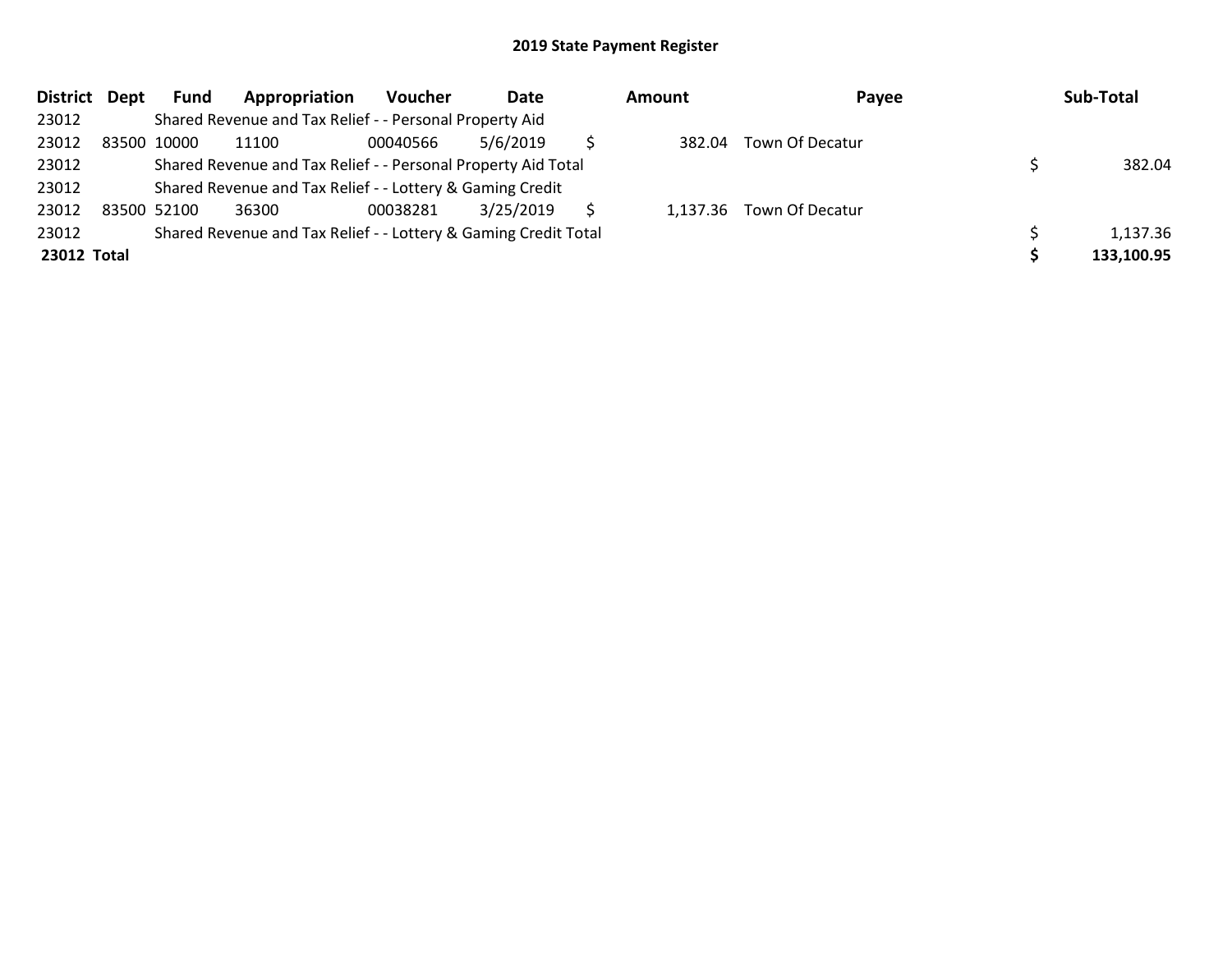## 2019 State Payment Register

| District | Dept | Fund | Appropriation | Voucher | Date | Amount | Payee | Sub-Total |
|---|---|---|---|---|---|---|---|---|
| 23012 | | Shared Revenue and Tax Relief - - Personal Property Aid | | | | | | |
| 23012 | 83500 | 10000 | 11100 | 00040566 | 5/6/2019 | $ 382.04 | Town Of Decatur | |
| 23012 | | Shared Revenue and Tax Relief - - Personal Property Aid Total | | | | | | $ 382.04 |
| 23012 | | Shared Revenue and Tax Relief - - Lottery & Gaming Credit | | | | | | |
| 23012 | 83500 | 52100 | 36300 | 00038281 | 3/25/2019 | $ 1,137.36 | Town Of Decatur | |
| 23012 | | Shared Revenue and Tax Relief - - Lottery & Gaming Credit Total | | | | | | $ 1,137.36 |
| **23012 Total** | | | | | | | | **$ 133,100.95** |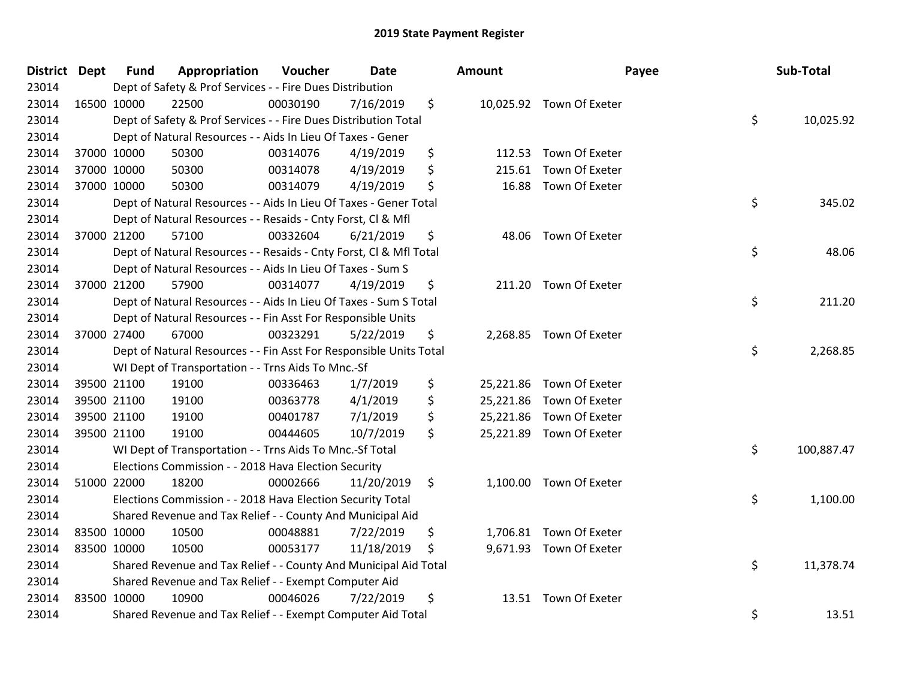# 2019 State Payment Register

| District | Dept | Fund | Appropriation | Voucher | Date | | Amount | Payee | | Sub-Total |
|---|---|---|---|---|---|---|---|---|---|---|
| 23014 | | Dept of Safety & Prof Services - - Fire Dues Distribution | | | | | | | | |
| 23014 | 16500 | 10000 | 22500 | 00030190 | 7/16/2019 | $ | 10,025.92 | Town Of Exeter | | |
| 23014 | | Dept of Safety & Prof Services - - Fire Dues Distribution Total | | | | | | | $ | 10,025.92 |
| 23014 | | Dept of Natural Resources - - Aids In Lieu Of Taxes - Gener | | | | | | | | |
| 23014 | 37000 | 10000 | 50300 | 00314076 | 4/19/2019 | $ | 112.53 | Town Of Exeter | | |
| 23014 | 37000 | 10000 | 50300 | 00314078 | 4/19/2019 | $ | 215.61 | Town Of Exeter | | |
| 23014 | 37000 | 10000 | 50300 | 00314079 | 4/19/2019 | $ | 16.88 | Town Of Exeter | | |
| 23014 | | Dept of Natural Resources - - Aids In Lieu Of Taxes - Gener Total | | | | | | | $ | 345.02 |
| 23014 | | Dept of Natural Resources - - Resaids - Cnty Forst, Cl & Mfl | | | | | | | | |
| 23014 | 37000 | 21200 | 57100 | 00332604 | 6/21/2019 | $ | 48.06 | Town Of Exeter | | |
| 23014 | | Dept of Natural Resources - - Resaids - Cnty Forst, Cl & Mfl Total | | | | | | | $ | 48.06 |
| 23014 | | Dept of Natural Resources - - Aids In Lieu Of Taxes - Sum S | | | | | | | | |
| 23014 | 37000 | 21200 | 57900 | 00314077 | 4/19/2019 | $ | 211.20 | Town Of Exeter | | |
| 23014 | | Dept of Natural Resources - - Aids In Lieu Of Taxes - Sum S Total | | | | | | | $ | 211.20 |
| 23014 | | Dept of Natural Resources - - Fin Asst For Responsible Units | | | | | | | | |
| 23014 | 37000 | 27400 | 67000 | 00323291 | 5/22/2019 | $ | 2,268.85 | Town Of Exeter | | |
| 23014 | | Dept of Natural Resources - - Fin Asst For Responsible Units Total | | | | | | | $ | 2,268.85 |
| 23014 | | WI Dept of Transportation - - Trns Aids To Mnc.-Sf | | | | | | | | |
| 23014 | 39500 | 21100 | 19100 | 00336463 | 1/7/2019 | $ | 25,221.86 | Town Of Exeter | | |
| 23014 | 39500 | 21100 | 19100 | 00363778 | 4/1/2019 | $ | 25,221.86 | Town Of Exeter | | |
| 23014 | 39500 | 21100 | 19100 | 00401787 | 7/1/2019 | $ | 25,221.86 | Town Of Exeter | | |
| 23014 | 39500 | 21100 | 19100 | 00444605 | 10/7/2019 | $ | 25,221.89 | Town Of Exeter | | |
| 23014 | | WI Dept of Transportation - - Trns Aids To Mnc.-Sf Total | | | | | | | $ | 100,887.47 |
| 23014 | | Elections Commission - - 2018 Hava Election Security | | | | | | | | |
| 23014 | 51000 | 22000 | 18200 | 00002666 | 11/20/2019 | $ | 1,100.00 | Town Of Exeter | | |
| 23014 | | Elections Commission - - 2018 Hava Election Security Total | | | | | | | $ | 1,100.00 |
| 23014 | | Shared Revenue and Tax Relief - - County And Municipal Aid | | | | | | | | |
| 23014 | 83500 | 10000 | 10500 | 00048881 | 7/22/2019 | $ | 1,706.81 | Town Of Exeter | | |
| 23014 | 83500 | 10000 | 10500 | 00053177 | 11/18/2019 | $ | 9,671.93 | Town Of Exeter | | |
| 23014 | | Shared Revenue and Tax Relief - - County And Municipal Aid Total | | | | | | | $ | 11,378.74 |
| 23014 | | Shared Revenue and Tax Relief - - Exempt Computer Aid | | | | | | | | |
| 23014 | 83500 | 10000 | 10900 | 00046026 | 7/22/2019 | $ | 13.51 | Town Of Exeter | | |
| 23014 | | Shared Revenue and Tax Relief - - Exempt Computer Aid Total | | | | | | | $ | 13.51 |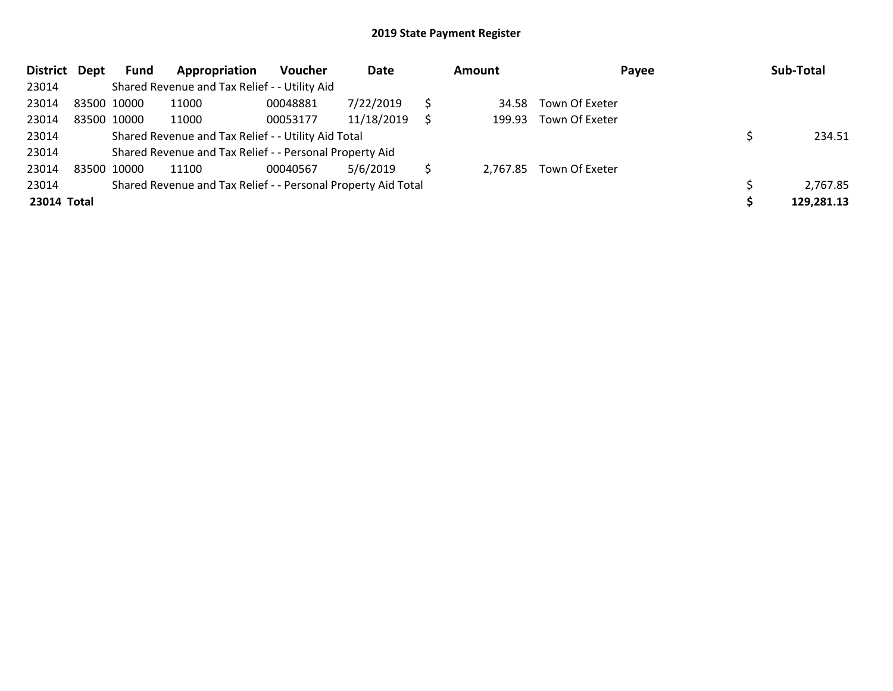## 2019 State Payment Register

| District | Dept | Fund | Appropriation | Voucher | Date | Amount | Payee | Sub-Total |
|---|---|---|---|---|---|---|---|---|
| 23014 | | Shared Revenue and Tax Relief - - Utility Aid | | | | | | |
| 23014 | 83500 | 10000 | 11000 | 00048881 | 7/22/2019 | $ 34.58 | Town Of Exeter | |
| 23014 | 83500 | 10000 | 11000 | 00053177 | 11/18/2019 | $ 199.93 | Town Of Exeter | |
| 23014 | | Shared Revenue and Tax Relief - - Utility Aid Total | | | | | | $ 234.51 |
| 23014 | | Shared Revenue and Tax Relief - - Personal Property Aid | | | | | | |
| 23014 | 83500 | 10000 | 11100 | 00040567 | 5/6/2019 | $ 2,767.85 | Town Of Exeter | |
| 23014 | | Shared Revenue and Tax Relief - - Personal Property Aid Total | | | | | | $ 2,767.85 |
| **23014 Total** | | | | | | | | **$ 129,281.13** |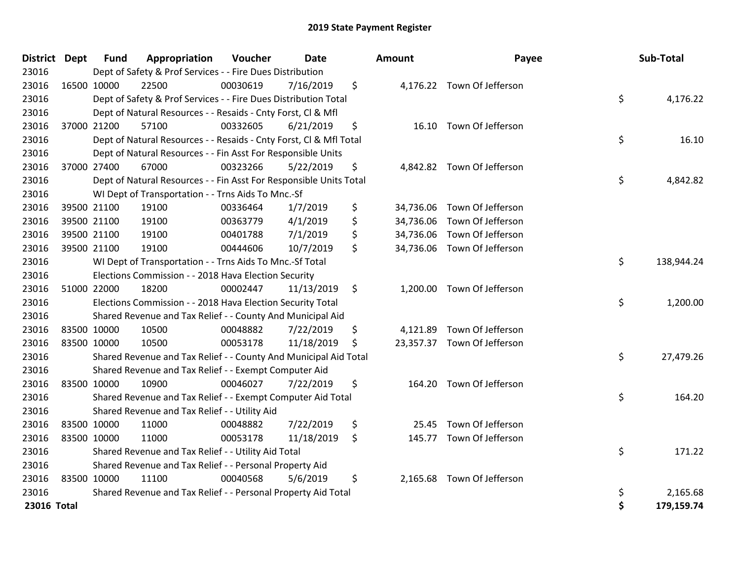# 2019 State Payment Register

| District | Dept | Fund | Appropriation | Voucher | Date | Amount | Payee | Sub-Total |
|---|---|---|---|---|---|---|---|---|
| 23016 | | Dept of Safety & Prof Services - - Fire Dues Distribution | | | | | | |
| 23016 | 16500 | 10000 | 22500 | 00030619 | 7/16/2019 | $ 4,176.22 | Town Of Jefferson | |
| 23016 | | Dept of Safety & Prof Services - - Fire Dues Distribution Total | | | | | | $ 4,176.22 |
| 23016 | | Dept of Natural Resources - - Resaids - Cnty Forst, Cl & Mfl | | | | | | |
| 23016 | 37000 | 21200 | 57100 | 00332605 | 6/21/2019 | $ 16.10 | Town Of Jefferson | |
| 23016 | | Dept of Natural Resources - - Resaids - Cnty Forst, Cl & Mfl Total | | | | | | $ 16.10 |
| 23016 | | Dept of Natural Resources - - Fin Asst For Responsible Units | | | | | | |
| 23016 | 37000 | 27400 | 67000 | 00323266 | 5/22/2019 | $ 4,842.82 | Town Of Jefferson | |
| 23016 | | Dept of Natural Resources - - Fin Asst For Responsible Units Total | | | | | | $ 4,842.82 |
| 23016 | | WI Dept of Transportation - - Trns Aids To Mnc.-Sf | | | | | | |
| 23016 | 39500 | 21100 | 19100 | 00336464 | 1/7/2019 | $ 34,736.06 | Town Of Jefferson | |
| 23016 | 39500 | 21100 | 19100 | 00363779 | 4/1/2019 | $ 34,736.06 | Town Of Jefferson | |
| 23016 | 39500 | 21100 | 19100 | 00401788 | 7/1/2019 | $ 34,736.06 | Town Of Jefferson | |
| 23016 | 39500 | 21100 | 19100 | 00444606 | 10/7/2019 | $ 34,736.06 | Town Of Jefferson | |
| 23016 | | WI Dept of Transportation - - Trns Aids To Mnc.-Sf Total | | | | | | $ 138,944.24 |
| 23016 | | Elections Commission - - 2018 Hava Election Security | | | | | | |
| 23016 | 51000 | 22000 | 18200 | 00002447 | 11/13/2019 | $ 1,200.00 | Town Of Jefferson | |
| 23016 | | Elections Commission - - 2018 Hava Election Security Total | | | | | | $ 1,200.00 |
| 23016 | | Shared Revenue and Tax Relief - - County And Municipal Aid | | | | | | |
| 23016 | 83500 | 10000 | 10500 | 00048882 | 7/22/2019 | $ 4,121.89 | Town Of Jefferson | |
| 23016 | 83500 | 10000 | 10500 | 00053178 | 11/18/2019 | $ 23,357.37 | Town Of Jefferson | |
| 23016 | | Shared Revenue and Tax Relief - - County And Municipal Aid Total | | | | | | $ 27,479.26 |
| 23016 | | Shared Revenue and Tax Relief - - Exempt Computer Aid | | | | | | |
| 23016 | 83500 | 10000 | 10900 | 00046027 | 7/22/2019 | $ 164.20 | Town Of Jefferson | |
| 23016 | | Shared Revenue and Tax Relief - - Exempt Computer Aid Total | | | | | | $ 164.20 |
| 23016 | | Shared Revenue and Tax Relief - - Utility Aid | | | | | | |
| 23016 | 83500 | 10000 | 11000 | 00048882 | 7/22/2019 | $ 25.45 | Town Of Jefferson | |
| 23016 | 83500 | 10000 | 11000 | 00053178 | 11/18/2019 | $ 145.77 | Town Of Jefferson | |
| 23016 | | Shared Revenue and Tax Relief - - Utility Aid Total | | | | | | $ 171.22 |
| 23016 | | Shared Revenue and Tax Relief - - Personal Property Aid | | | | | | |
| 23016 | 83500 | 10000 | 11100 | 00040568 | 5/6/2019 | $ 2,165.68 | Town Of Jefferson | |
| 23016 | | Shared Revenue and Tax Relief - - Personal Property Aid Total | | | | | | $ 2,165.68 |
| **23016 Total** | | | | | | | | **$ 179,159.74** |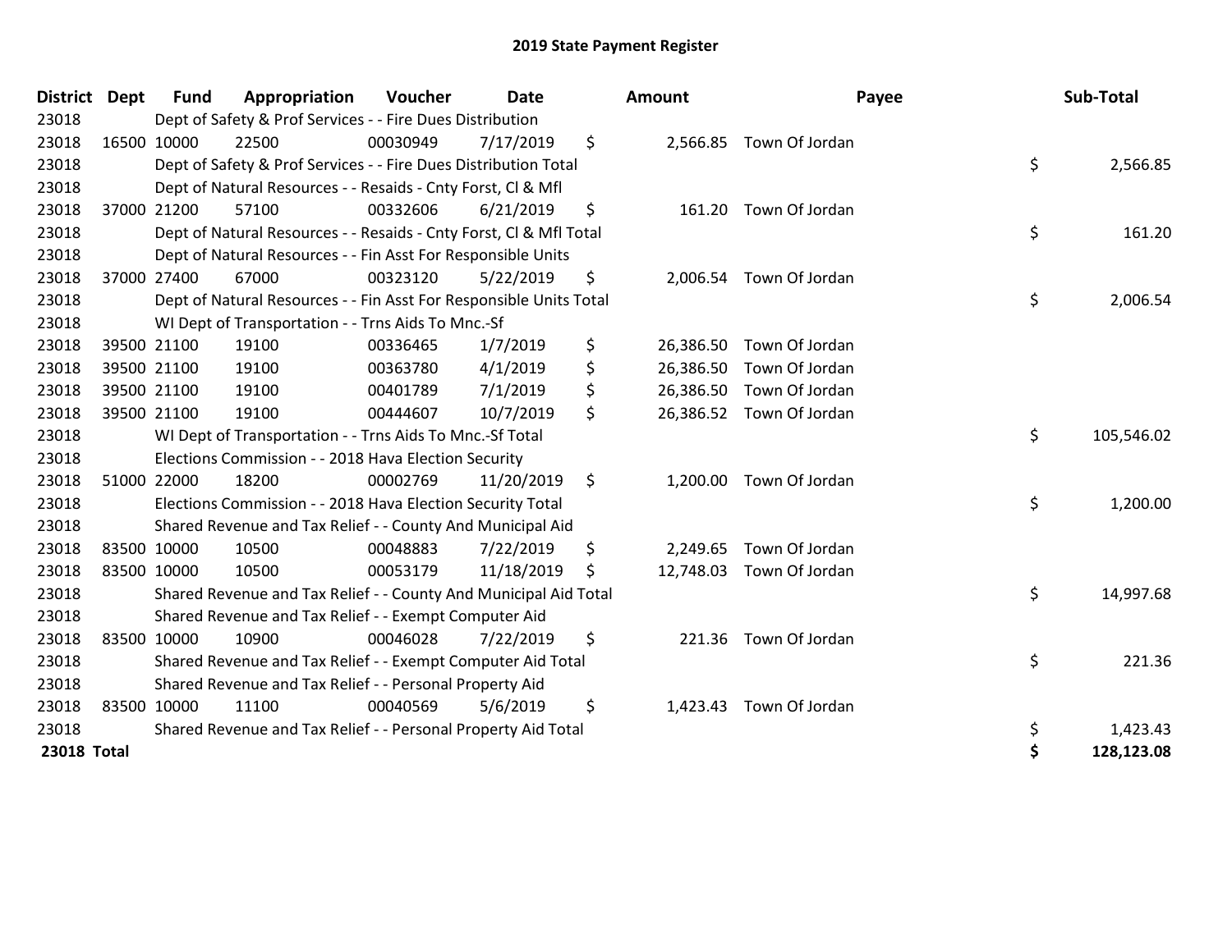# 2019 State Payment Register

| District | Dept | Fund | Appropriation | Voucher | Date | Amount | Payee | Sub-Total |
|---|---|---|---|---|---|---|---|---|
| 23018 | | Dept of Safety & Prof Services - - Fire Dues Distribution | | | | | | |
| 23018 | 16500 | 10000 | 22500 | 00030949 | 7/17/2019 | $ 2,566.85 | Town Of Jordan | |
| 23018 | | Dept of Safety & Prof Services - - Fire Dues Distribution Total | | | | | | $ 2,566.85 |
| 23018 | | Dept of Natural Resources - - Resaids - Cnty Forst, Cl & Mfl | | | | | | |
| 23018 | 37000 | 21200 | 57100 | 00332606 | 6/21/2019 | $ 161.20 | Town Of Jordan | |
| 23018 | | Dept of Natural Resources - - Resaids - Cnty Forst, Cl & Mfl Total | | | | | | $ 161.20 |
| 23018 | | Dept of Natural Resources - - Fin Asst For Responsible Units | | | | | | |
| 23018 | 37000 | 27400 | 67000 | 00323120 | 5/22/2019 | $ 2,006.54 | Town Of Jordan | |
| 23018 | | Dept of Natural Resources - - Fin Asst For Responsible Units Total | | | | | | $ 2,006.54 |
| 23018 | | WI Dept of Transportation - - Trns Aids To Mnc.-Sf | | | | | | |
| 23018 | 39500 | 21100 | 19100 | 00336465 | 1/7/2019 | $ 26,386.50 | Town Of Jordan | |
| 23018 | 39500 | 21100 | 19100 | 00363780 | 4/1/2019 | $ 26,386.50 | Town Of Jordan | |
| 23018 | 39500 | 21100 | 19100 | 00401789 | 7/1/2019 | $ 26,386.50 | Town Of Jordan | |
| 23018 | 39500 | 21100 | 19100 | 00444607 | 10/7/2019 | $ 26,386.52 | Town Of Jordan | |
| 23018 | | WI Dept of Transportation - - Trns Aids To Mnc.-Sf Total | | | | | | $ 105,546.02 |
| 23018 | | Elections Commission - - 2018 Hava Election Security | | | | | | |
| 23018 | 51000 | 22000 | 18200 | 00002769 | 11/20/2019 | $ 1,200.00 | Town Of Jordan | |
| 23018 | | Elections Commission - - 2018 Hava Election Security Total | | | | | | $ 1,200.00 |
| 23018 | | Shared Revenue and Tax Relief - - County And Municipal Aid | | | | | | |
| 23018 | 83500 | 10000 | 10500 | 00048883 | 7/22/2019 | $ 2,249.65 | Town Of Jordan | |
| 23018 | 83500 | 10000 | 10500 | 00053179 | 11/18/2019 | $ 12,748.03 | Town Of Jordan | |
| 23018 | | Shared Revenue and Tax Relief - - County And Municipal Aid Total | | | | | | $ 14,997.68 |
| 23018 | | Shared Revenue and Tax Relief - - Exempt Computer Aid | | | | | | |
| 23018 | 83500 | 10000 | 10900 | 00046028 | 7/22/2019 | $ 221.36 | Town Of Jordan | |
| 23018 | | Shared Revenue and Tax Relief - - Exempt Computer Aid Total | | | | | | $ 221.36 |
| 23018 | | Shared Revenue and Tax Relief - - Personal Property Aid | | | | | | |
| 23018 | 83500 | 10000 | 11100 | 00040569 | 5/6/2019 | $ 1,423.43 | Town Of Jordan | |
| 23018 | | Shared Revenue and Tax Relief - - Personal Property Aid Total | | | | | | $ 1,423.43 |
| **23018 Total** | | | | | | | | **$ 128,123.08** |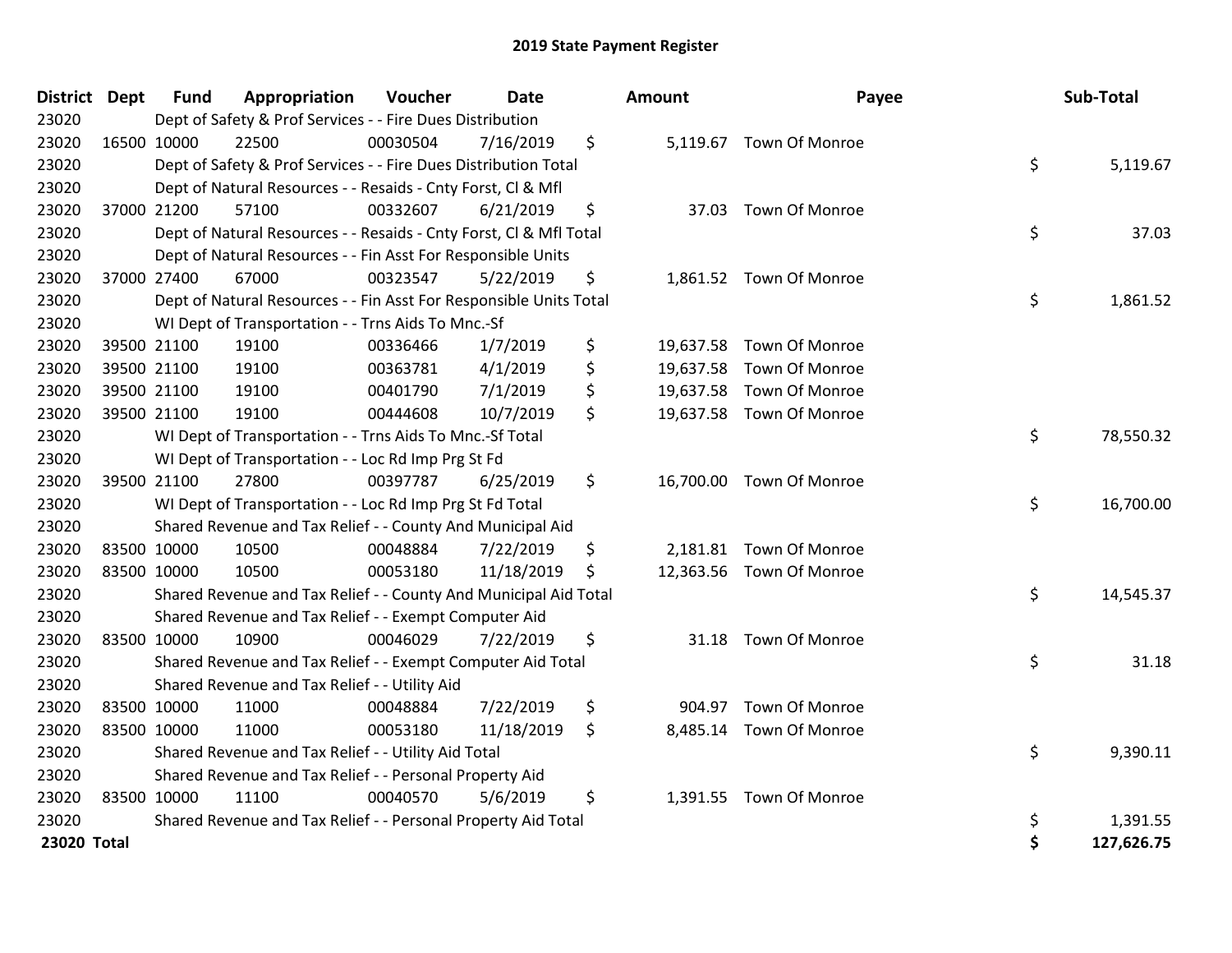## 2019 State Payment Register

| District | Dept | Fund | Appropriation | Voucher | Date | Amount | Payee | Sub-Total |
|---|---|---|---|---|---|---|---|---|
| 23020 | | Dept of Safety & Prof Services - - Fire Dues Distribution | | | | | | |
| 23020 | 16500 | 10000 | 22500 | 00030504 | 7/16/2019 | $ 5,119.67 | Town Of Monroe | |
| 23020 | | Dept of Safety & Prof Services - - Fire Dues Distribution Total | | | | | | $ 5,119.67 |
| 23020 | | Dept of Natural Resources - - Resaids - Cnty Forst, Cl & Mfl | | | | | | |
| 23020 | 37000 | 21200 | 57100 | 00332607 | 6/21/2019 | $ 37.03 | Town Of Monroe | |
| 23020 | | Dept of Natural Resources - - Resaids - Cnty Forst, Cl & Mfl Total | | | | | | $ 37.03 |
| 23020 | | Dept of Natural Resources - - Fin Asst For Responsible Units | | | | | | |
| 23020 | 37000 | 27400 | 67000 | 00323547 | 5/22/2019 | $ 1,861.52 | Town Of Monroe | |
| 23020 | | Dept of Natural Resources - - Fin Asst For Responsible Units Total | | | | | | $ 1,861.52 |
| 23020 | | WI Dept of Transportation - - Trns Aids To Mnc.-Sf | | | | | | |
| 23020 | 39500 | 21100 | 19100 | 00336466 | 1/7/2019 | $ 19,637.58 | Town Of Monroe | |
| 23020 | 39500 | 21100 | 19100 | 00363781 | 4/1/2019 | $ 19,637.58 | Town Of Monroe | |
| 23020 | 39500 | 21100 | 19100 | 00401790 | 7/1/2019 | $ 19,637.58 | Town Of Monroe | |
| 23020 | 39500 | 21100 | 19100 | 00444608 | 10/7/2019 | $ 19,637.58 | Town Of Monroe | |
| 23020 | | WI Dept of Transportation - - Trns Aids To Mnc.-Sf Total | | | | | | $ 78,550.32 |
| 23020 | | WI Dept of Transportation - - Loc Rd Imp Prg St Fd | | | | | | |
| 23020 | 39500 | 21100 | 27800 | 00397787 | 6/25/2019 | $ 16,700.00 | Town Of Monroe | |
| 23020 | | WI Dept of Transportation - - Loc Rd Imp Prg St Fd Total | | | | | | $ 16,700.00 |
| 23020 | | Shared Revenue and Tax Relief - - County And Municipal Aid | | | | | | |
| 23020 | 83500 | 10000 | 10500 | 00048884 | 7/22/2019 | $ 2,181.81 | Town Of Monroe | |
| 23020 | 83500 | 10000 | 10500 | 00053180 | 11/18/2019 | $ 12,363.56 | Town Of Monroe | |
| 23020 | | Shared Revenue and Tax Relief - - County And Municipal Aid Total | | | | | | $ 14,545.37 |
| 23020 | | Shared Revenue and Tax Relief - - Exempt Computer Aid | | | | | | |
| 23020 | 83500 | 10000 | 10900 | 00046029 | 7/22/2019 | $ 31.18 | Town Of Monroe | |
| 23020 | | Shared Revenue and Tax Relief - - Exempt Computer Aid Total | | | | | | $ 31.18 |
| 23020 | | Shared Revenue and Tax Relief - - Utility Aid | | | | | | |
| 23020 | 83500 | 10000 | 11000 | 00048884 | 7/22/2019 | $ 904.97 | Town Of Monroe | |
| 23020 | 83500 | 10000 | 11000 | 00053180 | 11/18/2019 | $ 8,485.14 | Town Of Monroe | |
| 23020 | | Shared Revenue and Tax Relief - - Utility Aid Total | | | | | | $ 9,390.11 |
| 23020 | | Shared Revenue and Tax Relief - - Personal Property Aid | | | | | | |
| 23020 | 83500 | 10000 | 11100 | 00040570 | 5/6/2019 | $ 1,391.55 | Town Of Monroe | |
| 23020 | | Shared Revenue and Tax Relief - - Personal Property Aid Total | | | | | | $ 1,391.55 |
| **23020 Total** | | | | | | | | **$ 127,626.75** |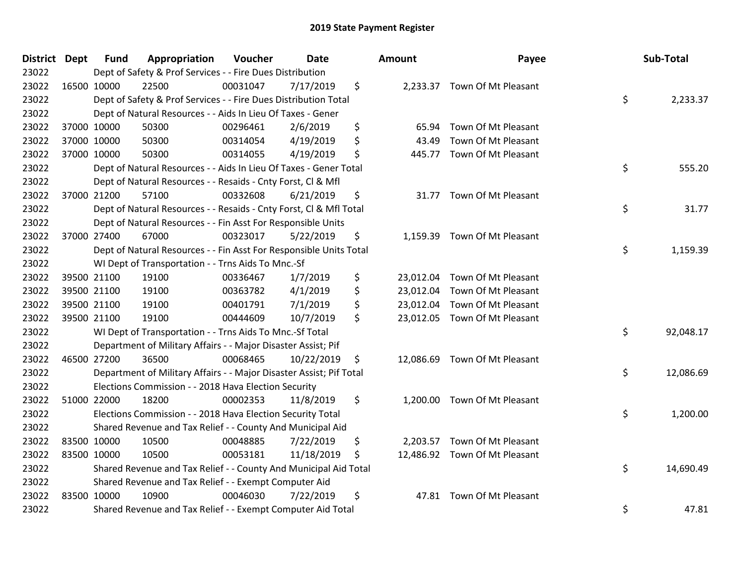# 2019 State Payment Register

| District | Dept | Fund | Appropriation | Voucher | Date | Amount | Payee | Sub-Total |
|---|---|---|---|---|---|---|---|---|
| 23022 | Dept of Safety & Prof Services - - Fire Dues Distribution | | | | | | | |
| 23022 | 16500 | 10000 | 22500 | 00031047 | 7/17/2019 | $ 2,233.37 | Town Of Mt Pleasant | |
| 23022 | Dept of Safety & Prof Services - - Fire Dues Distribution Total | | | | | | | $ 2,233.37 |
| 23022 | Dept of Natural Resources - - Aids In Lieu Of Taxes - Gener | | | | | | | |
| 23022 | 37000 | 10000 | 50300 | 00296461 | 2/6/2019 | $ 65.94 | Town Of Mt Pleasant | |
| 23022 | 37000 | 10000 | 50300 | 00314054 | 4/19/2019 | $ 43.49 | Town Of Mt Pleasant | |
| 23022 | 37000 | 10000 | 50300 | 00314055 | 4/19/2019 | $ 445.77 | Town Of Mt Pleasant | |
| 23022 | Dept of Natural Resources - - Aids In Lieu Of Taxes - Gener Total | | | | | | | $ 555.20 |
| 23022 | Dept of Natural Resources - - Resaids - Cnty Forst, Cl & Mfl | | | | | | | |
| 23022 | 37000 | 21200 | 57100 | 00332608 | 6/21/2019 | $ 31.77 | Town Of Mt Pleasant | |
| 23022 | Dept of Natural Resources - - Resaids - Cnty Forst, Cl & Mfl Total | | | | | | | $ 31.77 |
| 23022 | Dept of Natural Resources - - Fin Asst For Responsible Units | | | | | | | |
| 23022 | 37000 | 27400 | 67000 | 00323017 | 5/22/2019 | $ 1,159.39 | Town Of Mt Pleasant | |
| 23022 | Dept of Natural Resources - - Fin Asst For Responsible Units Total | | | | | | | $ 1,159.39 |
| 23022 | WI Dept of Transportation - - Trns Aids To Mnc.-Sf | | | | | | | |
| 23022 | 39500 | 21100 | 19100 | 00336467 | 1/7/2019 | $ 23,012.04 | Town Of Mt Pleasant | |
| 23022 | 39500 | 21100 | 19100 | 00363782 | 4/1/2019 | $ 23,012.04 | Town Of Mt Pleasant | |
| 23022 | 39500 | 21100 | 19100 | 00401791 | 7/1/2019 | $ 23,012.04 | Town Of Mt Pleasant | |
| 23022 | 39500 | 21100 | 19100 | 00444609 | 10/7/2019 | $ 23,012.05 | Town Of Mt Pleasant | |
| 23022 | WI Dept of Transportation - - Trns Aids To Mnc.-Sf Total | | | | | | | $ 92,048.17 |
| 23022 | Department of Military Affairs - - Major Disaster Assist; Pif | | | | | | | |
| 23022 | 46500 | 27200 | 36500 | 00068465 | 10/22/2019 | $ 12,086.69 | Town Of Mt Pleasant | |
| 23022 | Department of Military Affairs - - Major Disaster Assist; Pif Total | | | | | | | $ 12,086.69 |
| 23022 | Elections Commission - - 2018 Hava Election Security | | | | | | | |
| 23022 | 51000 | 22000 | 18200 | 00002353 | 11/8/2019 | $ 1,200.00 | Town Of Mt Pleasant | |
| 23022 | Elections Commission - - 2018 Hava Election Security Total | | | | | | | $ 1,200.00 |
| 23022 | Shared Revenue and Tax Relief - - County And Municipal Aid | | | | | | | |
| 23022 | 83500 | 10000 | 10500 | 00048885 | 7/22/2019 | $ 2,203.57 | Town Of Mt Pleasant | |
| 23022 | 83500 | 10000 | 10500 | 00053181 | 11/18/2019 | $ 12,486.92 | Town Of Mt Pleasant | |
| 23022 | Shared Revenue and Tax Relief - - County And Municipal Aid Total | | | | | | | $ 14,690.49 |
| 23022 | Shared Revenue and Tax Relief - - Exempt Computer Aid | | | | | | | |
| 23022 | 83500 | 10000 | 10900 | 00046030 | 7/22/2019 | $ 47.81 | Town Of Mt Pleasant | |
| 23022 | Shared Revenue and Tax Relief - - Exempt Computer Aid Total | | | | | | | $ 47.81 |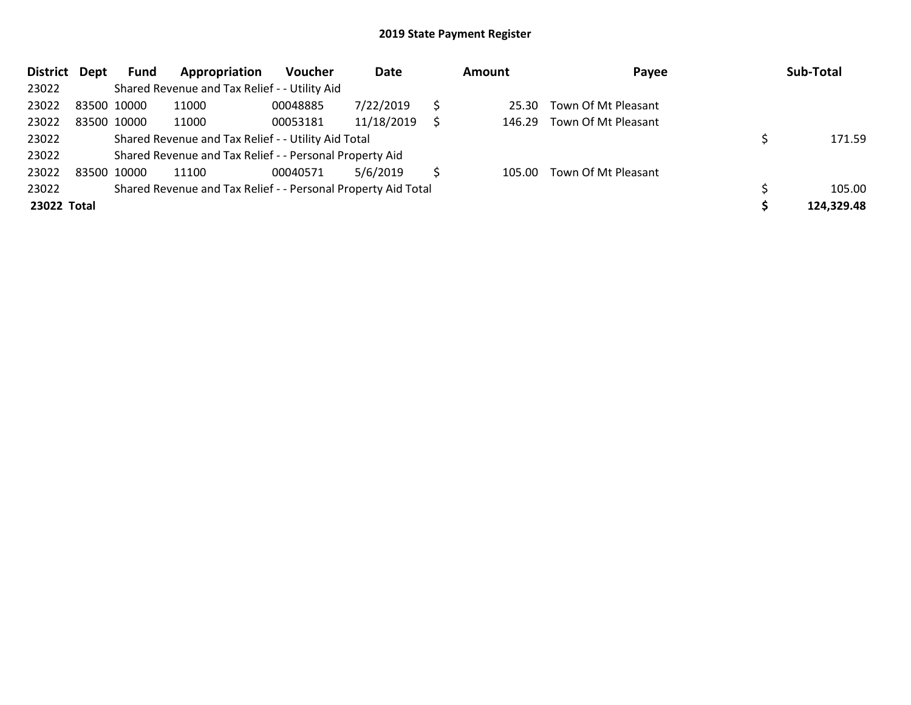## 2019 State Payment Register

| District | Dept | Fund | Appropriation | Voucher | Date | Amount | Payee | Sub-Total |
|---|---|---|---|---|---|---|---|---|
| 23022 | | Shared Revenue and Tax Relief - - Utility Aid | | | | | | |
| 23022 | 83500 | 10000 | 11000 | 00048885 | 7/22/2019 | $ 25.30 | Town Of Mt Pleasant | |
| 23022 | 83500 | 10000 | 11000 | 00053181 | 11/18/2019 | $ 146.29 | Town Of Mt Pleasant | |
| 23022 | | Shared Revenue and Tax Relief - - Utility Aid Total | | | | | | $ 171.59 |
| 23022 | | Shared Revenue and Tax Relief - - Personal Property Aid | | | | | | |
| 23022 | 83500 | 10000 | 11100 | 00040571 | 5/6/2019 | $ 105.00 | Town Of Mt Pleasant | |
| 23022 | | Shared Revenue and Tax Relief - - Personal Property Aid Total | | | | | | $ 105.00 |
| **23022 Total** | | | | | | | | **$ 124,329.48** |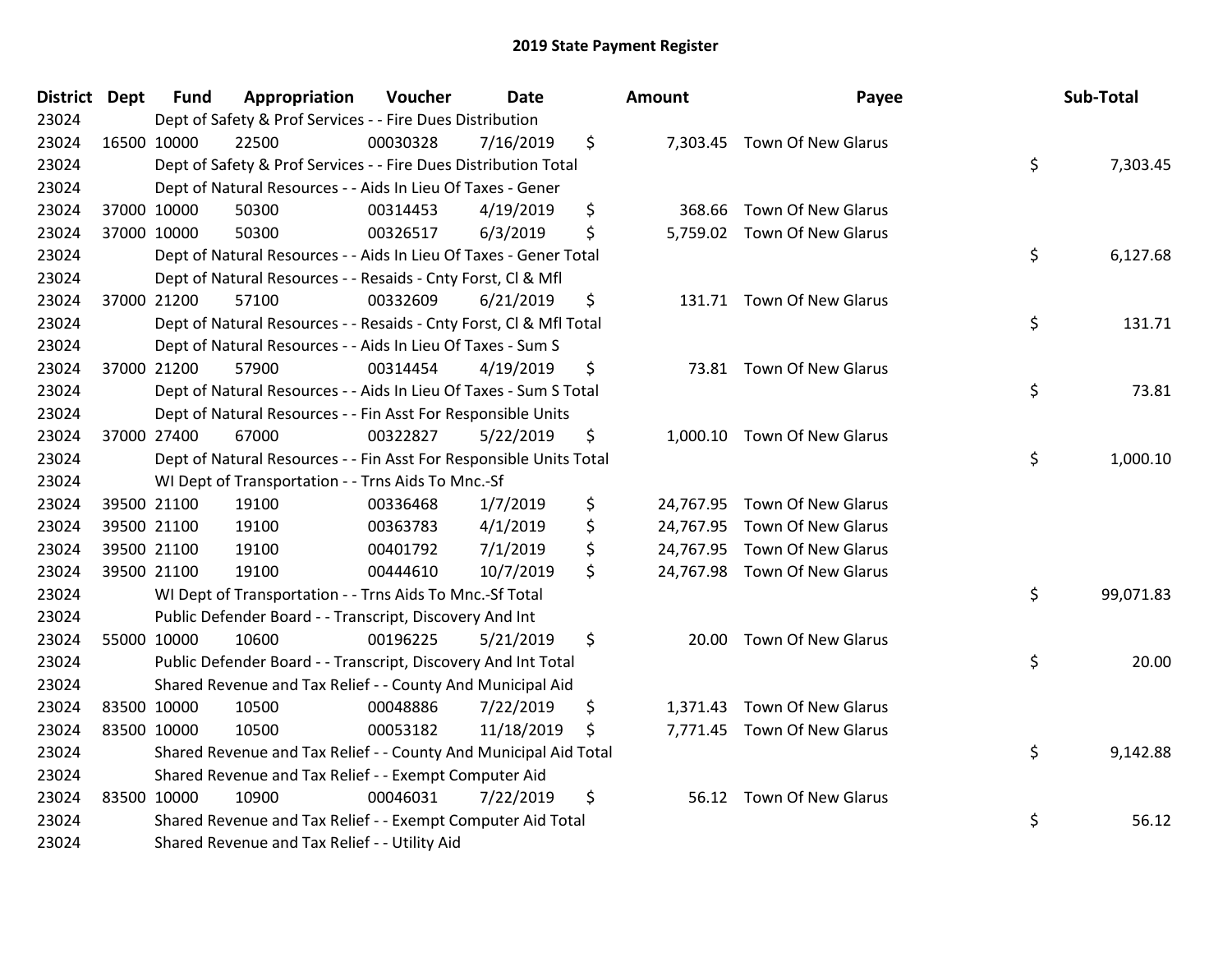## 2019 State Payment Register

| District | Dept | Fund | Appropriation | Voucher | Date | Amount | Payee | Sub-Total |
|---|---|---|---|---|---|---|---|---|
| 23024 | | Dept of Safety & Prof Services - - Fire Dues Distribution | | | | | | |
| 23024 | 16500 | 10000 | 22500 | 00030328 | 7/16/2019 | $ 7,303.45 | Town Of New Glarus | |
| 23024 | | Dept of Safety & Prof Services - - Fire Dues Distribution Total | | | | | | $ 7,303.45 |
| 23024 | | Dept of Natural Resources - - Aids In Lieu Of Taxes - Gener | | | | | | |
| 23024 | 37000 | 10000 | 50300 | 00314453 | 4/19/2019 | $ 368.66 | Town Of New Glarus | |
| 23024 | 37000 | 10000 | 50300 | 00326517 | 6/3/2019 | $ 5,759.02 | Town Of New Glarus | |
| 23024 | | Dept of Natural Resources - - Aids In Lieu Of Taxes - Gener Total | | | | | | $ 6,127.68 |
| 23024 | | Dept of Natural Resources - - Resaids - Cnty Forst, Cl & Mfl | | | | | | |
| 23024 | 37000 | 21200 | 57100 | 00332609 | 6/21/2019 | $ 131.71 | Town Of New Glarus | |
| 23024 | | Dept of Natural Resources - - Resaids - Cnty Forst, Cl & Mfl Total | | | | | | $ 131.71 |
| 23024 | | Dept of Natural Resources - - Aids In Lieu Of Taxes - Sum S | | | | | | |
| 23024 | 37000 | 21200 | 57900 | 00314454 | 4/19/2019 | $ 73.81 | Town Of New Glarus | |
| 23024 | | Dept of Natural Resources - - Aids In Lieu Of Taxes - Sum S Total | | | | | | $ 73.81 |
| 23024 | | Dept of Natural Resources - - Fin Asst For Responsible Units | | | | | | |
| 23024 | 37000 | 27400 | 67000 | 00322827 | 5/22/2019 | $ 1,000.10 | Town Of New Glarus | |
| 23024 | | Dept of Natural Resources - - Fin Asst For Responsible Units Total | | | | | | $ 1,000.10 |
| 23024 | | WI Dept of Transportation - - Trns Aids To Mnc.-Sf | | | | | | |
| 23024 | 39500 | 21100 | 19100 | 00336468 | 1/7/2019 | $ 24,767.95 | Town Of New Glarus | |
| 23024 | 39500 | 21100 | 19100 | 00363783 | 4/1/2019 | $ 24,767.95 | Town Of New Glarus | |
| 23024 | 39500 | 21100 | 19100 | 00401792 | 7/1/2019 | $ 24,767.95 | Town Of New Glarus | |
| 23024 | 39500 | 21100 | 19100 | 00444610 | 10/7/2019 | $ 24,767.98 | Town Of New Glarus | |
| 23024 | | WI Dept of Transportation - - Trns Aids To Mnc.-Sf Total | | | | | | $ 99,071.83 |
| 23024 | | Public Defender Board - - Transcript, Discovery And Int | | | | | | |
| 23024 | 55000 | 10000 | 10600 | 00196225 | 5/21/2019 | $ 20.00 | Town Of New Glarus | |
| 23024 | | Public Defender Board - - Transcript, Discovery And Int Total | | | | | | $ 20.00 |
| 23024 | | Shared Revenue and Tax Relief - - County And Municipal Aid | | | | | | |
| 23024 | 83500 | 10000 | 10500 | 00048886 | 7/22/2019 | $ 1,371.43 | Town Of New Glarus | |
| 23024 | 83500 | 10000 | 10500 | 00053182 | 11/18/2019 | $ 7,771.45 | Town Of New Glarus | |
| 23024 | | Shared Revenue and Tax Relief - - County And Municipal Aid Total | | | | | | $ 9,142.88 |
| 23024 | | Shared Revenue and Tax Relief - - Exempt Computer Aid | | | | | | |
| 23024 | 83500 | 10000 | 10900 | 00046031 | 7/22/2019 | $ 56.12 | Town Of New Glarus | |
| 23024 | | Shared Revenue and Tax Relief - - Exempt Computer Aid Total | | | | | | $ 56.12 |
| 23024 | | Shared Revenue and Tax Relief - - Utility Aid | | | | | | |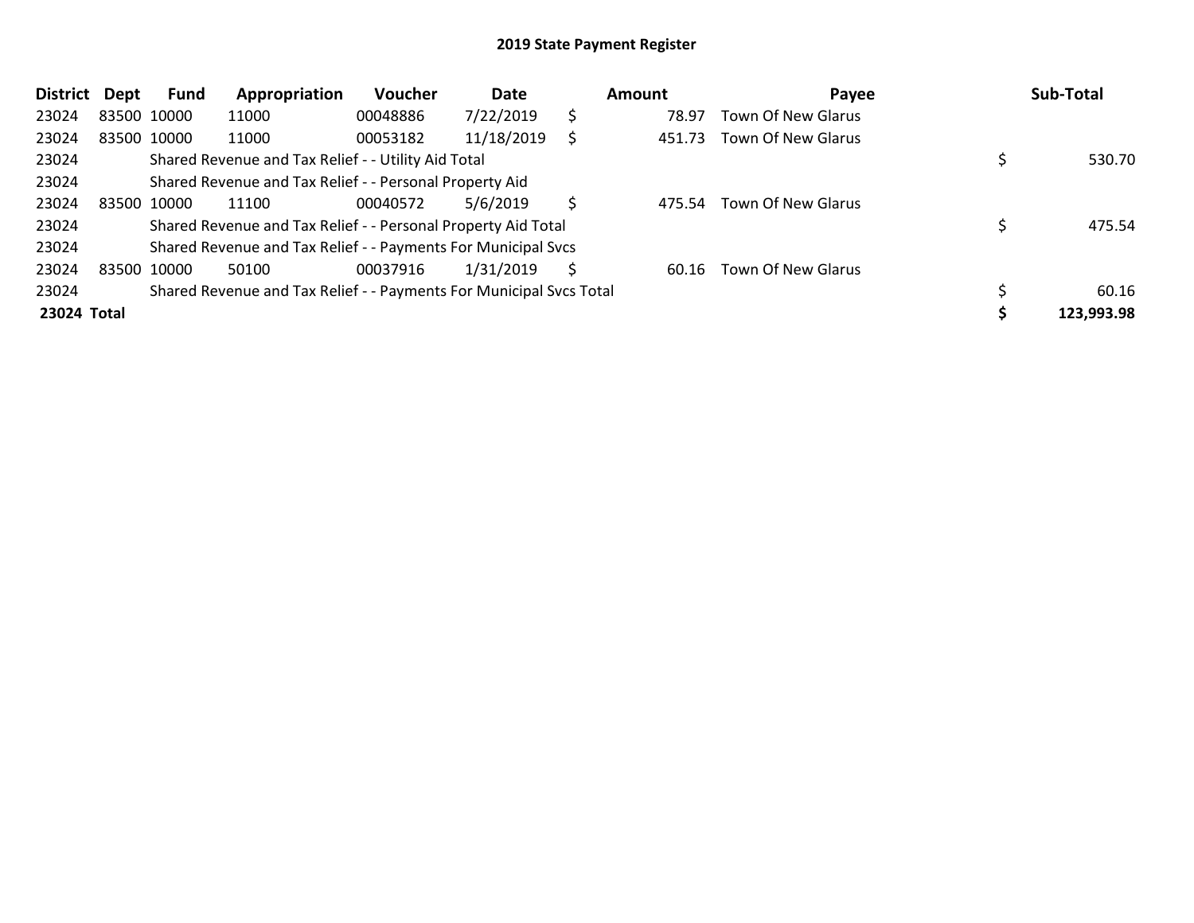# 2019 State Payment Register

| District | Dept | Fund | Appropriation | Voucher | Date | Amount | Payee | Sub-Total |
|---|---|---|---|---|---|---|---|---|
| 23024 | 83500 | 10000 | 11000 | 00048886 | 7/22/2019 | $ 78.97 | Town Of New Glarus | |
| 23024 | 83500 | 10000 | 11000 | 00053182 | 11/18/2019 | $ 451.73 | Town Of New Glarus | |
| 23024 | | Shared Revenue and Tax Relief - - Utility Aid Total | | | | | | $ 530.70 |
| 23024 | | Shared Revenue and Tax Relief - - Personal Property Aid | | | | | | |
| 23024 | 83500 | 10000 | 11100 | 00040572 | 5/6/2019 | $ 475.54 | Town Of New Glarus | |
| 23024 | | Shared Revenue and Tax Relief - - Personal Property Aid Total | | | | | | $ 475.54 |
| 23024 | | Shared Revenue and Tax Relief - - Payments For Municipal Svcs | | | | | | |
| 23024 | 83500 | 10000 | 50100 | 00037916 | 1/31/2019 | $ 60.16 | Town Of New Glarus | |
| 23024 | | Shared Revenue and Tax Relief - - Payments For Municipal Svcs Total | | | | | | $ 60.16 |
| **23024 Total** | | | | | | | | **$ 123,993.98** |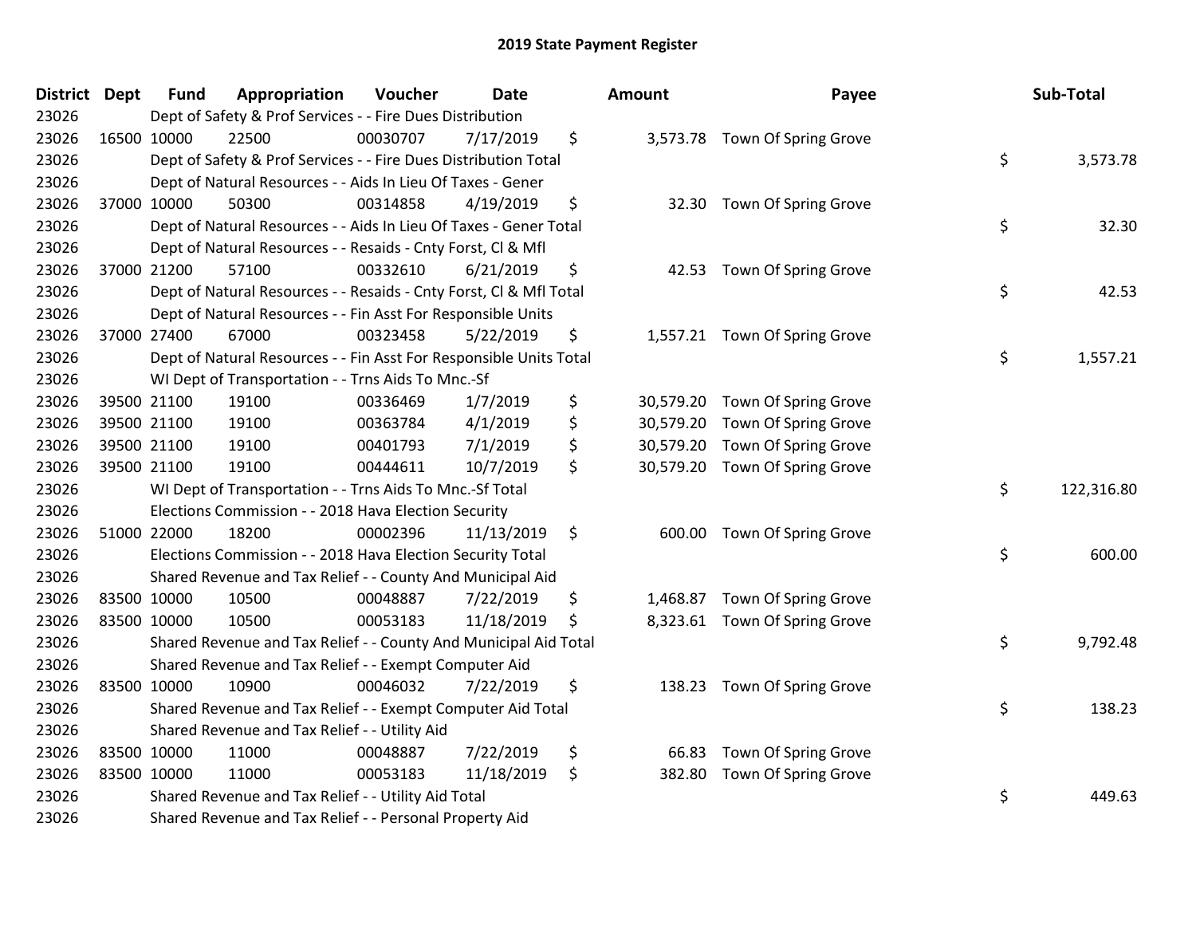# 2019 State Payment Register

| District | Dept | Fund | Appropriation | Voucher | Date | Amount | Payee | Sub-Total |
|---|---|---|---|---|---|---|---|---|
| 23026 | | Dept of Safety & Prof Services - - Fire Dues Distribution | | | | | | |
| 23026 | 16500 | 10000 | 22500 | 00030707 | 7/17/2019 | $ 3,573.78 | Town Of Spring Grove | |
| 23026 | | Dept of Safety & Prof Services - - Fire Dues Distribution Total | | | | | | $ 3,573.78 |
| 23026 | | Dept of Natural Resources - - Aids In Lieu Of Taxes - Gener | | | | | | |
| 23026 | 37000 | 10000 | 50300 | 00314858 | 4/19/2019 | $ 32.30 | Town Of Spring Grove | |
| 23026 | | Dept of Natural Resources - - Aids In Lieu Of Taxes - Gener Total | | | | | | $ 32.30 |
| 23026 | | Dept of Natural Resources - - Resaids - Cnty Forst, Cl & Mfl | | | | | | |
| 23026 | 37000 | 21200 | 57100 | 00332610 | 6/21/2019 | $ 42.53 | Town Of Spring Grove | |
| 23026 | | Dept of Natural Resources - - Resaids - Cnty Forst, Cl & Mfl Total | | | | | | $ 42.53 |
| 23026 | | Dept of Natural Resources - - Fin Asst For Responsible Units | | | | | | |
| 23026 | 37000 | 27400 | 67000 | 00323458 | 5/22/2019 | $ 1,557.21 | Town Of Spring Grove | |
| 23026 | | Dept of Natural Resources - - Fin Asst For Responsible Units Total | | | | | | $ 1,557.21 |
| 23026 | | WI Dept of Transportation - - Trns Aids To Mnc.-Sf | | | | | | |
| 23026 | 39500 | 21100 | 19100 | 00336469 | 1/7/2019 | $ 30,579.20 | Town Of Spring Grove | |
| 23026 | 39500 | 21100 | 19100 | 00363784 | 4/1/2019 | $ 30,579.20 | Town Of Spring Grove | |
| 23026 | 39500 | 21100 | 19100 | 00401793 | 7/1/2019 | $ 30,579.20 | Town Of Spring Grove | |
| 23026 | 39500 | 21100 | 19100 | 00444611 | 10/7/2019 | $ 30,579.20 | Town Of Spring Grove | |
| 23026 | | WI Dept of Transportation - - Trns Aids To Mnc.-Sf Total | | | | | | $ 122,316.80 |
| 23026 | | Elections Commission - - 2018 Hava Election Security | | | | | | |
| 23026 | 51000 | 22000 | 18200 | 00002396 | 11/13/2019 | $ 600.00 | Town Of Spring Grove | |
| 23026 | | Elections Commission - - 2018 Hava Election Security Total | | | | | | $ 600.00 |
| 23026 | | Shared Revenue and Tax Relief - - County And Municipal Aid | | | | | | |
| 23026 | 83500 | 10000 | 10500 | 00048887 | 7/22/2019 | $ 1,468.87 | Town Of Spring Grove | |
| 23026 | 83500 | 10000 | 10500 | 00053183 | 11/18/2019 | $ 8,323.61 | Town Of Spring Grove | |
| 23026 | | Shared Revenue and Tax Relief - - County And Municipal Aid Total | | | | | | $ 9,792.48 |
| 23026 | | Shared Revenue and Tax Relief - - Exempt Computer Aid | | | | | | |
| 23026 | 83500 | 10000 | 10900 | 00046032 | 7/22/2019 | $ 138.23 | Town Of Spring Grove | |
| 23026 | | Shared Revenue and Tax Relief - - Exempt Computer Aid Total | | | | | | $ 138.23 |
| 23026 | | Shared Revenue and Tax Relief - - Utility Aid | | | | | | |
| 23026 | 83500 | 10000 | 11000 | 00048887 | 7/22/2019 | $ 66.83 | Town Of Spring Grove | |
| 23026 | 83500 | 10000 | 11000 | 00053183 | 11/18/2019 | $ 382.80 | Town Of Spring Grove | |
| 23026 | | Shared Revenue and Tax Relief - - Utility Aid Total | | | | | | $ 449.63 |
| 23026 | | Shared Revenue and Tax Relief - - Personal Property Aid | | | | | | |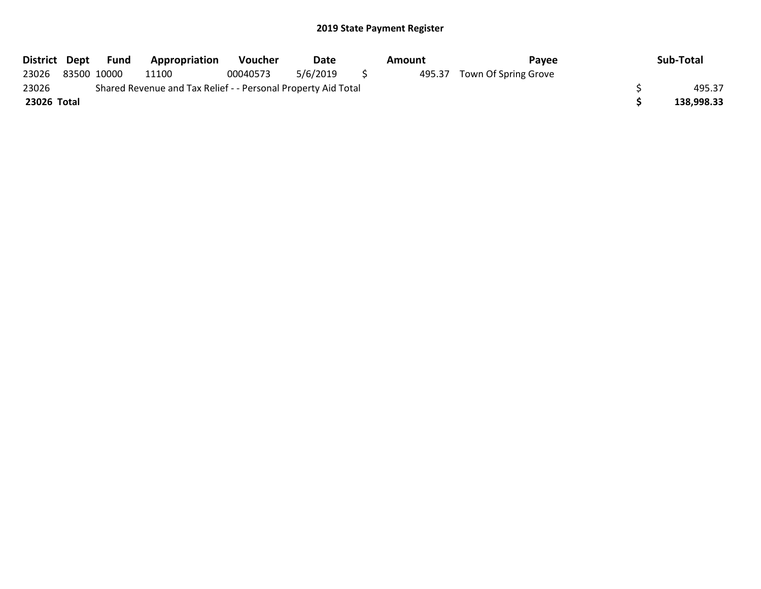## 2019 State Payment Register

| District | Dept | Fund | Appropriation | Voucher | Date | Amount | Payee | Sub-Total |
|---|---|---|---|---|---|---|---|---|
| 23026 | 83500 | 10000 | 11100 | 00040573 | 5/6/2019 | $ 495.37 | Town Of Spring Grove | |
| 23026 | Shared Revenue and Tax Relief - - Personal Property Aid Total | | | | | | | $ 495.37 |
| **23026 Total** | | | | | | | | **$ 138,998.33** |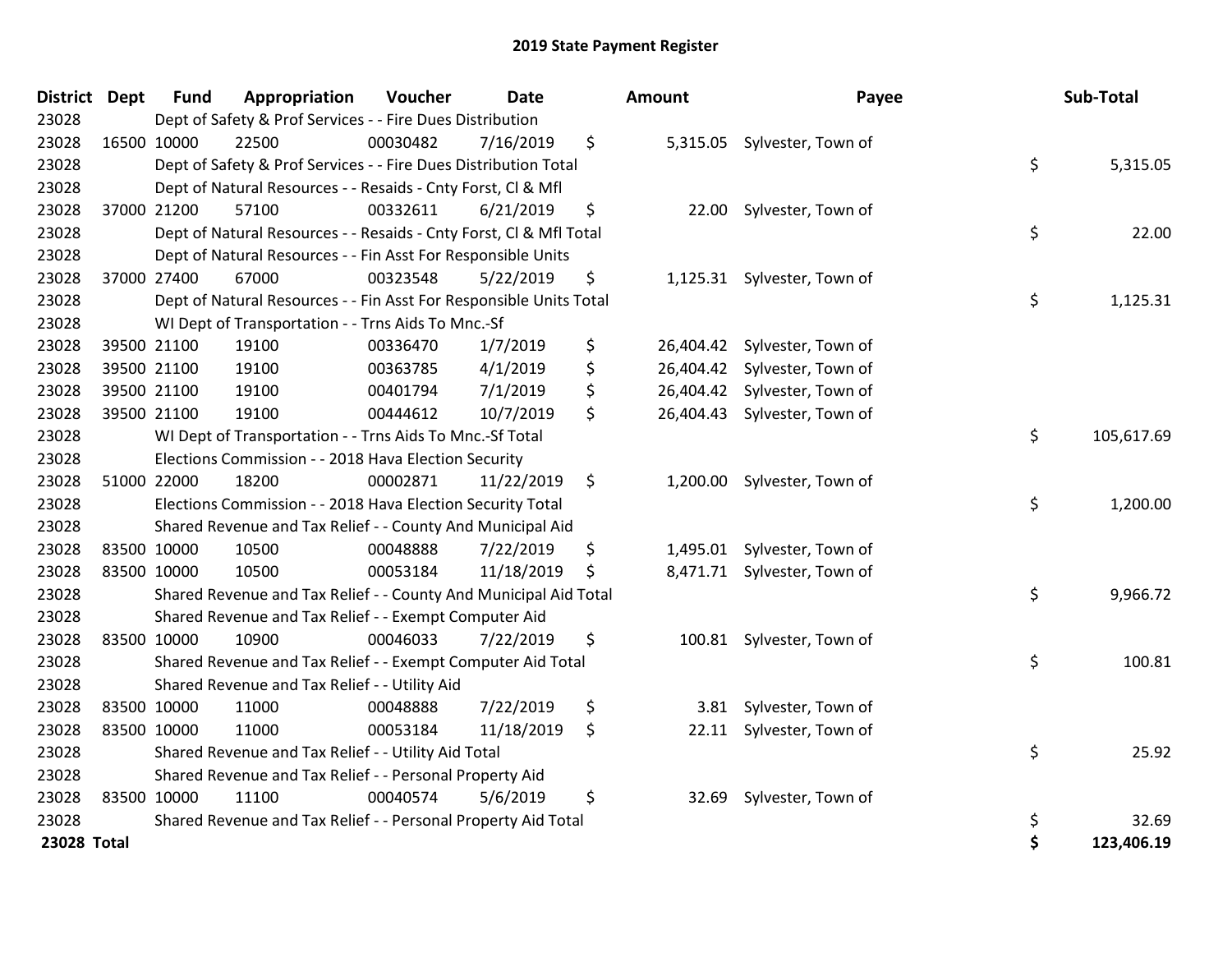# 2019 State Payment Register

| District | Dept | Fund | Appropriation | Voucher | Date | Amount | Payee | Sub-Total |
|---|---|---|---|---|---|---|---|---|
| 23028 | | Dept of Safety & Prof Services - - Fire Dues Distribution | | | | | | |
| 23028 | 16500 | 10000 | 22500 | 00030482 | 7/16/2019 | $ 5,315.05 | Sylvester, Town of | |
| 23028 | | Dept of Safety & Prof Services - - Fire Dues Distribution Total | | | | | | $ 5,315.05 |
| 23028 | | Dept of Natural Resources - - Resaids - Cnty Forst, Cl & Mfl | | | | | | |
| 23028 | 37000 | 21200 | 57100 | 00332611 | 6/21/2019 | $ 22.00 | Sylvester, Town of | |
| 23028 | | Dept of Natural Resources - - Resaids - Cnty Forst, Cl & Mfl Total | | | | | | $ 22.00 |
| 23028 | | Dept of Natural Resources - - Fin Asst For Responsible Units | | | | | | |
| 23028 | 37000 | 27400 | 67000 | 00323548 | 5/22/2019 | $ 1,125.31 | Sylvester, Town of | |
| 23028 | | Dept of Natural Resources - - Fin Asst For Responsible Units Total | | | | | | $ 1,125.31 |
| 23028 | | WI Dept of Transportation - - Trns Aids To Mnc.-Sf | | | | | | |
| 23028 | 39500 | 21100 | 19100 | 00336470 | 1/7/2019 | $ 26,404.42 | Sylvester, Town of | |
| 23028 | 39500 | 21100 | 19100 | 00363785 | 4/1/2019 | $ 26,404.42 | Sylvester, Town of | |
| 23028 | 39500 | 21100 | 19100 | 00401794 | 7/1/2019 | $ 26,404.42 | Sylvester, Town of | |
| 23028 | 39500 | 21100 | 19100 | 00444612 | 10/7/2019 | $ 26,404.43 | Sylvester, Town of | |
| 23028 | | WI Dept of Transportation - - Trns Aids To Mnc.-Sf Total | | | | | | $ 105,617.69 |
| 23028 | | Elections Commission - - 2018 Hava Election Security | | | | | | |
| 23028 | 51000 | 22000 | 18200 | 00002871 | 11/22/2019 | $ 1,200.00 | Sylvester, Town of | |
| 23028 | | Elections Commission - - 2018 Hava Election Security Total | | | | | | $ 1,200.00 |
| 23028 | | Shared Revenue and Tax Relief - - County And Municipal Aid | | | | | | |
| 23028 | 83500 | 10000 | 10500 | 00048888 | 7/22/2019 | $ 1,495.01 | Sylvester, Town of | |
| 23028 | 83500 | 10000 | 10500 | 00053184 | 11/18/2019 | $ 8,471.71 | Sylvester, Town of | |
| 23028 | | Shared Revenue and Tax Relief - - County And Municipal Aid Total | | | | | | $ 9,966.72 |
| 23028 | | Shared Revenue and Tax Relief - - Exempt Computer Aid | | | | | | |
| 23028 | 83500 | 10000 | 10900 | 00046033 | 7/22/2019 | $ 100.81 | Sylvester, Town of | |
| 23028 | | Shared Revenue and Tax Relief - - Exempt Computer Aid Total | | | | | | $ 100.81 |
| 23028 | | Shared Revenue and Tax Relief - - Utility Aid | | | | | | |
| 23028 | 83500 | 10000 | 11000 | 00048888 | 7/22/2019 | $ 3.81 | Sylvester, Town of | |
| 23028 | 83500 | 10000 | 11000 | 00053184 | 11/18/2019 | $ 22.11 | Sylvester, Town of | |
| 23028 | | Shared Revenue and Tax Relief - - Utility Aid Total | | | | | | $ 25.92 |
| 23028 | | Shared Revenue and Tax Relief - - Personal Property Aid | | | | | | |
| 23028 | 83500 | 10000 | 11100 | 00040574 | 5/6/2019 | $ 32.69 | Sylvester, Town of | |
| 23028 | | Shared Revenue and Tax Relief - - Personal Property Aid Total | | | | | | $ 32.69 |
| **23028 Total** | | | | | | | | **$ 123,406.19** |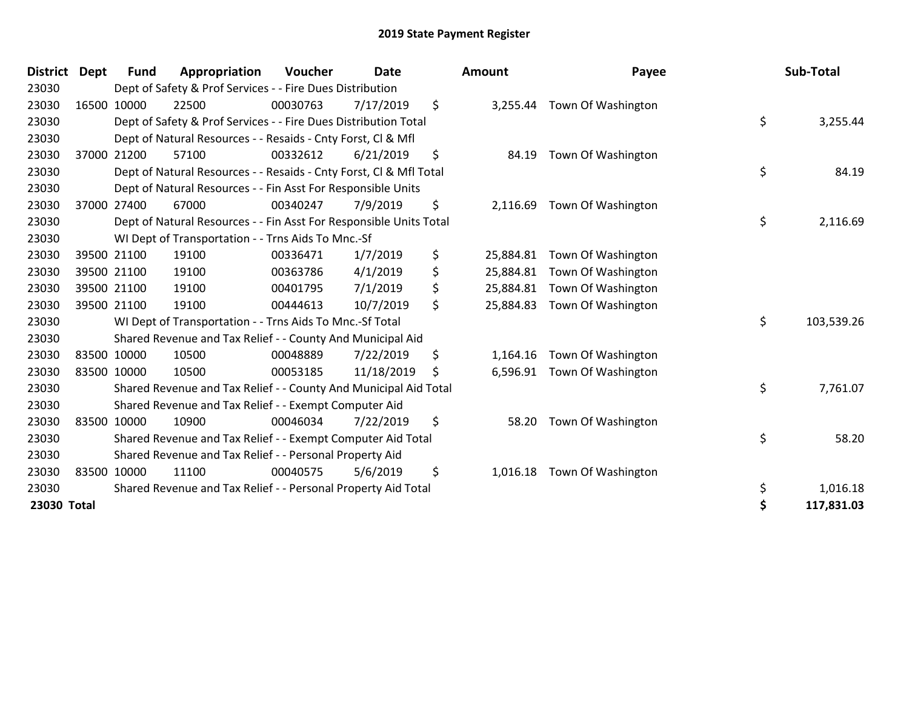# 2019 State Payment Register

| District | Dept | Fund | Appropriation | Voucher | Date | Amount | Payee | Sub-Total |
|---|---|---|---|---|---|---|---|---|
| 23030 | | Dept of Safety & Prof Services - - Fire Dues Distribution | | | | | | |
| 23030 | 16500 | 10000 | 22500 | 00030763 | 7/17/2019 | $ 3,255.44 | Town Of Washington | |
| 23030 | | Dept of Safety & Prof Services - - Fire Dues Distribution Total | | | | | | $ 3,255.44 |
| 23030 | | Dept of Natural Resources - - Resaids - Cnty Forst, Cl & Mfl | | | | | | |
| 23030 | 37000 | 21200 | 57100 | 00332612 | 6/21/2019 | $ 84.19 | Town Of Washington | |
| 23030 | | Dept of Natural Resources - - Resaids - Cnty Forst, Cl & Mfl Total | | | | | | $ 84.19 |
| 23030 | | Dept of Natural Resources - - Fin Asst For Responsible Units | | | | | | |
| 23030 | 37000 | 27400 | 67000 | 00340247 | 7/9/2019 | $ 2,116.69 | Town Of Washington | |
| 23030 | | Dept of Natural Resources - - Fin Asst For Responsible Units Total | | | | | | $ 2,116.69 |
| 23030 | | WI Dept of Transportation - - Trns Aids To Mnc.-Sf | | | | | | |
| 23030 | 39500 | 21100 | 19100 | 00336471 | 1/7/2019 | $ 25,884.81 | Town Of Washington | |
| 23030 | 39500 | 21100 | 19100 | 00363786 | 4/1/2019 | $ 25,884.81 | Town Of Washington | |
| 23030 | 39500 | 21100 | 19100 | 00401795 | 7/1/2019 | $ 25,884.81 | Town Of Washington | |
| 23030 | 39500 | 21100 | 19100 | 00444613 | 10/7/2019 | $ 25,884.83 | Town Of Washington | |
| 23030 | | WI Dept of Transportation - - Trns Aids To Mnc.-Sf Total | | | | | | $ 103,539.26 |
| 23030 | | Shared Revenue and Tax Relief - - County And Municipal Aid | | | | | | |
| 23030 | 83500 | 10000 | 10500 | 00048889 | 7/22/2019 | $ 1,164.16 | Town Of Washington | |
| 23030 | 83500 | 10000 | 10500 | 00053185 | 11/18/2019 | $ 6,596.91 | Town Of Washington | |
| 23030 | | Shared Revenue and Tax Relief - - County And Municipal Aid Total | | | | | | $ 7,761.07 |
| 23030 | | Shared Revenue and Tax Relief - - Exempt Computer Aid | | | | | | |
| 23030 | 83500 | 10000 | 10900 | 00046034 | 7/22/2019 | $ 58.20 | Town Of Washington | |
| 23030 | | Shared Revenue and Tax Relief - - Exempt Computer Aid Total | | | | | | $ 58.20 |
| 23030 | | Shared Revenue and Tax Relief - - Personal Property Aid | | | | | | |
| 23030 | 83500 | 10000 | 11100 | 00040575 | 5/6/2019 | $ 1,016.18 | Town Of Washington | |
| 23030 | | Shared Revenue and Tax Relief - - Personal Property Aid Total | | | | | | $ 1,016.18 |
| **23030 Total** | | | | | | | | **$ 117,831.03** |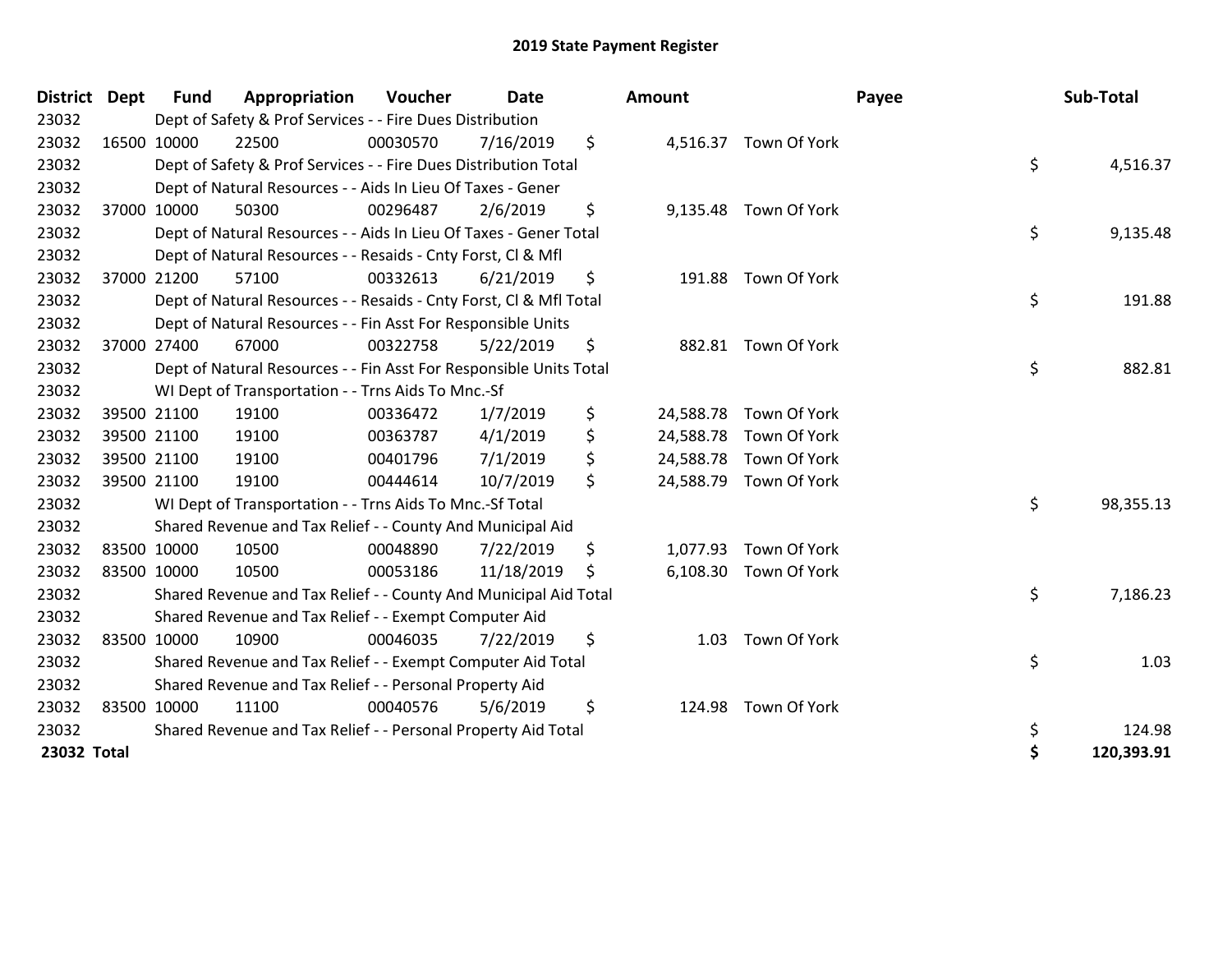# 2019 State Payment Register

| District | Dept | Fund | Appropriation | Voucher | Date | Amount | Payee | Sub-Total |
|---|---|---|---|---|---|---|---|---|
| 23032 | | Dept of Safety & Prof Services - - Fire Dues Distribution | | | | | | |
| 23032 | 16500 | 10000 | 22500 | 00030570 | 7/16/2019 | $ 4,516.37 | Town Of York | |
| 23032 | | Dept of Safety & Prof Services - - Fire Dues Distribution Total | | | | | | $ 4,516.37 |
| 23032 | | Dept of Natural Resources - - Aids In Lieu Of Taxes - Gener | | | | | | |
| 23032 | 37000 | 10000 | 50300 | 00296487 | 2/6/2019 | $ 9,135.48 | Town Of York | |
| 23032 | | Dept of Natural Resources - - Aids In Lieu Of Taxes - Gener Total | | | | | | $ 9,135.48 |
| 23032 | | Dept of Natural Resources - - Resaids - Cnty Forst, Cl & Mfl | | | | | | |
| 23032 | 37000 | 21200 | 57100 | 00332613 | 6/21/2019 | $ 191.88 | Town Of York | |
| 23032 | | Dept of Natural Resources - - Resaids - Cnty Forst, Cl & Mfl Total | | | | | | $ 191.88 |
| 23032 | | Dept of Natural Resources - - Fin Asst For Responsible Units | | | | | | |
| 23032 | 37000 | 27400 | 67000 | 00322758 | 5/22/2019 | $ 882.81 | Town Of York | |
| 23032 | | Dept of Natural Resources - - Fin Asst For Responsible Units Total | | | | | | $ 882.81 |
| 23032 | | WI Dept of Transportation - - Trns Aids To Mnc.-Sf | | | | | | |
| 23032 | 39500 | 21100 | 19100 | 00336472 | 1/7/2019 | $ 24,588.78 | Town Of York | |
| 23032 | 39500 | 21100 | 19100 | 00363787 | 4/1/2019 | $ 24,588.78 | Town Of York | |
| 23032 | 39500 | 21100 | 19100 | 00401796 | 7/1/2019 | $ 24,588.78 | Town Of York | |
| 23032 | 39500 | 21100 | 19100 | 00444614 | 10/7/2019 | $ 24,588.79 | Town Of York | |
| 23032 | | WI Dept of Transportation - - Trns Aids To Mnc.-Sf Total | | | | | | $ 98,355.13 |
| 23032 | | Shared Revenue and Tax Relief - - County And Municipal Aid | | | | | | |
| 23032 | 83500 | 10000 | 10500 | 00048890 | 7/22/2019 | $ 1,077.93 | Town Of York | |
| 23032 | 83500 | 10000 | 10500 | 00053186 | 11/18/2019 | $ 6,108.30 | Town Of York | |
| 23032 | | Shared Revenue and Tax Relief - - County And Municipal Aid Total | | | | | | $ 7,186.23 |
| 23032 | | Shared Revenue and Tax Relief - - Exempt Computer Aid | | | | | | |
| 23032 | 83500 | 10000 | 10900 | 00046035 | 7/22/2019 | $ 1.03 | Town Of York | |
| 23032 | | Shared Revenue and Tax Relief - - Exempt Computer Aid Total | | | | | | $ 1.03 |
| 23032 | | Shared Revenue and Tax Relief - - Personal Property Aid | | | | | | |
| 23032 | 83500 | 10000 | 11100 | 00040576 | 5/6/2019 | $ 124.98 | Town Of York | |
| 23032 | | Shared Revenue and Tax Relief - - Personal Property Aid Total | | | | | | $ 124.98 |
| **23032 Total** | | | | | | | | **$ 120,393.91** |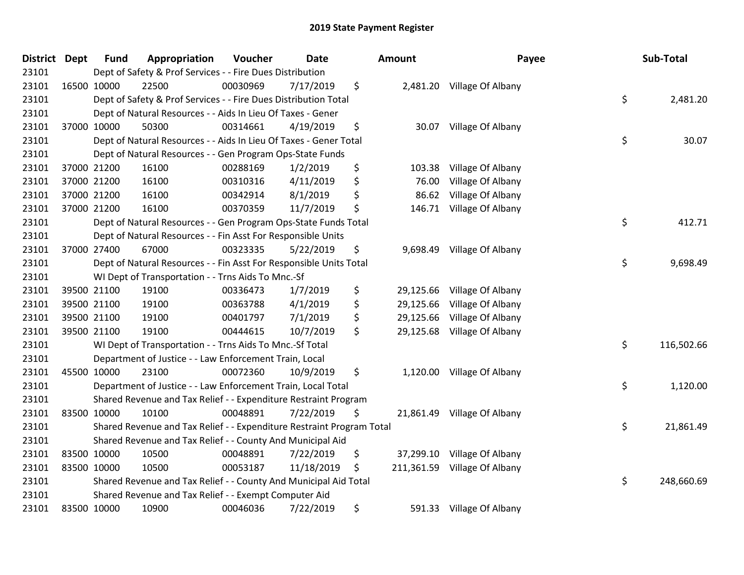## 2019 State Payment Register

| District | Dept | Fund | Appropriation | Voucher | Date | Amount | Payee | Sub-Total |
|---|---|---|---|---|---|---|---|---|
| 23101 | | Dept of Safety & Prof Services - - Fire Dues Distribution | | | | | | |
| 23101 | 16500 | 10000 | 22500 | 00030969 | 7/17/2019 | $ 2,481.20 | Village Of Albany | |
| 23101 | | Dept of Safety & Prof Services - - Fire Dues Distribution Total | | | | | | $ 2,481.20 |
| 23101 | | Dept of Natural Resources - - Aids In Lieu Of Taxes - Gener | | | | | | |
| 23101 | 37000 | 10000 | 50300 | 00314661 | 4/19/2019 | $ 30.07 | Village Of Albany | |
| 23101 | | Dept of Natural Resources - - Aids In Lieu Of Taxes - Gener Total | | | | | | $ 30.07 |
| 23101 | | Dept of Natural Resources - - Gen Program Ops-State Funds | | | | | | |
| 23101 | 37000 | 21200 | 16100 | 00288169 | 1/2/2019 | $ 103.38 | Village Of Albany | |
| 23101 | 37000 | 21200 | 16100 | 00310316 | 4/11/2019 | $ 76.00 | Village Of Albany | |
| 23101 | 37000 | 21200 | 16100 | 00342914 | 8/1/2019 | $ 86.62 | Village Of Albany | |
| 23101 | 37000 | 21200 | 16100 | 00370359 | 11/7/2019 | $ 146.71 | Village Of Albany | |
| 23101 | | Dept of Natural Resources - - Gen Program Ops-State Funds Total | | | | | | $ 412.71 |
| 23101 | | Dept of Natural Resources - - Fin Asst For Responsible Units | | | | | | |
| 23101 | 37000 | 27400 | 67000 | 00323335 | 5/22/2019 | $ 9,698.49 | Village Of Albany | |
| 23101 | | Dept of Natural Resources - - Fin Asst For Responsible Units Total | | | | | | $ 9,698.49 |
| 23101 | | WI Dept of Transportation - - Trns Aids To Mnc.-Sf | | | | | | |
| 23101 | 39500 | 21100 | 19100 | 00336473 | 1/7/2019 | $ 29,125.66 | Village Of Albany | |
| 23101 | 39500 | 21100 | 19100 | 00363788 | 4/1/2019 | $ 29,125.66 | Village Of Albany | |
| 23101 | 39500 | 21100 | 19100 | 00401797 | 7/1/2019 | $ 29,125.66 | Village Of Albany | |
| 23101 | 39500 | 21100 | 19100 | 00444615 | 10/7/2019 | $ 29,125.68 | Village Of Albany | |
| 23101 | | WI Dept of Transportation - - Trns Aids To Mnc.-Sf Total | | | | | | $ 116,502.66 |
| 23101 | | Department of Justice - - Law Enforcement Train, Local | | | | | | |
| 23101 | 45500 | 10000 | 23100 | 00072360 | 10/9/2019 | $ 1,120.00 | Village Of Albany | |
| 23101 | | Department of Justice - - Law Enforcement Train, Local Total | | | | | | $ 1,120.00 |
| 23101 | | Shared Revenue and Tax Relief - - Expenditure Restraint Program | | | | | | |
| 23101 | 83500 | 10000 | 10100 | 00048891 | 7/22/2019 | $ 21,861.49 | Village Of Albany | |
| 23101 | | Shared Revenue and Tax Relief - - Expenditure Restraint Program Total | | | | | | $ 21,861.49 |
| 23101 | | Shared Revenue and Tax Relief - - County And Municipal Aid | | | | | | |
| 23101 | 83500 | 10000 | 10500 | 00048891 | 7/22/2019 | $ 37,299.10 | Village Of Albany | |
| 23101 | 83500 | 10000 | 10500 | 00053187 | 11/18/2019 | $ 211,361.59 | Village Of Albany | |
| 23101 | | Shared Revenue and Tax Relief - - County And Municipal Aid Total | | | | | | $ 248,660.69 |
| 23101 | | Shared Revenue and Tax Relief - - Exempt Computer Aid | | | | | | |
| 23101 | 83500 | 10000 | 10900 | 00046036 | 7/22/2019 | $ 591.33 | Village Of Albany | |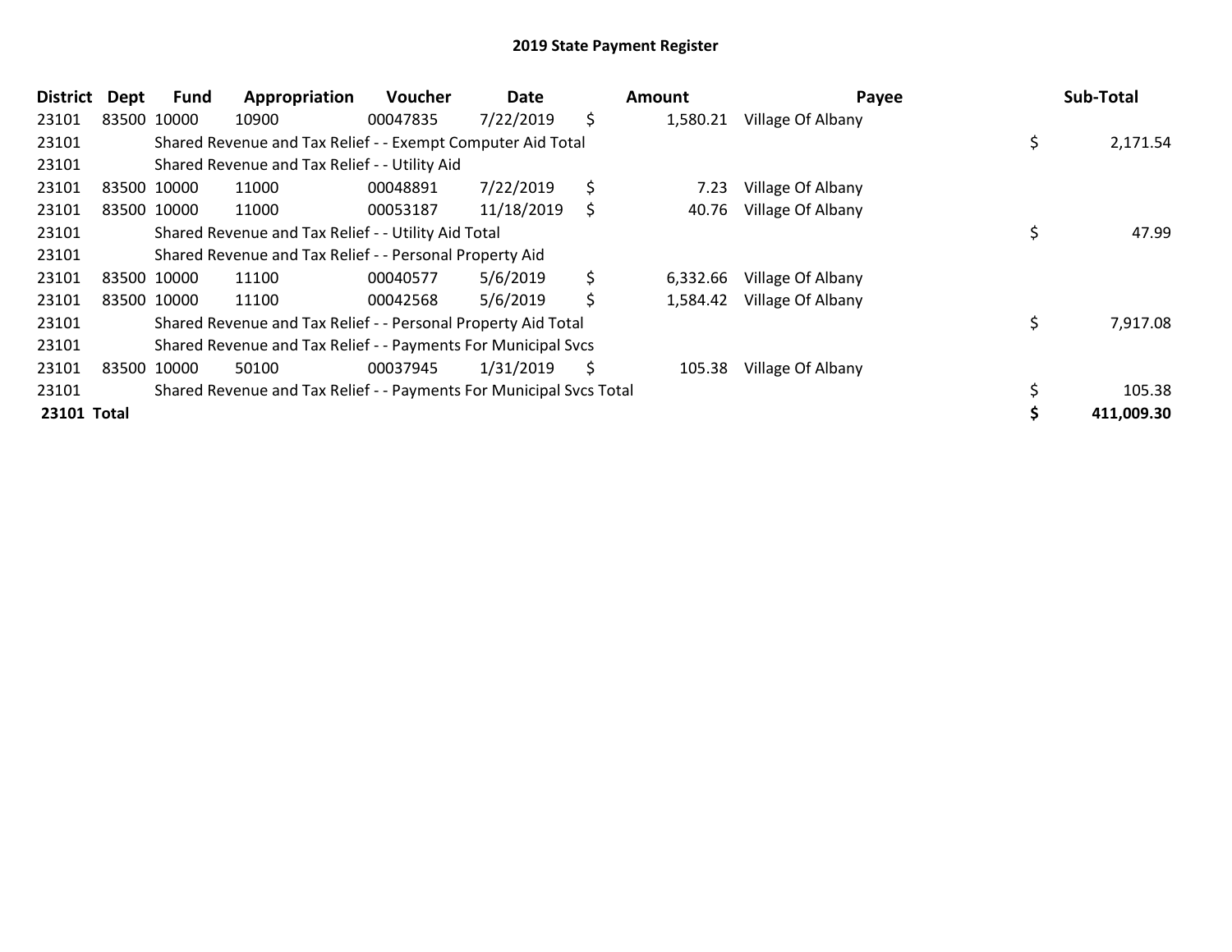# 2019 State Payment Register

| District | Dept | Fund | Appropriation | Voucher | Date | Amount | Payee | Sub-Total |
|---|---|---|---|---|---|---|---|---|
| 23101 | 83500 | 10000 | 10900 | 00047835 | 7/22/2019 | $ 1,580.21 | Village Of Albany | |
| 23101 | | Shared Revenue and Tax Relief - - Exempt Computer Aid Total | | | | | | $ 2,171.54 |
| 23101 | | Shared Revenue and Tax Relief - - Utility Aid | | | | | | |
| 23101 | 83500 | 10000 | 11000 | 00048891 | 7/22/2019 | $ 7.23 | Village Of Albany | |
| 23101 | 83500 | 10000 | 11000 | 00053187 | 11/18/2019 | $ 40.76 | Village Of Albany | |
| 23101 | | Shared Revenue and Tax Relief - - Utility Aid Total | | | | | | $ 47.99 |
| 23101 | | Shared Revenue and Tax Relief - - Personal Property Aid | | | | | | |
| 23101 | 83500 | 10000 | 11100 | 00040577 | 5/6/2019 | $ 6,332.66 | Village Of Albany | |
| 23101 | 83500 | 10000 | 11100 | 00042568 | 5/6/2019 | $ 1,584.42 | Village Of Albany | |
| 23101 | | Shared Revenue and Tax Relief - - Personal Property Aid Total | | | | | | $ 7,917.08 |
| 23101 | | Shared Revenue and Tax Relief - - Payments For Municipal Svcs | | | | | | |
| 23101 | 83500 | 10000 | 50100 | 00037945 | 1/31/2019 | $ 105.38 | Village Of Albany | |
| 23101 | | Shared Revenue and Tax Relief - - Payments For Municipal Svcs Total | | | | | | $ 105.38 |
| **23101 Total** | | | | | | | | **$ 411,009.30** |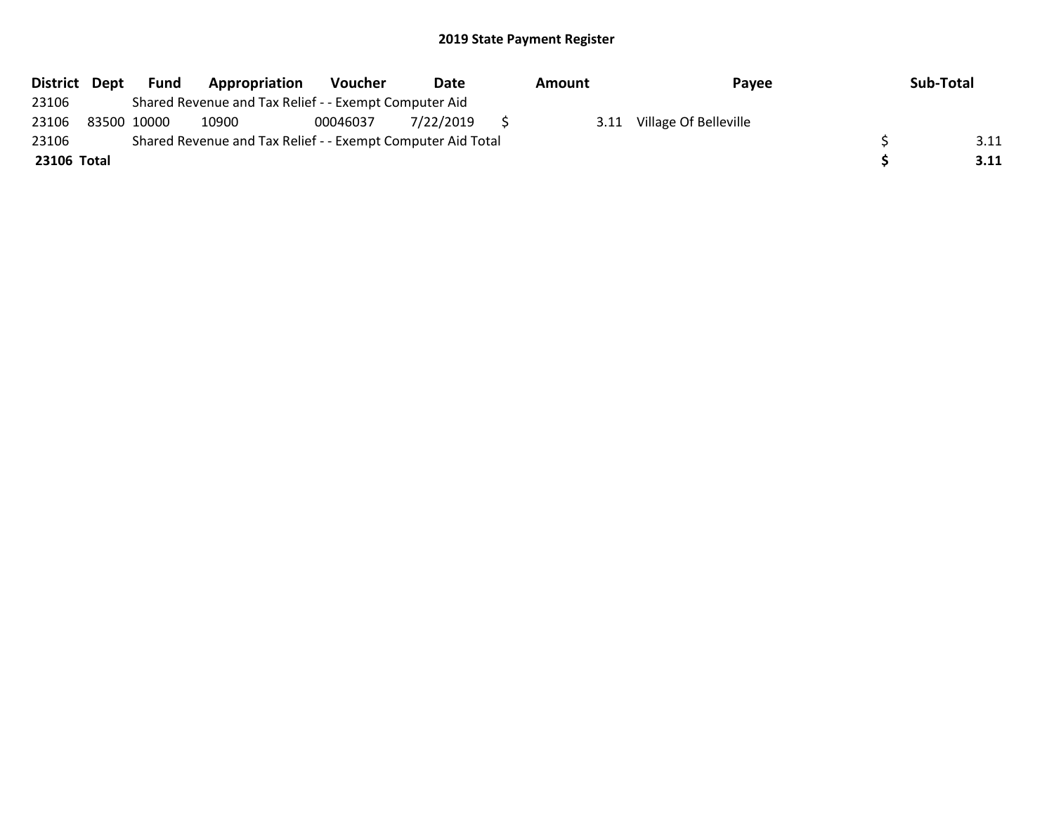## 2019 State Payment Register

| District | Dept | Fund | Appropriation | Voucher | Date | Amount | Payee | Sub-Total |
|---|---|---|---|---|---|---|---|---|
| 23106 | | Shared Revenue and Tax Relief - - Exempt Computer Aid | | | | | | |
| 23106 | 83500 | 10000 | 10900 | 00046037 | 7/22/2019 | $ 3.11 | Village Of Belleville | |
| 23106 | | Shared Revenue and Tax Relief - - Exempt Computer Aid Total | | | | | | $ 3.11 |
| **23106 Total** | | | | | | | | **$ 3.11** |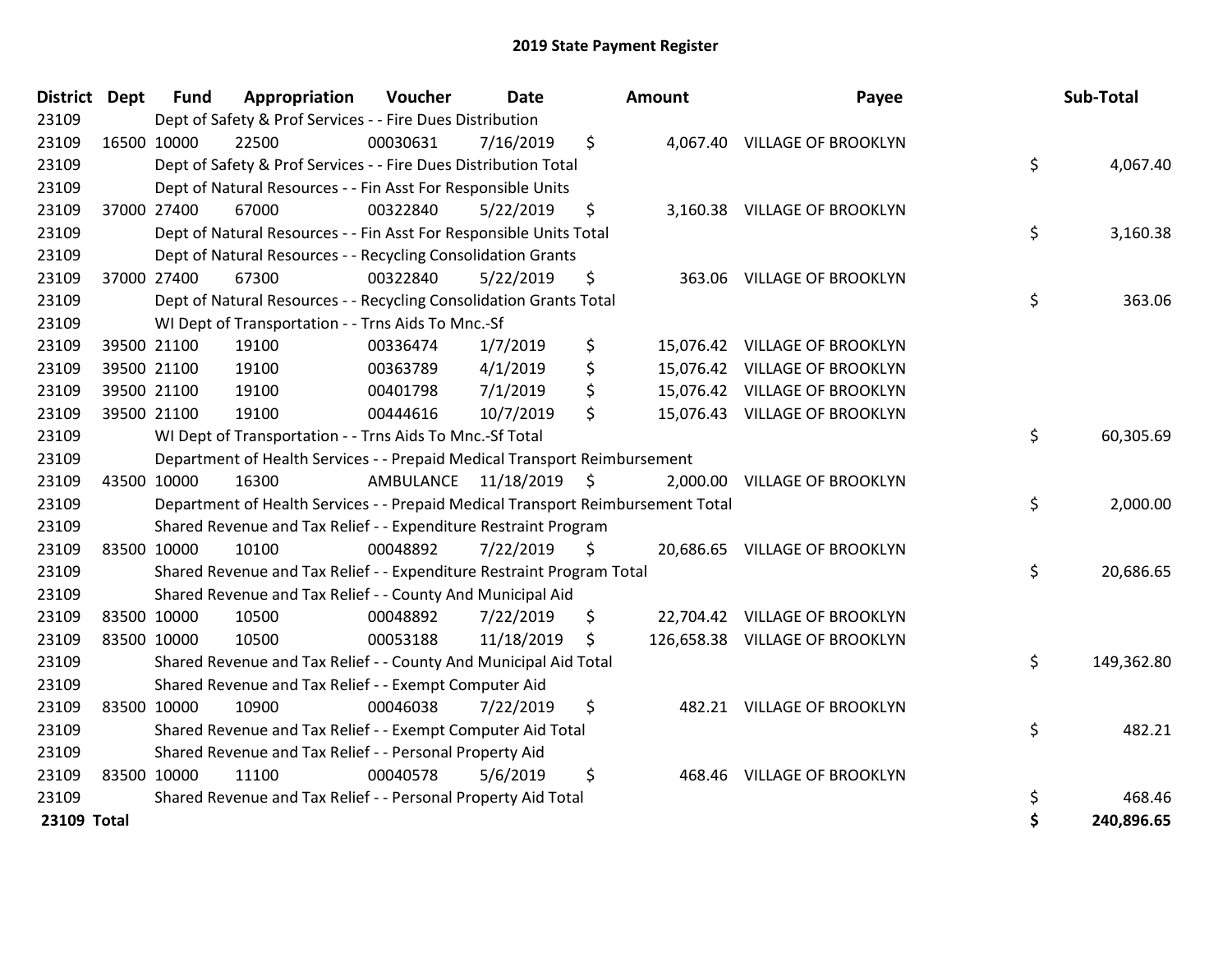# 2019 State Payment Register

| District | Dept | Fund | Appropriation | Voucher | Date | Amount | Payee | Sub-Total |
|---|---|---|---|---|---|---|---|---|
| 23109 | | Dept of Safety & Prof Services - - Fire Dues Distribution | | | | | | |
| 23109 | 16500 | 10000 | 22500 | 00030631 | 7/16/2019 | $ 4,067.40 | VILLAGE OF BROOKLYN | |
| 23109 | | Dept of Safety & Prof Services - - Fire Dues Distribution Total | | | | | | $ 4,067.40 |
| 23109 | | Dept of Natural Resources - - Fin Asst For Responsible Units | | | | | | |
| 23109 | 37000 | 27400 | 67000 | 00322840 | 5/22/2019 | $ 3,160.38 | VILLAGE OF BROOKLYN | |
| 23109 | | Dept of Natural Resources - - Fin Asst For Responsible Units Total | | | | | | $ 3,160.38 |
| 23109 | | Dept of Natural Resources - - Recycling Consolidation Grants | | | | | | |
| 23109 | 37000 | 27400 | 67300 | 00322840 | 5/22/2019 | $ 363.06 | VILLAGE OF BROOKLYN | |
| 23109 | | Dept of Natural Resources - - Recycling Consolidation Grants Total | | | | | | $ 363.06 |
| 23109 | | WI Dept of Transportation - - Trns Aids To Mnc.-Sf | | | | | | |
| 23109 | 39500 | 21100 | 19100 | 00336474 | 1/7/2019 | $ 15,076.42 | VILLAGE OF BROOKLYN | |
| 23109 | 39500 | 21100 | 19100 | 00363789 | 4/1/2019 | $ 15,076.42 | VILLAGE OF BROOKLYN | |
| 23109 | 39500 | 21100 | 19100 | 00401798 | 7/1/2019 | $ 15,076.42 | VILLAGE OF BROOKLYN | |
| 23109 | 39500 | 21100 | 19100 | 00444616 | 10/7/2019 | $ 15,076.43 | VILLAGE OF BROOKLYN | |
| 23109 | | WI Dept of Transportation - - Trns Aids To Mnc.-Sf Total | | | | | | $ 60,305.69 |
| 23109 | | Department of Health Services - - Prepaid Medical Transport Reimbursement | | | | | | |
| 23109 | 43500 | 10000 | 16300 | AMBULANCE | 11/18/2019 | $ 2,000.00 | VILLAGE OF BROOKLYN | |
| 23109 | | Department of Health Services - - Prepaid Medical Transport Reimbursement Total | | | | | | $ 2,000.00 |
| 23109 | | Shared Revenue and Tax Relief - - Expenditure Restraint Program | | | | | | |
| 23109 | 83500 | 10000 | 10100 | 00048892 | 7/22/2019 | $ 20,686.65 | VILLAGE OF BROOKLYN | |
| 23109 | | Shared Revenue and Tax Relief - - Expenditure Restraint Program Total | | | | | | $ 20,686.65 |
| 23109 | | Shared Revenue and Tax Relief - - County And Municipal Aid | | | | | | |
| 23109 | 83500 | 10000 | 10500 | 00048892 | 7/22/2019 | $ 22,704.42 | VILLAGE OF BROOKLYN | |
| 23109 | 83500 | 10000 | 10500 | 00053188 | 11/18/2019 | $ 126,658.38 | VILLAGE OF BROOKLYN | |
| 23109 | | Shared Revenue and Tax Relief - - County And Municipal Aid Total | | | | | | $ 149,362.80 |
| 23109 | | Shared Revenue and Tax Relief - - Exempt Computer Aid | | | | | | |
| 23109 | 83500 | 10000 | 10900 | 00046038 | 7/22/2019 | $ 482.21 | VILLAGE OF BROOKLYN | |
| 23109 | | Shared Revenue and Tax Relief - - Exempt Computer Aid Total | | | | | | $ 482.21 |
| 23109 | | Shared Revenue and Tax Relief - - Personal Property Aid | | | | | | |
| 23109 | 83500 | 10000 | 11100 | 00040578 | 5/6/2019 | $ 468.46 | VILLAGE OF BROOKLYN | |
| 23109 | | Shared Revenue and Tax Relief - - Personal Property Aid Total | | | | | | $ 468.46 |
| **23109 Total** | | | | | | | | **$ 240,896.65** |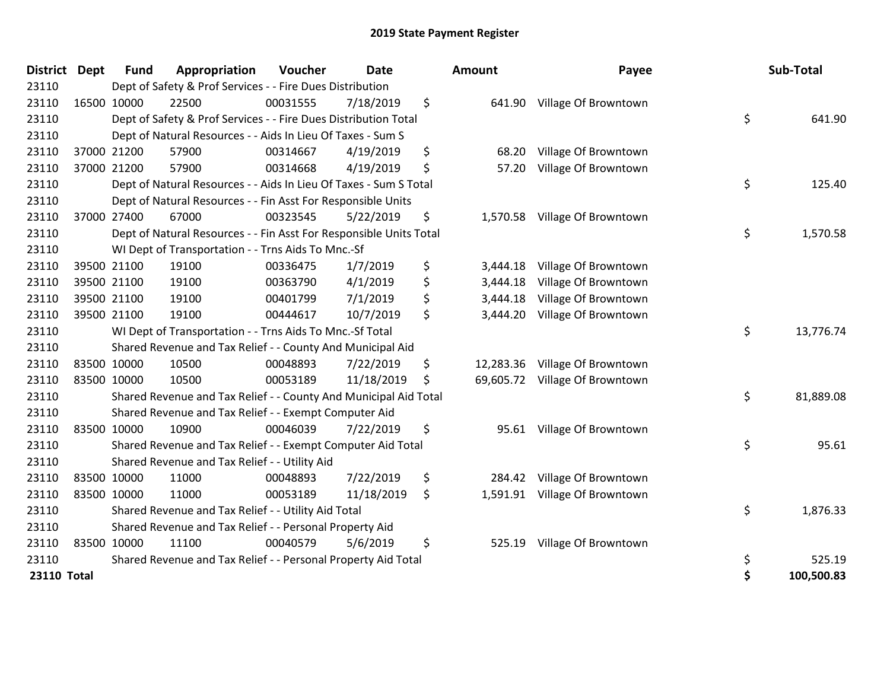# 2019 State Payment Register

| District | Dept | Fund | Appropriation | Voucher | Date | Amount | Payee | Sub-Total |
|---|---|---|---|---|---|---|---|---|
| 23110 | | Dept of Safety & Prof Services - - Fire Dues Distribution | | | | | | |
| 23110 | 16500 | 10000 | 22500 | 00031555 | 7/18/2019 | $ 641.90 | Village Of Browntown | |
| 23110 | | Dept of Safety & Prof Services - - Fire Dues Distribution Total | | | | | | $ 641.90 |
| 23110 | | Dept of Natural Resources - - Aids In Lieu Of Taxes - Sum S | | | | | | |
| 23110 | 37000 | 21200 | 57900 | 00314667 | 4/19/2019 | $ 68.20 | Village Of Browntown | |
| 23110 | 37000 | 21200 | 57900 | 00314668 | 4/19/2019 | $ 57.20 | Village Of Browntown | |
| 23110 | | Dept of Natural Resources - - Aids In Lieu Of Taxes - Sum S Total | | | | | | $ 125.40 |
| 23110 | | Dept of Natural Resources - - Fin Asst For Responsible Units | | | | | | |
| 23110 | 37000 | 27400 | 67000 | 00323545 | 5/22/2019 | $ 1,570.58 | Village Of Browntown | |
| 23110 | | Dept of Natural Resources - - Fin Asst For Responsible Units Total | | | | | | $ 1,570.58 |
| 23110 | | WI Dept of Transportation - - Trns Aids To Mnc.-Sf | | | | | | |
| 23110 | 39500 | 21100 | 19100 | 00336475 | 1/7/2019 | $ 3,444.18 | Village Of Browntown | |
| 23110 | 39500 | 21100 | 19100 | 00363790 | 4/1/2019 | $ 3,444.18 | Village Of Browntown | |
| 23110 | 39500 | 21100 | 19100 | 00401799 | 7/1/2019 | $ 3,444.18 | Village Of Browntown | |
| 23110 | 39500 | 21100 | 19100 | 00444617 | 10/7/2019 | $ 3,444.20 | Village Of Browntown | |
| 23110 | | WI Dept of Transportation - - Trns Aids To Mnc.-Sf Total | | | | | | $ 13,776.74 |
| 23110 | | Shared Revenue and Tax Relief - - County And Municipal Aid | | | | | | |
| 23110 | 83500 | 10000 | 10500 | 00048893 | 7/22/2019 | $ 12,283.36 | Village Of Browntown | |
| 23110 | 83500 | 10000 | 10500 | 00053189 | 11/18/2019 | $ 69,605.72 | Village Of Browntown | |
| 23110 | | Shared Revenue and Tax Relief - - County And Municipal Aid Total | | | | | | $ 81,889.08 |
| 23110 | | Shared Revenue and Tax Relief - - Exempt Computer Aid | | | | | | |
| 23110 | 83500 | 10000 | 10900 | 00046039 | 7/22/2019 | $ 95.61 | Village Of Browntown | |
| 23110 | | Shared Revenue and Tax Relief - - Exempt Computer Aid Total | | | | | | $ 95.61 |
| 23110 | | Shared Revenue and Tax Relief - - Utility Aid | | | | | | |
| 23110 | 83500 | 10000 | 11000 | 00048893 | 7/22/2019 | $ 284.42 | Village Of Browntown | |
| 23110 | 83500 | 10000 | 11000 | 00053189 | 11/18/2019 | $ 1,591.91 | Village Of Browntown | |
| 23110 | | Shared Revenue and Tax Relief - - Utility Aid Total | | | | | | $ 1,876.33 |
| 23110 | | Shared Revenue and Tax Relief - - Personal Property Aid | | | | | | |
| 23110 | 83500 | 10000 | 11100 | 00040579 | 5/6/2019 | $ 525.19 | Village Of Browntown | |
| 23110 | | Shared Revenue and Tax Relief - - Personal Property Aid Total | | | | | | $ 525.19 |
| **23110 Total** | | | | | | | | **$ 100,500.83** |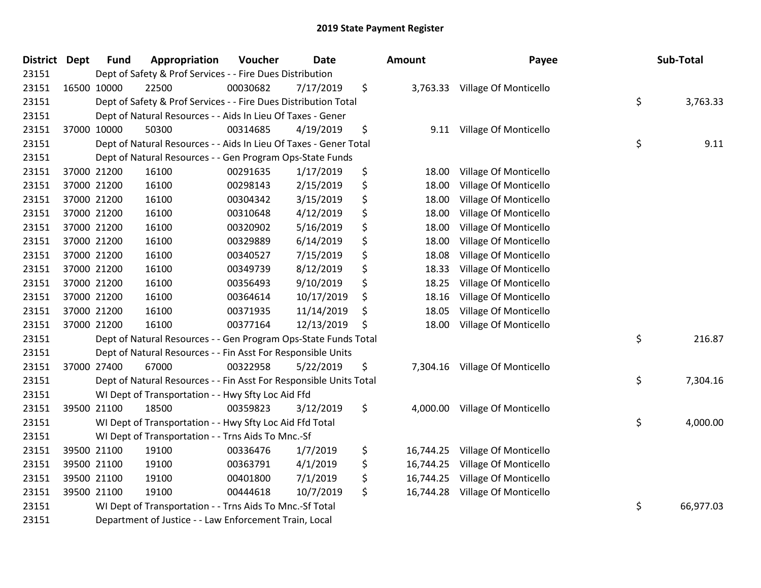# 2019 State Payment Register

| District | Dept | Fund | Appropriation | Voucher | Date | Amount | Payee | Sub-Total |
|---|---|---|---|---|---|---|---|---|
| 23151 | | Dept of Safety & Prof Services - - Fire Dues Distribution | | | | | | |
| 23151 | 16500 | 10000 | 22500 | 00030682 | 7/17/2019 | $ 3,763.33 | Village Of Monticello | |
| 23151 | | Dept of Safety & Prof Services - - Fire Dues Distribution Total | | | | | | $ 3,763.33 |
| 23151 | | Dept of Natural Resources - - Aids In Lieu Of Taxes - Gener | | | | | | |
| 23151 | 37000 | 10000 | 50300 | 00314685 | 4/19/2019 | $ 9.11 | Village Of Monticello | |
| 23151 | | Dept of Natural Resources - - Aids In Lieu Of Taxes - Gener Total | | | | | | $ 9.11 |
| 23151 | | Dept of Natural Resources - - Gen Program Ops-State Funds | | | | | | |
| 23151 | 37000 | 21200 | 16100 | 00291635 | 1/17/2019 | $ 18.00 | Village Of Monticello | |
| 23151 | 37000 | 21200 | 16100 | 00298143 | 2/15/2019 | $ 18.00 | Village Of Monticello | |
| 23151 | 37000 | 21200 | 16100 | 00304342 | 3/15/2019 | $ 18.00 | Village Of Monticello | |
| 23151 | 37000 | 21200 | 16100 | 00310648 | 4/12/2019 | $ 18.00 | Village Of Monticello | |
| 23151 | 37000 | 21200 | 16100 | 00320902 | 5/16/2019 | $ 18.00 | Village Of Monticello | |
| 23151 | 37000 | 21200 | 16100 | 00329889 | 6/14/2019 | $ 18.00 | Village Of Monticello | |
| 23151 | 37000 | 21200 | 16100 | 00340527 | 7/15/2019 | $ 18.08 | Village Of Monticello | |
| 23151 | 37000 | 21200 | 16100 | 00349739 | 8/12/2019 | $ 18.33 | Village Of Monticello | |
| 23151 | 37000 | 21200 | 16100 | 00356493 | 9/10/2019 | $ 18.25 | Village Of Monticello | |
| 23151 | 37000 | 21200 | 16100 | 00364614 | 10/17/2019 | $ 18.16 | Village Of Monticello | |
| 23151 | 37000 | 21200 | 16100 | 00371935 | 11/14/2019 | $ 18.05 | Village Of Monticello | |
| 23151 | 37000 | 21200 | 16100 | 00377164 | 12/13/2019 | $ 18.00 | Village Of Monticello | |
| 23151 | | Dept of Natural Resources - - Gen Program Ops-State Funds Total | | | | | | $ 216.87 |
| 23151 | | Dept of Natural Resources - - Fin Asst For Responsible Units | | | | | | |
| 23151 | 37000 | 27400 | 67000 | 00322958 | 5/22/2019 | $ 7,304.16 | Village Of Monticello | |
| 23151 | | Dept of Natural Resources - - Fin Asst For Responsible Units Total | | | | | | $ 7,304.16 |
| 23151 | | WI Dept of Transportation - - Hwy Sfty Loc Aid Ffd | | | | | | |
| 23151 | 39500 | 21100 | 18500 | 00359823 | 3/12/2019 | $ 4,000.00 | Village Of Monticello | |
| 23151 | | WI Dept of Transportation - - Hwy Sfty Loc Aid Ffd Total | | | | | | $ 4,000.00 |
| 23151 | | WI Dept of Transportation - - Trns Aids To Mnc.-Sf | | | | | | |
| 23151 | 39500 | 21100 | 19100 | 00336476 | 1/7/2019 | $ 16,744.25 | Village Of Monticello | |
| 23151 | 39500 | 21100 | 19100 | 00363791 | 4/1/2019 | $ 16,744.25 | Village Of Monticello | |
| 23151 | 39500 | 21100 | 19100 | 00401800 | 7/1/2019 | $ 16,744.25 | Village Of Monticello | |
| 23151 | 39500 | 21100 | 19100 | 00444618 | 10/7/2019 | $ 16,744.28 | Village Of Monticello | |
| 23151 | | WI Dept of Transportation - - Trns Aids To Mnc.-Sf Total | | | | | | $ 66,977.03 |
| 23151 | | Department of Justice - - Law Enforcement Train, Local | | | | | | |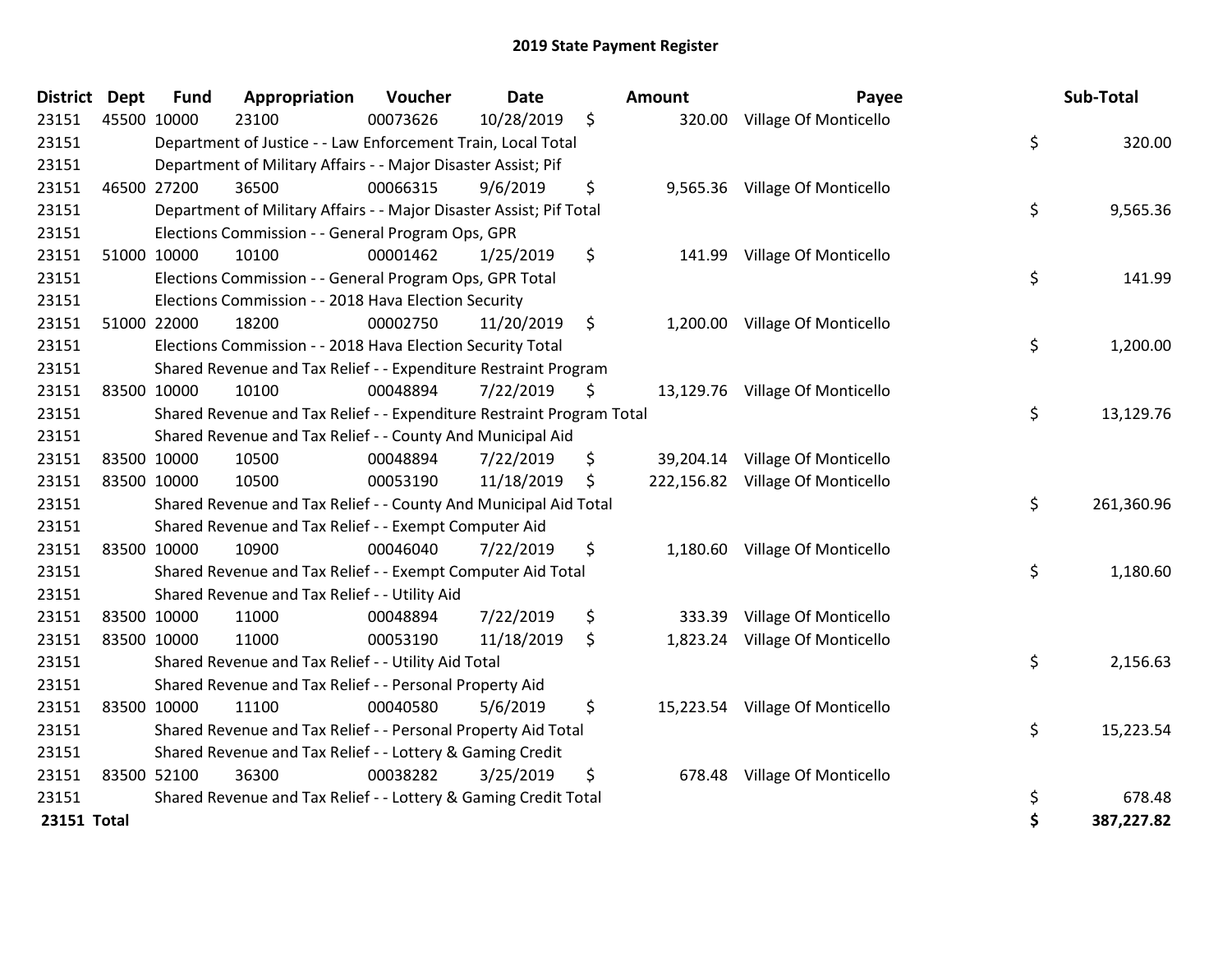# 2019 State Payment Register

| District | Dept | Fund | Appropriation | Voucher | Date | Amount | Payee | Sub-Total |
|---|---|---|---|---|---|---|---|---|
| 23151 | 45500 | 10000 | 23100 | 00073626 | 10/28/2019 | $ 320.00 | Village Of Monticello | |
| 23151 | | Department of Justice - - Law Enforcement Train, Local Total | | | | | | $ 320.00 |
| 23151 | | Department of Military Affairs - - Major Disaster Assist; Pif | | | | | | |
| 23151 | 46500 | 27200 | 36500 | 00066315 | 9/6/2019 | $ 9,565.36 | Village Of Monticello | |
| 23151 | | Department of Military Affairs - - Major Disaster Assist; Pif Total | | | | | | $ 9,565.36 |
| 23151 | | Elections Commission - - General Program Ops, GPR | | | | | | |
| 23151 | 51000 | 10000 | 10100 | 00001462 | 1/25/2019 | $ 141.99 | Village Of Monticello | |
| 23151 | | Elections Commission - - General Program Ops, GPR Total | | | | | | $ 141.99 |
| 23151 | | Elections Commission - - 2018 Hava Election Security | | | | | | |
| 23151 | 51000 | 22000 | 18200 | 00002750 | 11/20/2019 | $ 1,200.00 | Village Of Monticello | |
| 23151 | | Elections Commission - - 2018 Hava Election Security Total | | | | | | $ 1,200.00 |
| 23151 | | Shared Revenue and Tax Relief - - Expenditure Restraint Program | | | | | | |
| 23151 | 83500 | 10000 | 10100 | 00048894 | 7/22/2019 | $ 13,129.76 | Village Of Monticello | |
| 23151 | | Shared Revenue and Tax Relief - - Expenditure Restraint Program Total | | | | | | $ 13,129.76 |
| 23151 | | Shared Revenue and Tax Relief - - County And Municipal Aid | | | | | | |
| 23151 | 83500 | 10000 | 10500 | 00048894 | 7/22/2019 | $ 39,204.14 | Village Of Monticello | |
| 23151 | 83500 | 10000 | 10500 | 00053190 | 11/18/2019 | $ 222,156.82 | Village Of Monticello | |
| 23151 | | Shared Revenue and Tax Relief - - County And Municipal Aid Total | | | | | | $ 261,360.96 |
| 23151 | | Shared Revenue and Tax Relief - - Exempt Computer Aid | | | | | | |
| 23151 | 83500 | 10000 | 10900 | 00046040 | 7/22/2019 | $ 1,180.60 | Village Of Monticello | |
| 23151 | | Shared Revenue and Tax Relief - - Exempt Computer Aid Total | | | | | | $ 1,180.60 |
| 23151 | | Shared Revenue and Tax Relief - - Utility Aid | | | | | | |
| 23151 | 83500 | 10000 | 11000 | 00048894 | 7/22/2019 | $ 333.39 | Village Of Monticello | |
| 23151 | 83500 | 10000 | 11000 | 00053190 | 11/18/2019 | $ 1,823.24 | Village Of Monticello | |
| 23151 | | Shared Revenue and Tax Relief - - Utility Aid Total | | | | | | $ 2,156.63 |
| 23151 | | Shared Revenue and Tax Relief - - Personal Property Aid | | | | | | |
| 23151 | 83500 | 10000 | 11100 | 00040580 | 5/6/2019 | $ 15,223.54 | Village Of Monticello | |
| 23151 | | Shared Revenue and Tax Relief - - Personal Property Aid Total | | | | | | $ 15,223.54 |
| 23151 | | Shared Revenue and Tax Relief - - Lottery & Gaming Credit | | | | | | |
| 23151 | 83500 | 52100 | 36300 | 00038282 | 3/25/2019 | $ 678.48 | Village Of Monticello | |
| 23151 | | Shared Revenue and Tax Relief - - Lottery & Gaming Credit Total | | | | | | $ 678.48 |
| **23151 Total** | | | | | | | | **$ 387,227.82** |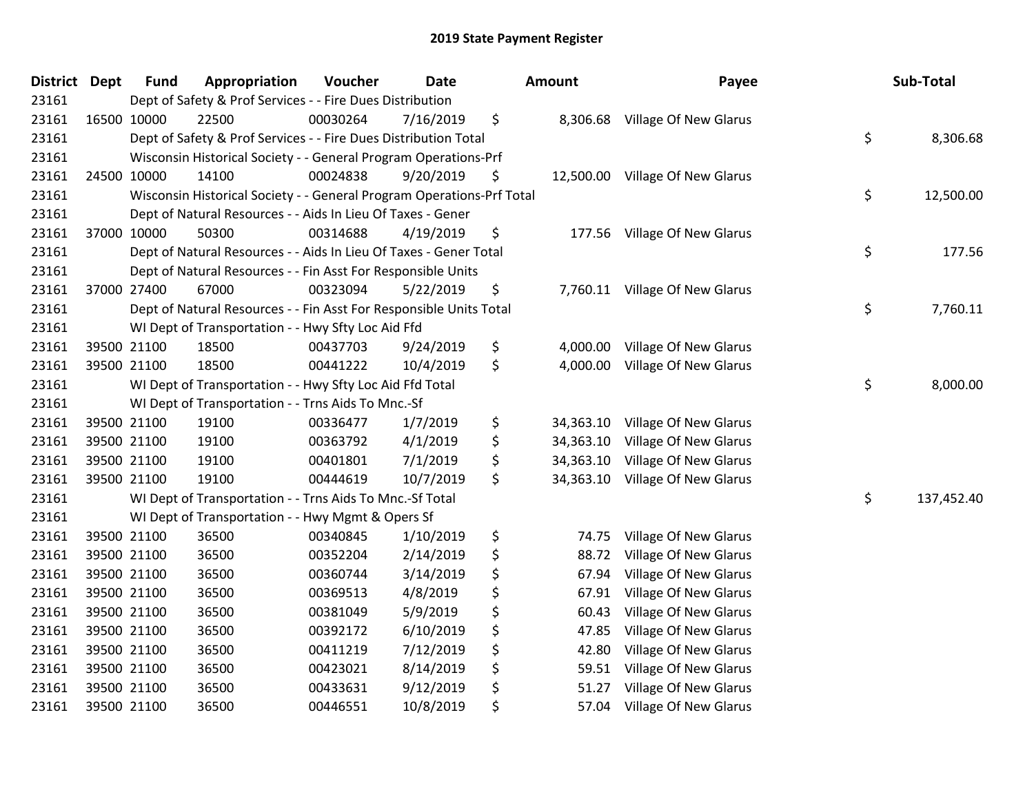# 2019 State Payment Register

| District | Dept | Fund | Appropriation | Voucher | Date | Amount | Payee | Sub-Total |
|---|---|---|---|---|---|---|---|---|
| 23161 | | Dept of Safety & Prof Services - - Fire Dues Distribution | | | | | | |
| 23161 | 16500 | 10000 | 22500 | 00030264 | 7/16/2019 | $ 8,306.68 | Village Of New Glarus | |
| 23161 | | Dept of Safety & Prof Services - - Fire Dues Distribution Total | | | | | | $ 8,306.68 |
| 23161 | | Wisconsin Historical Society - - General Program Operations-Prf | | | | | | |
| 23161 | 24500 | 10000 | 14100 | 00024838 | 9/20/2019 | $ 12,500.00 | Village Of New Glarus | |
| 23161 | | Wisconsin Historical Society - - General Program Operations-Prf Total | | | | | | $ 12,500.00 |
| 23161 | | Dept of Natural Resources - - Aids In Lieu Of Taxes - Gener | | | | | | |
| 23161 | 37000 | 10000 | 50300 | 00314688 | 4/19/2019 | $ 177.56 | Village Of New Glarus | |
| 23161 | | Dept of Natural Resources - - Aids In Lieu Of Taxes - Gener Total | | | | | | $ 177.56 |
| 23161 | | Dept of Natural Resources - - Fin Asst For Responsible Units | | | | | | |
| 23161 | 37000 | 27400 | 67000 | 00323094 | 5/22/2019 | $ 7,760.11 | Village Of New Glarus | |
| 23161 | | Dept of Natural Resources - - Fin Asst For Responsible Units Total | | | | | | $ 7,760.11 |
| 23161 | | WI Dept of Transportation - - Hwy Sfty Loc Aid Ffd | | | | | | |
| 23161 | 39500 | 21100 | 18500 | 00437703 | 9/24/2019 | $ 4,000.00 | Village Of New Glarus | |
| 23161 | 39500 | 21100 | 18500 | 00441222 | 10/4/2019 | $ 4,000.00 | Village Of New Glarus | |
| 23161 | | WI Dept of Transportation - - Hwy Sfty Loc Aid Ffd Total | | | | | | $ 8,000.00 |
| 23161 | | WI Dept of Transportation - - Trns Aids To Mnc.-Sf | | | | | | |
| 23161 | 39500 | 21100 | 19100 | 00336477 | 1/7/2019 | $ 34,363.10 | Village Of New Glarus | |
| 23161 | 39500 | 21100 | 19100 | 00363792 | 4/1/2019 | $ 34,363.10 | Village Of New Glarus | |
| 23161 | 39500 | 21100 | 19100 | 00401801 | 7/1/2019 | $ 34,363.10 | Village Of New Glarus | |
| 23161 | 39500 | 21100 | 19100 | 00444619 | 10/7/2019 | $ 34,363.10 | Village Of New Glarus | |
| 23161 | | WI Dept of Transportation - - Trns Aids To Mnc.-Sf Total | | | | | | $ 137,452.40 |
| 23161 | | WI Dept of Transportation - - Hwy Mgmt & Opers Sf | | | | | | |
| 23161 | 39500 | 21100 | 36500 | 00340845 | 1/10/2019 | $ 74.75 | Village Of New Glarus | |
| 23161 | 39500 | 21100 | 36500 | 00352204 | 2/14/2019 | $ 88.72 | Village Of New Glarus | |
| 23161 | 39500 | 21100 | 36500 | 00360744 | 3/14/2019 | $ 67.94 | Village Of New Glarus | |
| 23161 | 39500 | 21100 | 36500 | 00369513 | 4/8/2019 | $ 67.91 | Village Of New Glarus | |
| 23161 | 39500 | 21100 | 36500 | 00381049 | 5/9/2019 | $ 60.43 | Village Of New Glarus | |
| 23161 | 39500 | 21100 | 36500 | 00392172 | 6/10/2019 | $ 47.85 | Village Of New Glarus | |
| 23161 | 39500 | 21100 | 36500 | 00411219 | 7/12/2019 | $ 42.80 | Village Of New Glarus | |
| 23161 | 39500 | 21100 | 36500 | 00423021 | 8/14/2019 | $ 59.51 | Village Of New Glarus | |
| 23161 | 39500 | 21100 | 36500 | 00433631 | 9/12/2019 | $ 51.27 | Village Of New Glarus | |
| 23161 | 39500 | 21100 | 36500 | 00446551 | 10/8/2019 | $ 57.04 | Village Of New Glarus | |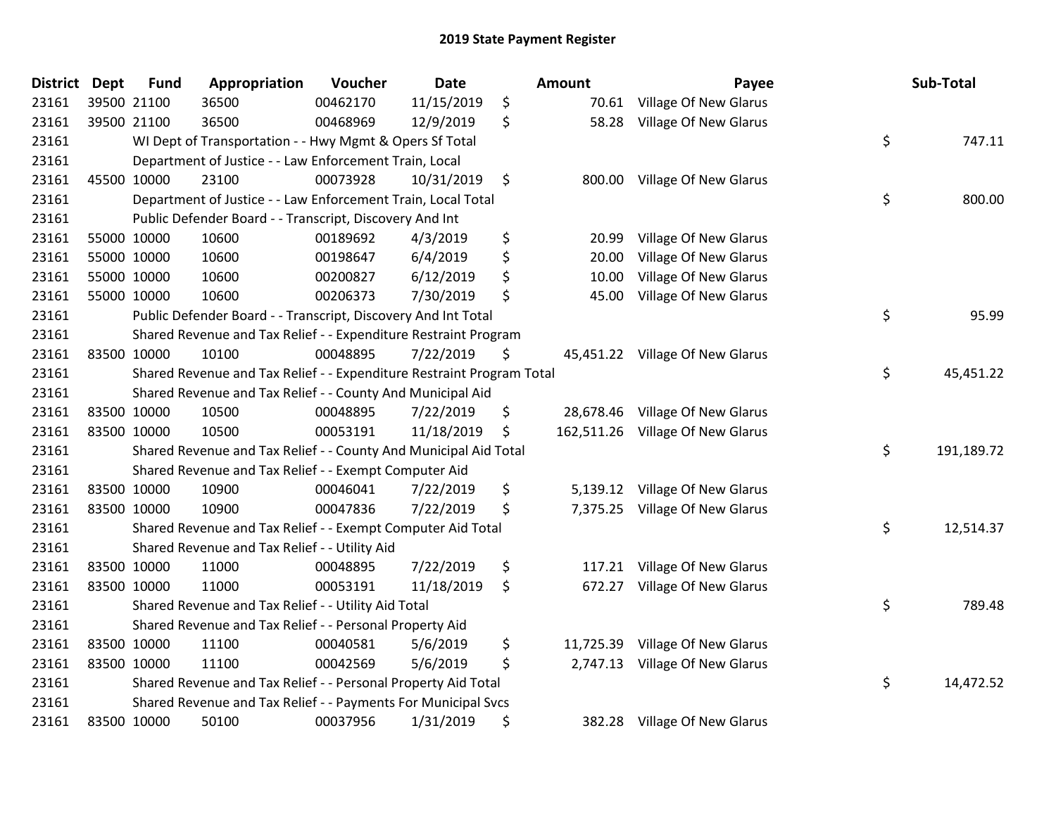# 2019 State Payment Register

| District | Dept | Fund | Appropriation | Voucher | Date | | Amount | Payee | | Sub-Total |
|---|---|---|---|---|---|---|---|---|---|---|
| 23161 | 39500 | 21100 | 36500 | 00462170 | 11/15/2019 | $ | 70.61 | Village Of New Glarus | | |
| 23161 | 39500 | 21100 | 36500 | 00468969 | 12/9/2019 | $ | 58.28 | Village Of New Glarus | | |
| 23161 | | | WI Dept of Transportation - - Hwy Mgmt & Opers Sf Total | | | | | | $ | 747.11 |
| 23161 | | | Department of Justice - - Law Enforcement Train, Local | | | | | | | |
| 23161 | 45500 | 10000 | 23100 | 00073928 | 10/31/2019 | $ | 800.00 | Village Of New Glarus | | |
| 23161 | | | Department of Justice - - Law Enforcement Train, Local Total | | | | | | $ | 800.00 |
| 23161 | | | Public Defender Board - - Transcript, Discovery And Int | | | | | | | |
| 23161 | 55000 | 10000 | 10600 | 00189692 | 4/3/2019 | $ | 20.99 | Village Of New Glarus | | |
| 23161 | 55000 | 10000 | 10600 | 00198647 | 6/4/2019 | $ | 20.00 | Village Of New Glarus | | |
| 23161 | 55000 | 10000 | 10600 | 00200827 | 6/12/2019 | $ | 10.00 | Village Of New Glarus | | |
| 23161 | 55000 | 10000 | 10600 | 00206373 | 7/30/2019 | $ | 45.00 | Village Of New Glarus | | |
| 23161 | | | Public Defender Board - - Transcript, Discovery And Int Total | | | | | | $ | 95.99 |
| 23161 | | | Shared Revenue and Tax Relief - - Expenditure Restraint Program | | | | | | | |
| 23161 | 83500 | 10000 | 10100 | 00048895 | 7/22/2019 | $ | 45,451.22 | Village Of New Glarus | | |
| 23161 | | | Shared Revenue and Tax Relief - - Expenditure Restraint Program Total | | | | | | $ | 45,451.22 |
| 23161 | | | Shared Revenue and Tax Relief - - County And Municipal Aid | | | | | | | |
| 23161 | 83500 | 10000 | 10500 | 00048895 | 7/22/2019 | $ | 28,678.46 | Village Of New Glarus | | |
| 23161 | 83500 | 10000 | 10500 | 00053191 | 11/18/2019 | $ | 162,511.26 | Village Of New Glarus | | |
| 23161 | | | Shared Revenue and Tax Relief - - County And Municipal Aid Total | | | | | | $ | 191,189.72 |
| 23161 | | | Shared Revenue and Tax Relief - - Exempt Computer Aid | | | | | | | |
| 23161 | 83500 | 10000 | 10900 | 00046041 | 7/22/2019 | $ | 5,139.12 | Village Of New Glarus | | |
| 23161 | 83500 | 10000 | 10900 | 00047836 | 7/22/2019 | $ | 7,375.25 | Village Of New Glarus | | |
| 23161 | | | Shared Revenue and Tax Relief - - Exempt Computer Aid Total | | | | | | $ | 12,514.37 |
| 23161 | | | Shared Revenue and Tax Relief - - Utility Aid | | | | | | | |
| 23161 | 83500 | 10000 | 11000 | 00048895 | 7/22/2019 | $ | 117.21 | Village Of New Glarus | | |
| 23161 | 83500 | 10000 | 11000 | 00053191 | 11/18/2019 | $ | 672.27 | Village Of New Glarus | | |
| 23161 | | | Shared Revenue and Tax Relief - - Utility Aid Total | | | | | | $ | 789.48 |
| 23161 | | | Shared Revenue and Tax Relief - - Personal Property Aid | | | | | | | |
| 23161 | 83500 | 10000 | 11100 | 00040581 | 5/6/2019 | $ | 11,725.39 | Village Of New Glarus | | |
| 23161 | 83500 | 10000 | 11100 | 00042569 | 5/6/2019 | $ | 2,747.13 | Village Of New Glarus | | |
| 23161 | | | Shared Revenue and Tax Relief - - Personal Property Aid Total | | | | | | $ | 14,472.52 |
| 23161 | | | Shared Revenue and Tax Relief - - Payments For Municipal Svcs | | | | | | | |
| 23161 | 83500 | 10000 | 50100 | 00037956 | 1/31/2019 | $ | 382.28 | Village Of New Glarus | | |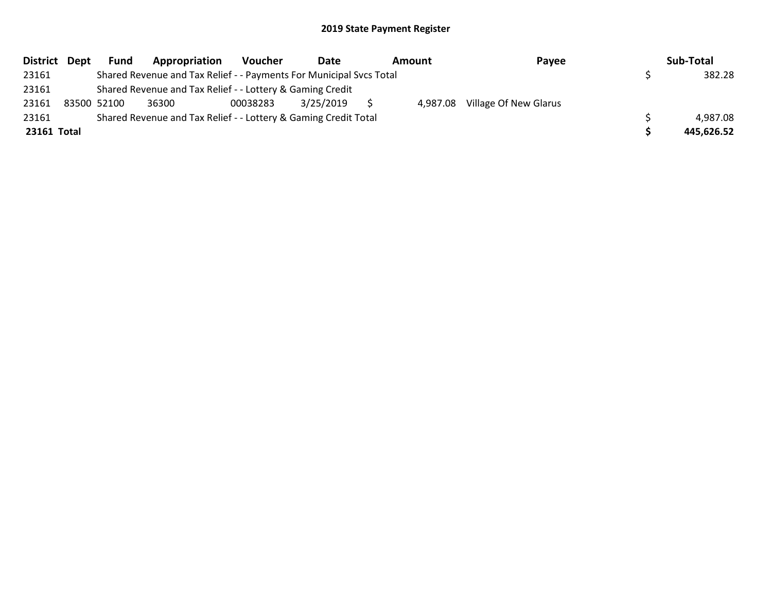**2019 State Payment Register**

| District | Dept | Fund | Appropriation | Voucher | Date | Amount | Payee | Sub-Total |
|---|---|---|---|---|---|---|---|---|
| 23161 | | Shared Revenue and Tax Relief - - Payments For Municipal Svcs Total | | | | | | $ 382.28 |
| 23161 | | Shared Revenue and Tax Relief - - Lottery & Gaming Credit | | | | | | |
| 23161 | 83500 | 52100 | 36300 | 00038283 | 3/25/2019 | $ 4,987.08 | Village Of New Glarus | |
| 23161 | | Shared Revenue and Tax Relief - - Lottery & Gaming Credit Total | | | | | | $ 4,987.08 |
| **23161 Total** | | | | | | | | **$ 445,626.52** |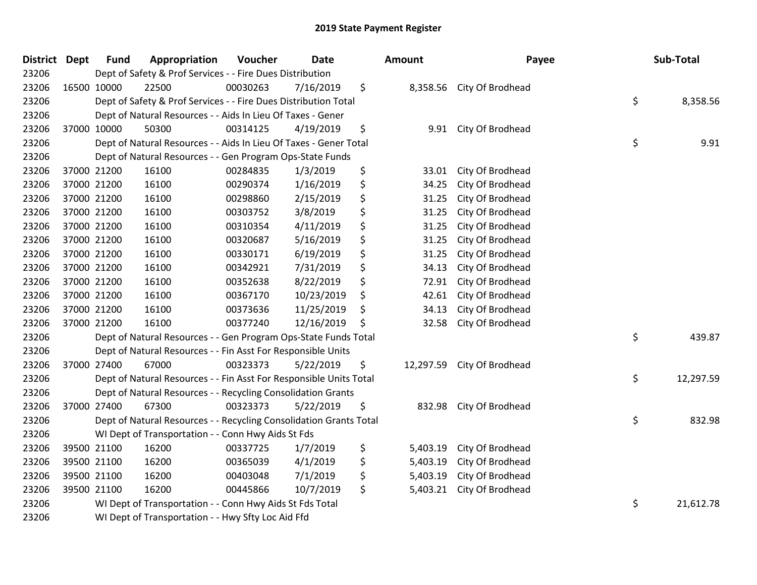# 2019 State Payment Register

| District | Dept | Fund | Appropriation | Voucher | Date | Amount | Payee | Sub-Total |
|---|---|---|---|---|---|---|---|---|
| 23206 | | Dept of Safety & Prof Services - - Fire Dues Distribution | | | | | | |
| 23206 | 16500 | 10000 | 22500 | 00030263 | 7/16/2019 | $ 8,358.56 | City Of Brodhead | |
| 23206 | | Dept of Safety & Prof Services - - Fire Dues Distribution Total | | | | | | $ 8,358.56 |
| 23206 | | Dept of Natural Resources - - Aids In Lieu Of Taxes - Gener | | | | | | |
| 23206 | 37000 | 10000 | 50300 | 00314125 | 4/19/2019 | $ 9.91 | City Of Brodhead | |
| 23206 | | Dept of Natural Resources - - Aids In Lieu Of Taxes - Gener Total | | | | | | $ 9.91 |
| 23206 | | Dept of Natural Resources - - Gen Program Ops-State Funds | | | | | | |
| 23206 | 37000 | 21200 | 16100 | 00284835 | 1/3/2019 | $ 33.01 | City Of Brodhead | |
| 23206 | 37000 | 21200 | 16100 | 00290374 | 1/16/2019 | $ 34.25 | City Of Brodhead | |
| 23206 | 37000 | 21200 | 16100 | 00298860 | 2/15/2019 | $ 31.25 | City Of Brodhead | |
| 23206 | 37000 | 21200 | 16100 | 00303752 | 3/8/2019 | $ 31.25 | City Of Brodhead | |
| 23206 | 37000 | 21200 | 16100 | 00310354 | 4/11/2019 | $ 31.25 | City Of Brodhead | |
| 23206 | 37000 | 21200 | 16100 | 00320687 | 5/16/2019 | $ 31.25 | City Of Brodhead | |
| 23206 | 37000 | 21200 | 16100 | 00330171 | 6/19/2019 | $ 31.25 | City Of Brodhead | |
| 23206 | 37000 | 21200 | 16100 | 00342921 | 7/31/2019 | $ 34.13 | City Of Brodhead | |
| 23206 | 37000 | 21200 | 16100 | 00352638 | 8/22/2019 | $ 72.91 | City Of Brodhead | |
| 23206 | 37000 | 21200 | 16100 | 00367170 | 10/23/2019 | $ 42.61 | City Of Brodhead | |
| 23206 | 37000 | 21200 | 16100 | 00373636 | 11/25/2019 | $ 34.13 | City Of Brodhead | |
| 23206 | 37000 | 21200 | 16100 | 00377240 | 12/16/2019 | $ 32.58 | City Of Brodhead | |
| 23206 | | Dept of Natural Resources - - Gen Program Ops-State Funds Total | | | | | | $ 439.87 |
| 23206 | | Dept of Natural Resources - - Fin Asst For Responsible Units | | | | | | |
| 23206 | 37000 | 27400 | 67000 | 00323373 | 5/22/2019 | $ 12,297.59 | City Of Brodhead | |
| 23206 | | Dept of Natural Resources - - Fin Asst For Responsible Units Total | | | | | | $ 12,297.59 |
| 23206 | | Dept of Natural Resources - - Recycling Consolidation Grants | | | | | | |
| 23206 | 37000 | 27400 | 67300 | 00323373 | 5/22/2019 | $ 832.98 | City Of Brodhead | |
| 23206 | | Dept of Natural Resources - - Recycling Consolidation Grants Total | | | | | | $ 832.98 |
| 23206 | | WI Dept of Transportation - - Conn Hwy Aids St Fds | | | | | | |
| 23206 | 39500 | 21100 | 16200 | 00337725 | 1/7/2019 | $ 5,403.19 | City Of Brodhead | |
| 23206 | 39500 | 21100 | 16200 | 00365039 | 4/1/2019 | $ 5,403.19 | City Of Brodhead | |
| 23206 | 39500 | 21100 | 16200 | 00403048 | 7/1/2019 | $ 5,403.19 | City Of Brodhead | |
| 23206 | 39500 | 21100 | 16200 | 00445866 | 10/7/2019 | $ 5,403.21 | City Of Brodhead | |
| 23206 | | WI Dept of Transportation - - Conn Hwy Aids St Fds Total | | | | | | $ 21,612.78 |
| 23206 | | WI Dept of Transportation - - Hwy Sfty Loc Aid Ffd | | | | | | |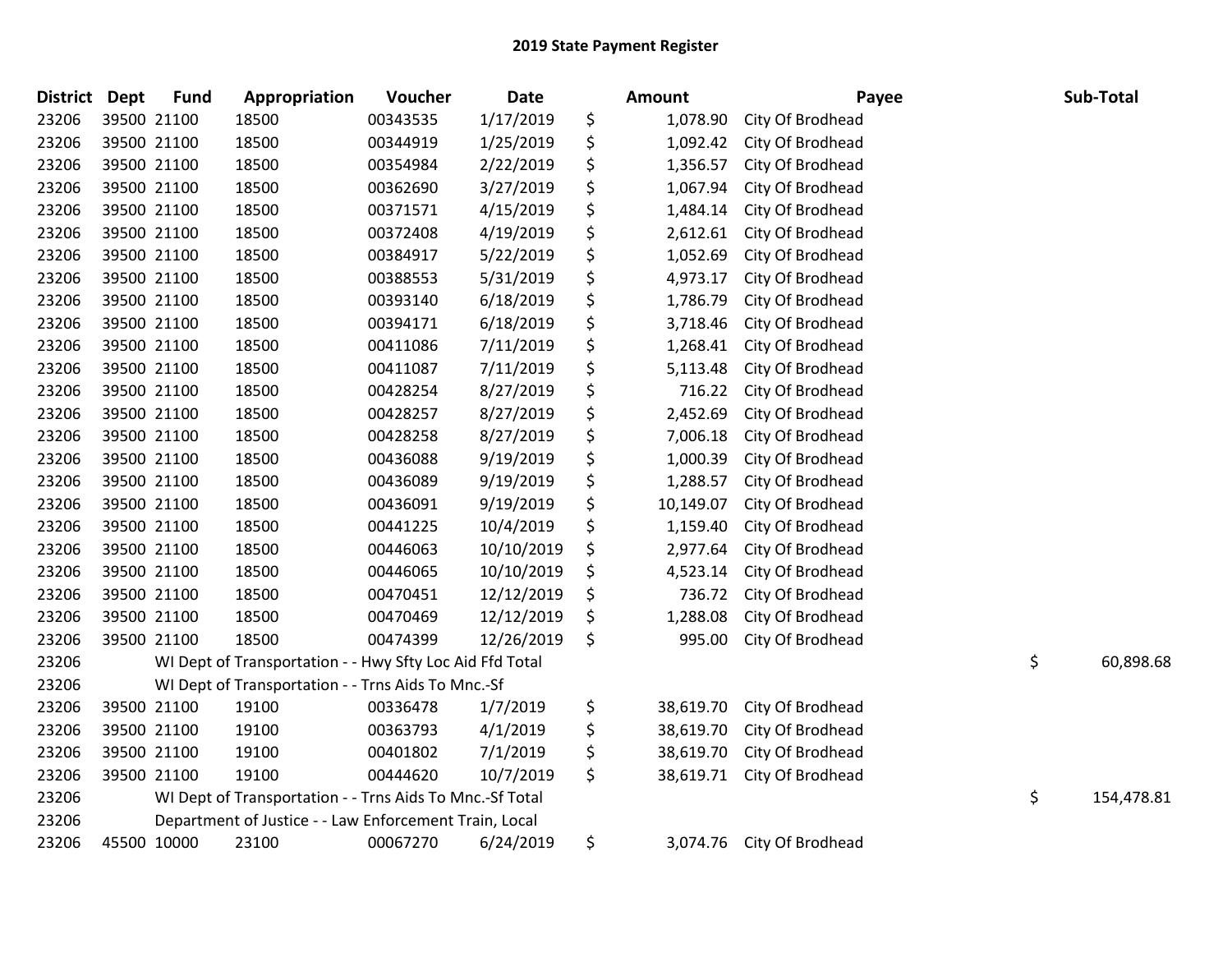## 2019 State Payment Register

| District | Dept | Fund | Appropriation | Voucher | Date | Amount | Payee | Sub-Total |
|---|---|---|---|---|---|---|---|---|
| 23206 | 39500 | 21100 | 18500 | 00343535 | 1/17/2019 | $ 1,078.90 | City Of Brodhead | |
| 23206 | 39500 | 21100 | 18500 | 00344919 | 1/25/2019 | $ 1,092.42 | City Of Brodhead | |
| 23206 | 39500 | 21100 | 18500 | 00354984 | 2/22/2019 | $ 1,356.57 | City Of Brodhead | |
| 23206 | 39500 | 21100 | 18500 | 00362690 | 3/27/2019 | $ 1,067.94 | City Of Brodhead | |
| 23206 | 39500 | 21100 | 18500 | 00371571 | 4/15/2019 | $ 1,484.14 | City Of Brodhead | |
| 23206 | 39500 | 21100 | 18500 | 00372408 | 4/19/2019 | $ 2,612.61 | City Of Brodhead | |
| 23206 | 39500 | 21100 | 18500 | 00384917 | 5/22/2019 | $ 1,052.69 | City Of Brodhead | |
| 23206 | 39500 | 21100 | 18500 | 00388553 | 5/31/2019 | $ 4,973.17 | City Of Brodhead | |
| 23206 | 39500 | 21100 | 18500 | 00393140 | 6/18/2019 | $ 1,786.79 | City Of Brodhead | |
| 23206 | 39500 | 21100 | 18500 | 00394171 | 6/18/2019 | $ 3,718.46 | City Of Brodhead | |
| 23206 | 39500 | 21100 | 18500 | 00411086 | 7/11/2019 | $ 1,268.41 | City Of Brodhead | |
| 23206 | 39500 | 21100 | 18500 | 00411087 | 7/11/2019 | $ 5,113.48 | City Of Brodhead | |
| 23206 | 39500 | 21100 | 18500 | 00428254 | 8/27/2019 | $ 716.22 | City Of Brodhead | |
| 23206 | 39500 | 21100 | 18500 | 00428257 | 8/27/2019 | $ 2,452.69 | City Of Brodhead | |
| 23206 | 39500 | 21100 | 18500 | 00428258 | 8/27/2019 | $ 7,006.18 | City Of Brodhead | |
| 23206 | 39500 | 21100 | 18500 | 00436088 | 9/19/2019 | $ 1,000.39 | City Of Brodhead | |
| 23206 | 39500 | 21100 | 18500 | 00436089 | 9/19/2019 | $ 1,288.57 | City Of Brodhead | |
| 23206 | 39500 | 21100 | 18500 | 00436091 | 9/19/2019 | $ 10,149.07 | City Of Brodhead | |
| 23206 | 39500 | 21100 | 18500 | 00441225 | 10/4/2019 | $ 1,159.40 | City Of Brodhead | |
| 23206 | 39500 | 21100 | 18500 | 00446063 | 10/10/2019 | $ 2,977.64 | City Of Brodhead | |
| 23206 | 39500 | 21100 | 18500 | 00446065 | 10/10/2019 | $ 4,523.14 | City Of Brodhead | |
| 23206 | 39500 | 21100 | 18500 | 00470451 | 12/12/2019 | $ 736.72 | City Of Brodhead | |
| 23206 | 39500 | 21100 | 18500 | 00470469 | 12/12/2019 | $ 1,288.08 | City Of Brodhead | |
| 23206 | 39500 | 21100 | 18500 | 00474399 | 12/26/2019 | $ 995.00 | City Of Brodhead | |
| 23206 | | WI Dept of Transportation - - Hwy Sfty Loc Aid Ffd Total | | | | | | $ 60,898.68 |
| 23206 | | WI Dept of Transportation - - Trns Aids To Mnc.-Sf | | | | | | |
| 23206 | 39500 | 21100 | 19100 | 00336478 | 1/7/2019 | $ 38,619.70 | City Of Brodhead | |
| 23206 | 39500 | 21100 | 19100 | 00363793 | 4/1/2019 | $ 38,619.70 | City Of Brodhead | |
| 23206 | 39500 | 21100 | 19100 | 00401802 | 7/1/2019 | $ 38,619.70 | City Of Brodhead | |
| 23206 | 39500 | 21100 | 19100 | 00444620 | 10/7/2019 | $ 38,619.71 | City Of Brodhead | |
| 23206 | | WI Dept of Transportation - - Trns Aids To Mnc.-Sf Total | | | | | | $ 154,478.81 |
| 23206 | | Department of Justice - - Law Enforcement Train, Local | | | | | | |
| 23206 | 45500 | 10000 | 23100 | 00067270 | 6/24/2019 | $ 3,074.76 | City Of Brodhead | |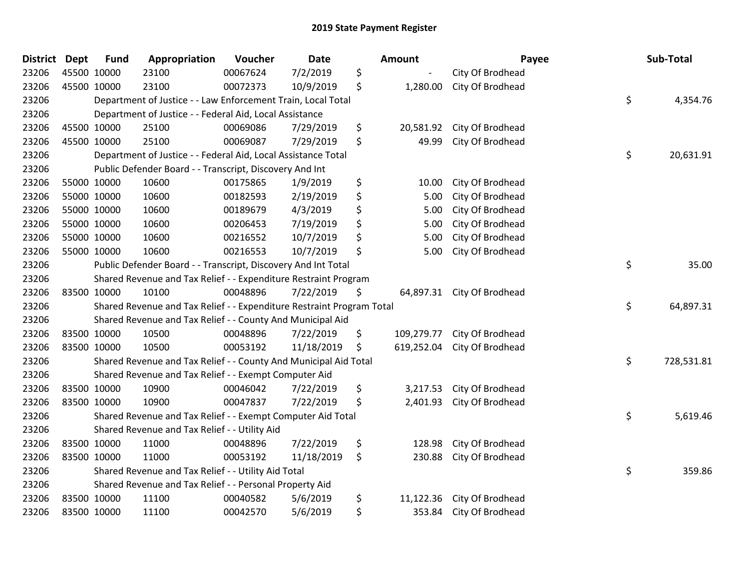## 2019 State Payment Register

| District | Dept | Fund | Appropriation | Voucher | Date | Amount | Payee | Sub-Total |
|---|---|---|---|---|---|---|---|---|
| 23206 | 45500 | 10000 | 23100 | 00067624 | 7/2/2019 | $ - | City Of Brodhead | |
| 23206 | 45500 | 10000 | 23100 | 00072373 | 10/9/2019 | $ 1,280.00 | City Of Brodhead | |
| 23206 | | Department of Justice - - Law Enforcement Train, Local Total | | | | | | $ 4,354.76 |
| 23206 | | Department of Justice - - Federal Aid, Local Assistance | | | | | | |
| 23206 | 45500 | 10000 | 25100 | 00069086 | 7/29/2019 | $ 20,581.92 | City Of Brodhead | |
| 23206 | 45500 | 10000 | 25100 | 00069087 | 7/29/2019 | $ 49.99 | City Of Brodhead | |
| 23206 | | Department of Justice - - Federal Aid, Local Assistance Total | | | | | | $ 20,631.91 |
| 23206 | | Public Defender Board - - Transcript, Discovery And Int | | | | | | |
| 23206 | 55000 | 10000 | 10600 | 00175865 | 1/9/2019 | $ 10.00 | City Of Brodhead | |
| 23206 | 55000 | 10000 | 10600 | 00182593 | 2/19/2019 | $ 5.00 | City Of Brodhead | |
| 23206 | 55000 | 10000 | 10600 | 00189679 | 4/3/2019 | $ 5.00 | City Of Brodhead | |
| 23206 | 55000 | 10000 | 10600 | 00206453 | 7/19/2019 | $ 5.00 | City Of Brodhead | |
| 23206 | 55000 | 10000 | 10600 | 00216552 | 10/7/2019 | $ 5.00 | City Of Brodhead | |
| 23206 | 55000 | 10000 | 10600 | 00216553 | 10/7/2019 | $ 5.00 | City Of Brodhead | |
| 23206 | | Public Defender Board - - Transcript, Discovery And Int Total | | | | | | $ 35.00 |
| 23206 | | Shared Revenue and Tax Relief - - Expenditure Restraint Program | | | | | | |
| 23206 | 83500 | 10000 | 10100 | 00048896 | 7/22/2019 | $ 64,897.31 | City Of Brodhead | |
| 23206 | | Shared Revenue and Tax Relief - - Expenditure Restraint Program Total | | | | | | $ 64,897.31 |
| 23206 | | Shared Revenue and Tax Relief - - County And Municipal Aid | | | | | | |
| 23206 | 83500 | 10000 | 10500 | 00048896 | 7/22/2019 | $ 109,279.77 | City Of Brodhead | |
| 23206 | 83500 | 10000 | 10500 | 00053192 | 11/18/2019 | $ 619,252.04 | City Of Brodhead | |
| 23206 | | Shared Revenue and Tax Relief - - County And Municipal Aid Total | | | | | | $ 728,531.81 |
| 23206 | | Shared Revenue and Tax Relief - - Exempt Computer Aid | | | | | | |
| 23206 | 83500 | 10000 | 10900 | 00046042 | 7/22/2019 | $ 3,217.53 | City Of Brodhead | |
| 23206 | 83500 | 10000 | 10900 | 00047837 | 7/22/2019 | $ 2,401.93 | City Of Brodhead | |
| 23206 | | Shared Revenue and Tax Relief - - Exempt Computer Aid Total | | | | | | $ 5,619.46 |
| 23206 | | Shared Revenue and Tax Relief - - Utility Aid | | | | | | |
| 23206 | 83500 | 10000 | 11000 | 00048896 | 7/22/2019 | $ 128.98 | City Of Brodhead | |
| 23206 | 83500 | 10000 | 11000 | 00053192 | 11/18/2019 | $ 230.88 | City Of Brodhead | |
| 23206 | | Shared Revenue and Tax Relief - - Utility Aid Total | | | | | | $ 359.86 |
| 23206 | | Shared Revenue and Tax Relief - - Personal Property Aid | | | | | | |
| 23206 | 83500 | 10000 | 11100 | 00040582 | 5/6/2019 | $ 11,122.36 | City Of Brodhead | |
| 23206 | 83500 | 10000 | 11100 | 00042570 | 5/6/2019 | $ 353.84 | City Of Brodhead | |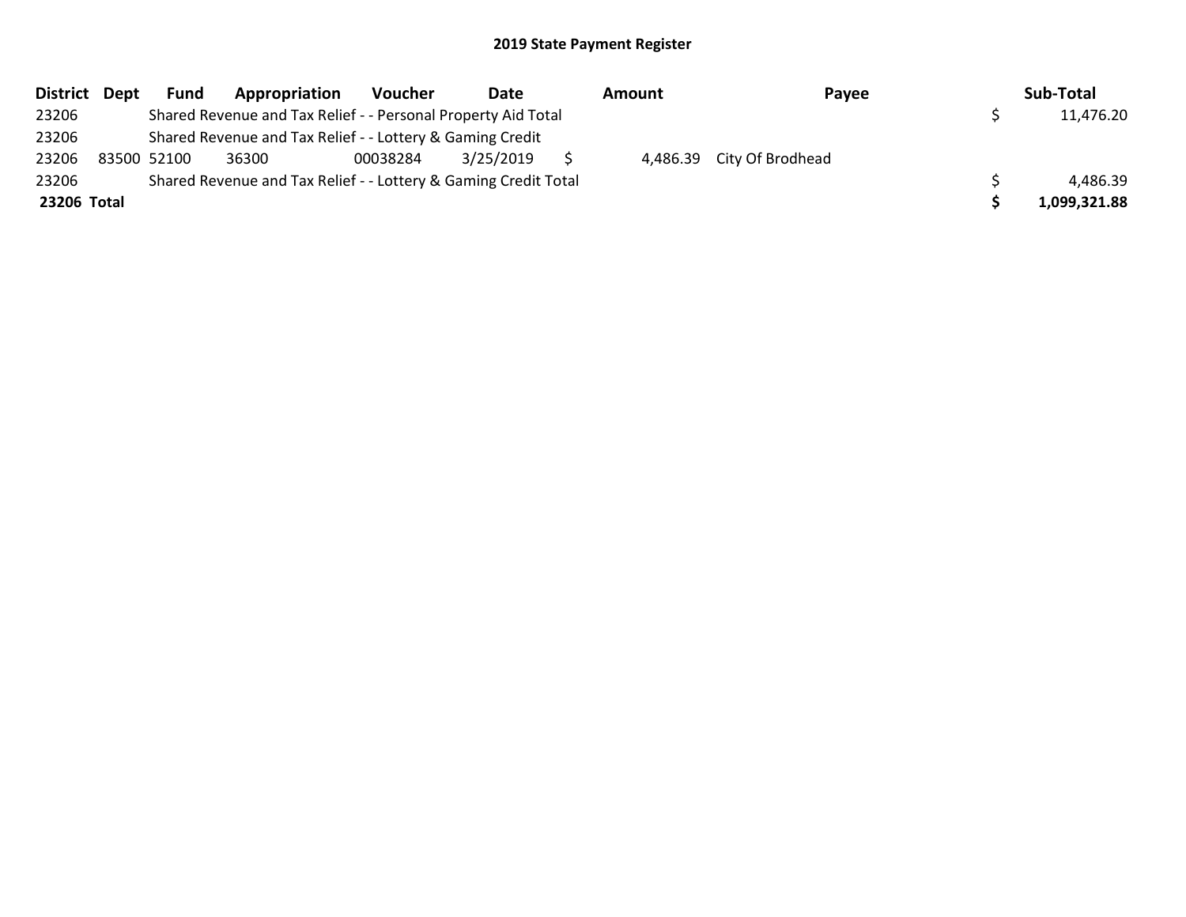# 2019 State Payment Register

| District | Dept | Fund | Appropriation | Voucher | Date | Amount | Payee | Sub-Total |
|---|---|---|---|---|---|---|---|---|
| 23206 | | Shared Revenue and Tax Relief - - Personal Property Aid Total | | | | | | $ 11,476.20 |
| 23206 | | Shared Revenue and Tax Relief - - Lottery & Gaming Credit | | | | | | |
| 23206 | 83500 | 52100 | 36300 | 00038284 | 3/25/2019 | $ 4,486.39 | City Of Brodhead | |
| 23206 | | Shared Revenue and Tax Relief - - Lottery & Gaming Credit Total | | | | | | $ 4,486.39 |
| **23206 Total** | | | | | | | | **$ 1,099,321.88** |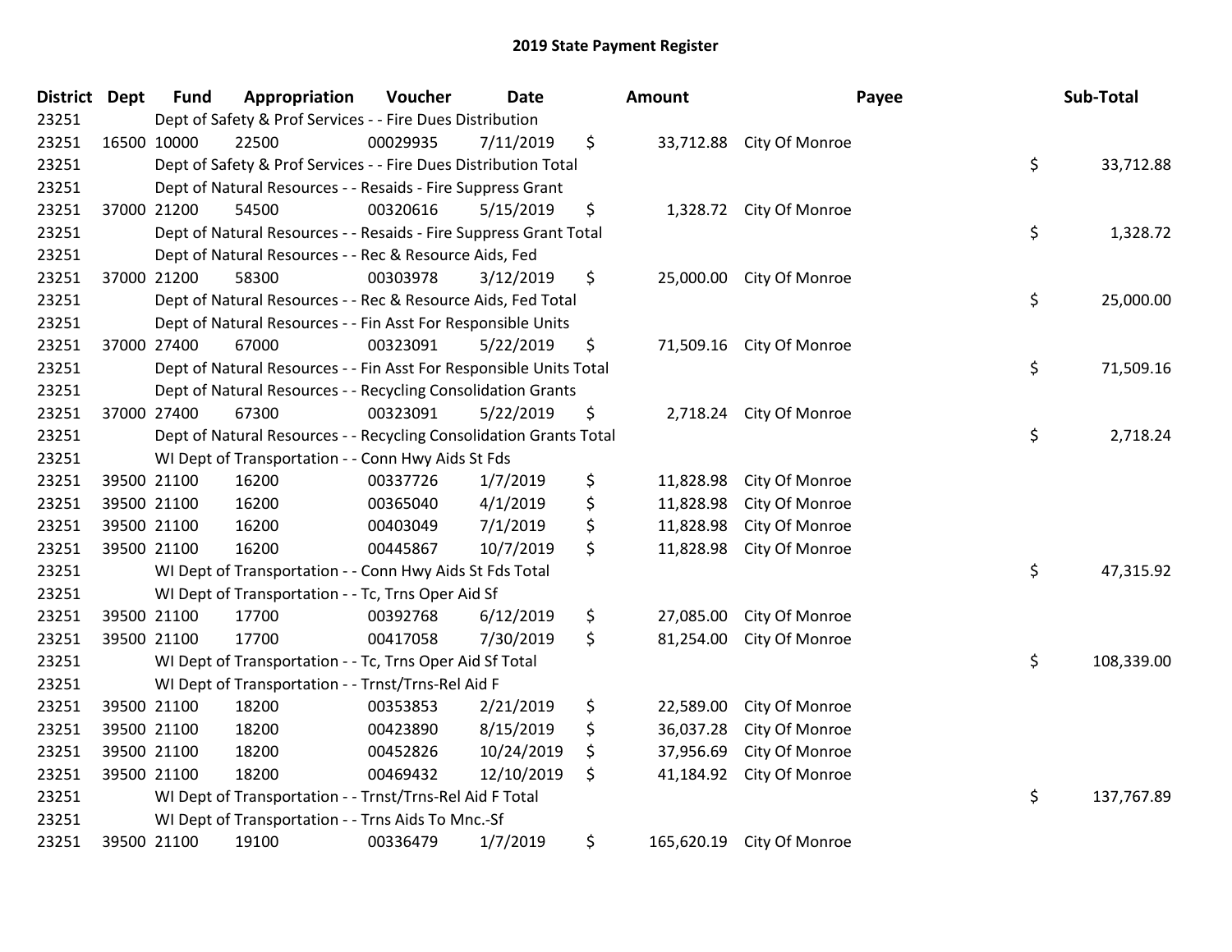# 2019 State Payment Register

| District | Dept | Fund | Appropriation | Voucher | Date | Amount | Payee | Sub-Total |
|---|---|---|---|---|---|---|---|---|
| 23251 | | Dept of Safety & Prof Services - - Fire Dues Distribution | | | | | | |
| 23251 | 16500 | 10000 | 22500 | 00029935 | 7/11/2019 | $ 33,712.88 | City Of Monroe | |
| 23251 | | Dept of Safety & Prof Services - - Fire Dues Distribution Total | | | | | | $ 33,712.88 |
| 23251 | | Dept of Natural Resources - - Resaids - Fire Suppress Grant | | | | | | |
| 23251 | 37000 | 21200 | 54500 | 00320616 | 5/15/2019 | $ 1,328.72 | City Of Monroe | |
| 23251 | | Dept of Natural Resources - - Resaids - Fire Suppress Grant Total | | | | | | $ 1,328.72 |
| 23251 | | Dept of Natural Resources - - Rec & Resource Aids, Fed | | | | | | |
| 23251 | 37000 | 21200 | 58300 | 00303978 | 3/12/2019 | $ 25,000.00 | City Of Monroe | |
| 23251 | | Dept of Natural Resources - - Rec & Resource Aids, Fed Total | | | | | | $ 25,000.00 |
| 23251 | | Dept of Natural Resources - - Fin Asst For Responsible Units | | | | | | |
| 23251 | 37000 | 27400 | 67000 | 00323091 | 5/22/2019 | $ 71,509.16 | City Of Monroe | |
| 23251 | | Dept of Natural Resources - - Fin Asst For Responsible Units Total | | | | | | $ 71,509.16 |
| 23251 | | Dept of Natural Resources - - Recycling Consolidation Grants | | | | | | |
| 23251 | 37000 | 27400 | 67300 | 00323091 | 5/22/2019 | $ 2,718.24 | City Of Monroe | |
| 23251 | | Dept of Natural Resources - - Recycling Consolidation Grants Total | | | | | | $ 2,718.24 |
| 23251 | | WI Dept of Transportation - - Conn Hwy Aids St Fds | | | | | | |
| 23251 | 39500 | 21100 | 16200 | 00337726 | 1/7/2019 | $ 11,828.98 | City Of Monroe | |
| 23251 | 39500 | 21100 | 16200 | 00365040 | 4/1/2019 | $ 11,828.98 | City Of Monroe | |
| 23251 | 39500 | 21100 | 16200 | 00403049 | 7/1/2019 | $ 11,828.98 | City Of Monroe | |
| 23251 | 39500 | 21100 | 16200 | 00445867 | 10/7/2019 | $ 11,828.98 | City Of Monroe | |
| 23251 | | WI Dept of Transportation - - Conn Hwy Aids St Fds Total | | | | | | $ 47,315.92 |
| 23251 | | WI Dept of Transportation - - Tc, Trns Oper Aid Sf | | | | | | |
| 23251 | 39500 | 21100 | 17700 | 00392768 | 6/12/2019 | $ 27,085.00 | City Of Monroe | |
| 23251 | 39500 | 21100 | 17700 | 00417058 | 7/30/2019 | $ 81,254.00 | City Of Monroe | |
| 23251 | | WI Dept of Transportation - - Tc, Trns Oper Aid Sf Total | | | | | | $ 108,339.00 |
| 23251 | | WI Dept of Transportation - - Trnst/Trns-Rel Aid F | | | | | | |
| 23251 | 39500 | 21100 | 18200 | 00353853 | 2/21/2019 | $ 22,589.00 | City Of Monroe | |
| 23251 | 39500 | 21100 | 18200 | 00423890 | 8/15/2019 | $ 36,037.28 | City Of Monroe | |
| 23251 | 39500 | 21100 | 18200 | 00452826 | 10/24/2019 | $ 37,956.69 | City Of Monroe | |
| 23251 | 39500 | 21100 | 18200 | 00469432 | 12/10/2019 | $ 41,184.92 | City Of Monroe | |
| 23251 | | WI Dept of Transportation - - Trnst/Trns-Rel Aid F Total | | | | | | $ 137,767.89 |
| 23251 | | WI Dept of Transportation - - Trns Aids To Mnc.-Sf | | | | | | |
| 23251 | 39500 | 21100 | 19100 | 00336479 | 1/7/2019 | $ 165,620.19 | City Of Monroe | |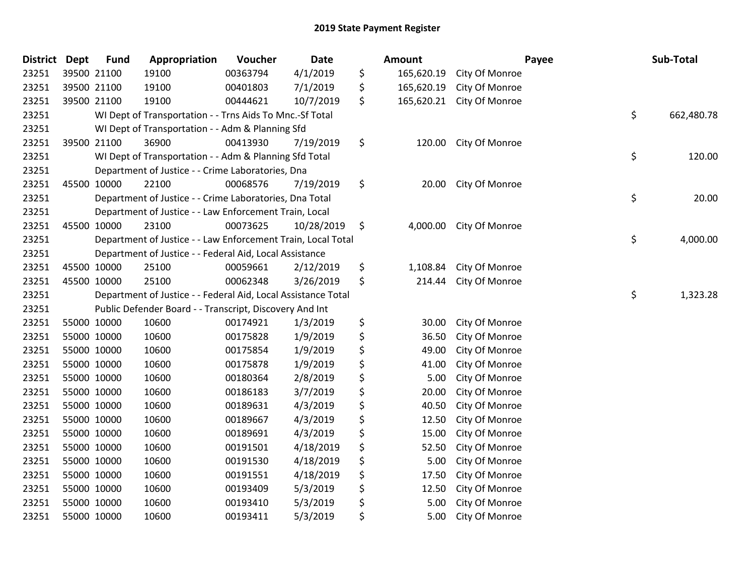# 2019 State Payment Register

| District | Dept | Fund | Appropriation | Voucher | Date | Amount | Payee | Sub-Total |
|---|---|---|---|---|---|---|---|---|
| 23251 | 39500 | 21100 | 19100 | 00363794 | 4/1/2019 | $ 165,620.19 | City Of Monroe | |
| 23251 | 39500 | 21100 | 19100 | 00401803 | 7/1/2019 | $ 165,620.19 | City Of Monroe | |
| 23251 | 39500 | 21100 | 19100 | 00444621 | 10/7/2019 | $ 165,620.21 | City Of Monroe | |
| 23251 | | | WI Dept of Transportation - - Trns Aids To Mnc.-Sf Total | | | | | $ 662,480.78 |
| 23251 | | | WI Dept of Transportation - - Adm & Planning Sfd | | | | | |
| 23251 | 39500 | 21100 | 36900 | 00413930 | 7/19/2019 | $ 120.00 | City Of Monroe | |
| 23251 | | | WI Dept of Transportation - - Adm & Planning Sfd Total | | | | | $ 120.00 |
| 23251 | | | Department of Justice - - Crime Laboratories, Dna | | | | | |
| 23251 | 45500 | 10000 | 22100 | 00068576 | 7/19/2019 | $ 20.00 | City Of Monroe | |
| 23251 | | | Department of Justice - - Crime Laboratories, Dna Total | | | | | $ 20.00 |
| 23251 | | | Department of Justice - - Law Enforcement Train, Local | | | | | |
| 23251 | 45500 | 10000 | 23100 | 00073625 | 10/28/2019 | $ 4,000.00 | City Of Monroe | |
| 23251 | | | Department of Justice - - Law Enforcement Train, Local Total | | | | | $ 4,000.00 |
| 23251 | | | Department of Justice - - Federal Aid, Local Assistance | | | | | |
| 23251 | 45500 | 10000 | 25100 | 00059661 | 2/12/2019 | $ 1,108.84 | City Of Monroe | |
| 23251 | 45500 | 10000 | 25100 | 00062348 | 3/26/2019 | $ 214.44 | City Of Monroe | |
| 23251 | | | Department of Justice - - Federal Aid, Local Assistance Total | | | | | $ 1,323.28 |
| 23251 | | | Public Defender Board - - Transcript, Discovery And Int | | | | | |
| 23251 | 55000 | 10000 | 10600 | 00174921 | 1/3/2019 | $ 30.00 | City Of Monroe | |
| 23251 | 55000 | 10000 | 10600 | 00175828 | 1/9/2019 | $ 36.50 | City Of Monroe | |
| 23251 | 55000 | 10000 | 10600 | 00175854 | 1/9/2019 | $ 49.00 | City Of Monroe | |
| 23251 | 55000 | 10000 | 10600 | 00175878 | 1/9/2019 | $ 41.00 | City Of Monroe | |
| 23251 | 55000 | 10000 | 10600 | 00180364 | 2/8/2019 | $ 5.00 | City Of Monroe | |
| 23251 | 55000 | 10000 | 10600 | 00186183 | 3/7/2019 | $ 20.00 | City Of Monroe | |
| 23251 | 55000 | 10000 | 10600 | 00189631 | 4/3/2019 | $ 40.50 | City Of Monroe | |
| 23251 | 55000 | 10000 | 10600 | 00189667 | 4/3/2019 | $ 12.50 | City Of Monroe | |
| 23251 | 55000 | 10000 | 10600 | 00189691 | 4/3/2019 | $ 15.00 | City Of Monroe | |
| 23251 | 55000 | 10000 | 10600 | 00191501 | 4/18/2019 | $ 52.50 | City Of Monroe | |
| 23251 | 55000 | 10000 | 10600 | 00191530 | 4/18/2019 | $ 5.00 | City Of Monroe | |
| 23251 | 55000 | 10000 | 10600 | 00191551 | 4/18/2019 | $ 17.50 | City Of Monroe | |
| 23251 | 55000 | 10000 | 10600 | 00193409 | 5/3/2019 | $ 12.50 | City Of Monroe | |
| 23251 | 55000 | 10000 | 10600 | 00193410 | 5/3/2019 | $ 5.00 | City Of Monroe | |
| 23251 | 55000 | 10000 | 10600 | 00193411 | 5/3/2019 | $ 5.00 | City Of Monroe | |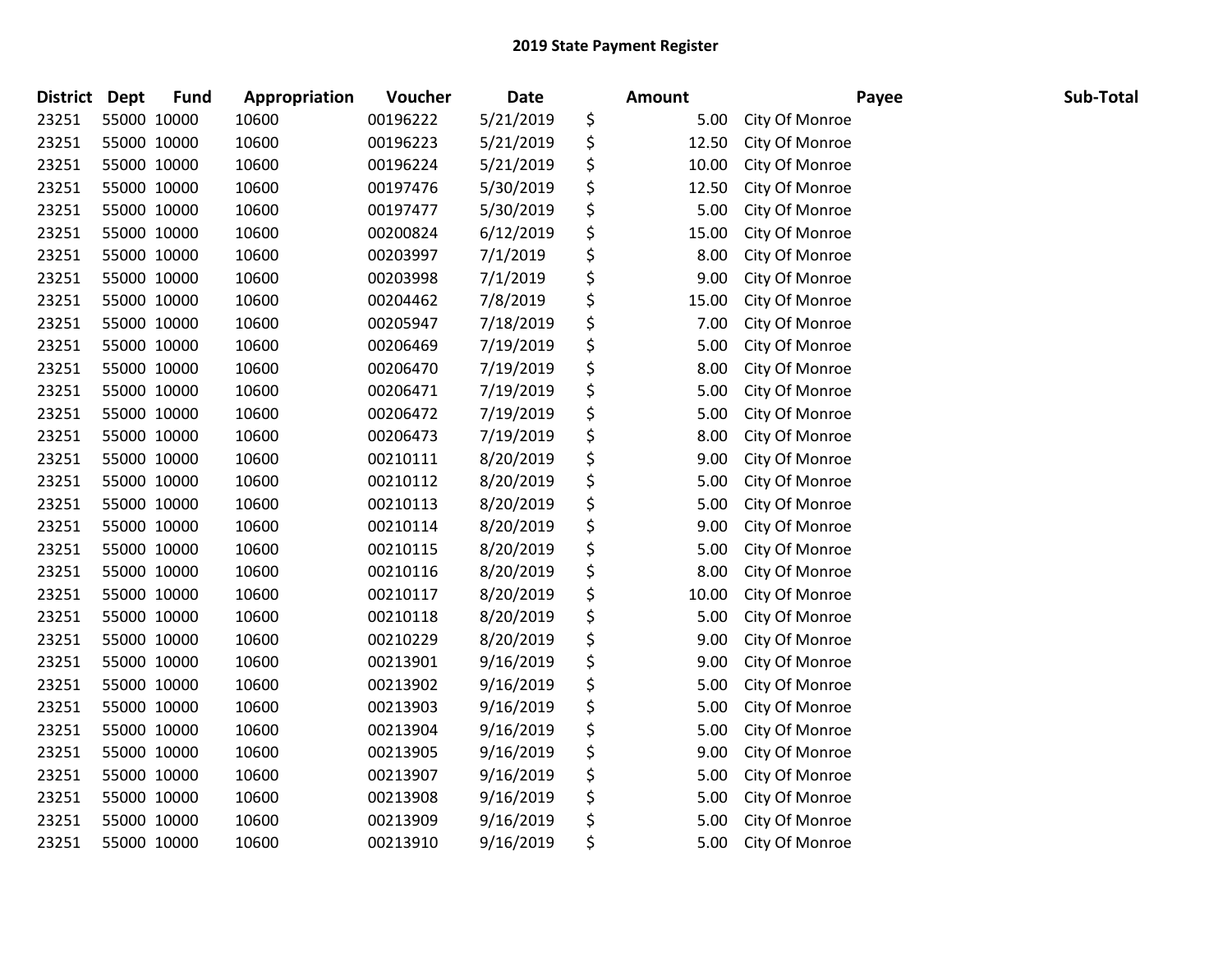## 2019 State Payment Register

| District | Dept | Fund | Appropriation | Voucher | Date | Amount | Payee | Sub-Total |
|---|---|---|---|---|---|---|---|---|
| 23251 | 55000 | 10000 | 10600 | 00196222 | 5/21/2019 | $ 5.00 | City Of Monroe | |
| 23251 | 55000 | 10000 | 10600 | 00196223 | 5/21/2019 | $ 12.50 | City Of Monroe | |
| 23251 | 55000 | 10000 | 10600 | 00196224 | 5/21/2019 | $ 10.00 | City Of Monroe | |
| 23251 | 55000 | 10000 | 10600 | 00197476 | 5/30/2019 | $ 12.50 | City Of Monroe | |
| 23251 | 55000 | 10000 | 10600 | 00197477 | 5/30/2019 | $ 5.00 | City Of Monroe | |
| 23251 | 55000 | 10000 | 10600 | 00200824 | 6/12/2019 | $ 15.00 | City Of Monroe | |
| 23251 | 55000 | 10000 | 10600 | 00203997 | 7/1/2019 | $ 8.00 | City Of Monroe | |
| 23251 | 55000 | 10000 | 10600 | 00203998 | 7/1/2019 | $ 9.00 | City Of Monroe | |
| 23251 | 55000 | 10000 | 10600 | 00204462 | 7/8/2019 | $ 15.00 | City Of Monroe | |
| 23251 | 55000 | 10000 | 10600 | 00205947 | 7/18/2019 | $ 7.00 | City Of Monroe | |
| 23251 | 55000 | 10000 | 10600 | 00206469 | 7/19/2019 | $ 5.00 | City Of Monroe | |
| 23251 | 55000 | 10000 | 10600 | 00206470 | 7/19/2019 | $ 8.00 | City Of Monroe | |
| 23251 | 55000 | 10000 | 10600 | 00206471 | 7/19/2019 | $ 5.00 | City Of Monroe | |
| 23251 | 55000 | 10000 | 10600 | 00206472 | 7/19/2019 | $ 5.00 | City Of Monroe | |
| 23251 | 55000 | 10000 | 10600 | 00206473 | 7/19/2019 | $ 8.00 | City Of Monroe | |
| 23251 | 55000 | 10000 | 10600 | 00210111 | 8/20/2019 | $ 9.00 | City Of Monroe | |
| 23251 | 55000 | 10000 | 10600 | 00210112 | 8/20/2019 | $ 5.00 | City Of Monroe | |
| 23251 | 55000 | 10000 | 10600 | 00210113 | 8/20/2019 | $ 5.00 | City Of Monroe | |
| 23251 | 55000 | 10000 | 10600 | 00210114 | 8/20/2019 | $ 9.00 | City Of Monroe | |
| 23251 | 55000 | 10000 | 10600 | 00210115 | 8/20/2019 | $ 5.00 | City Of Monroe | |
| 23251 | 55000 | 10000 | 10600 | 00210116 | 8/20/2019 | $ 8.00 | City Of Monroe | |
| 23251 | 55000 | 10000 | 10600 | 00210117 | 8/20/2019 | $ 10.00 | City Of Monroe | |
| 23251 | 55000 | 10000 | 10600 | 00210118 | 8/20/2019 | $ 5.00 | City Of Monroe | |
| 23251 | 55000 | 10000 | 10600 | 00210229 | 8/20/2019 | $ 9.00 | City Of Monroe | |
| 23251 | 55000 | 10000 | 10600 | 00213901 | 9/16/2019 | $ 9.00 | City Of Monroe | |
| 23251 | 55000 | 10000 | 10600 | 00213902 | 9/16/2019 | $ 5.00 | City Of Monroe | |
| 23251 | 55000 | 10000 | 10600 | 00213903 | 9/16/2019 | $ 5.00 | City Of Monroe | |
| 23251 | 55000 | 10000 | 10600 | 00213904 | 9/16/2019 | $ 5.00 | City Of Monroe | |
| 23251 | 55000 | 10000 | 10600 | 00213905 | 9/16/2019 | $ 9.00 | City Of Monroe | |
| 23251 | 55000 | 10000 | 10600 | 00213907 | 9/16/2019 | $ 5.00 | City Of Monroe | |
| 23251 | 55000 | 10000 | 10600 | 00213908 | 9/16/2019 | $ 5.00 | City Of Monroe | |
| 23251 | 55000 | 10000 | 10600 | 00213909 | 9/16/2019 | $ 5.00 | City Of Monroe | |
| 23251 | 55000 | 10000 | 10600 | 00213910 | 9/16/2019 | $ 5.00 | City Of Monroe | |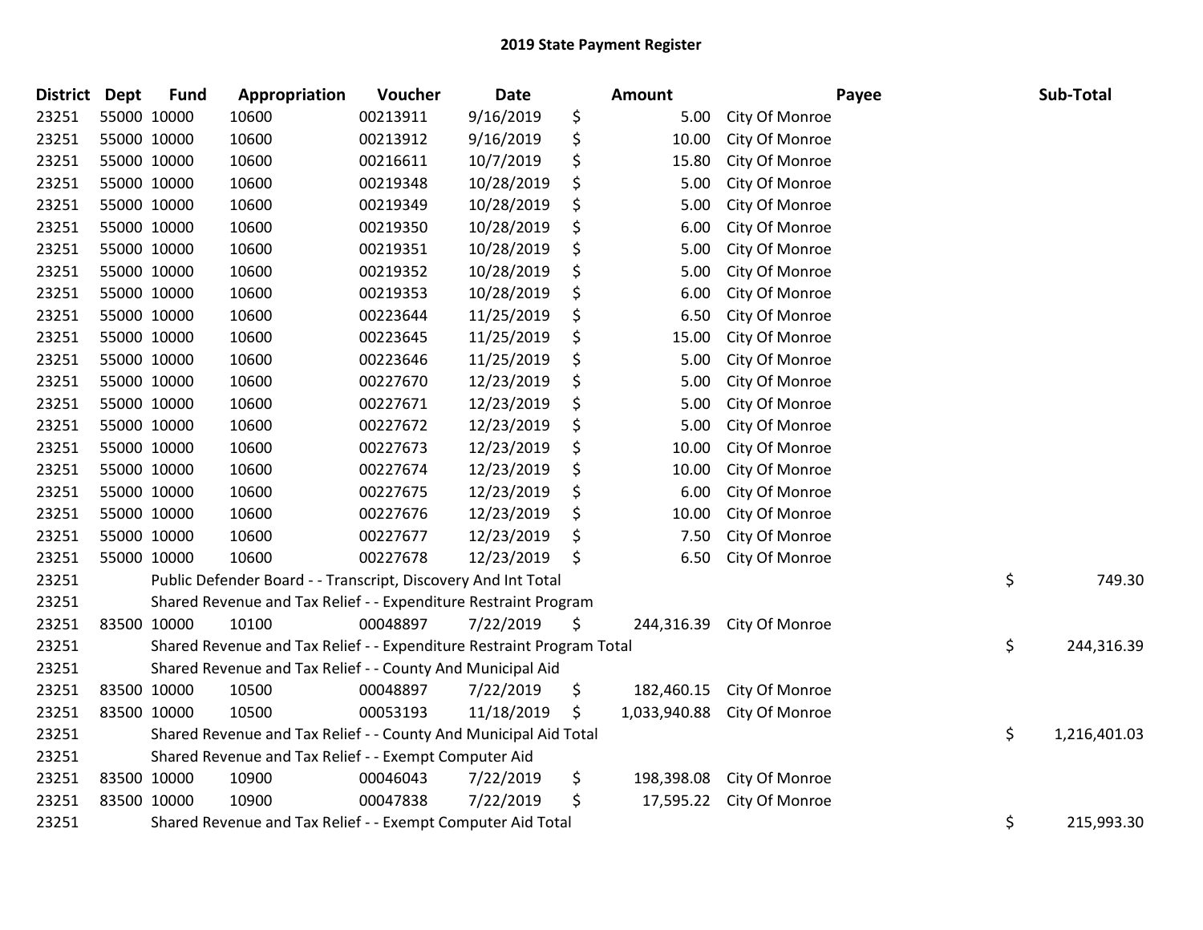# 2019 State Payment Register

| District | Dept | Fund | Appropriation | Voucher | Date | Amount | Payee | Sub-Total |
|---|---|---|---|---|---|---|---|---|
| 23251 | 55000 | 10000 | 10600 | 00213911 | 9/16/2019 | $ 5.00 | City Of Monroe | |
| 23251 | 55000 | 10000 | 10600 | 00213912 | 9/16/2019 | $ 10.00 | City Of Monroe | |
| 23251 | 55000 | 10000 | 10600 | 00216611 | 10/7/2019 | $ 15.80 | City Of Monroe | |
| 23251 | 55000 | 10000 | 10600 | 00219348 | 10/28/2019 | $ 5.00 | City Of Monroe | |
| 23251 | 55000 | 10000 | 10600 | 00219349 | 10/28/2019 | $ 5.00 | City Of Monroe | |
| 23251 | 55000 | 10000 | 10600 | 00219350 | 10/28/2019 | $ 6.00 | City Of Monroe | |
| 23251 | 55000 | 10000 | 10600 | 00219351 | 10/28/2019 | $ 5.00 | City Of Monroe | |
| 23251 | 55000 | 10000 | 10600 | 00219352 | 10/28/2019 | $ 5.00 | City Of Monroe | |
| 23251 | 55000 | 10000 | 10600 | 00219353 | 10/28/2019 | $ 6.00 | City Of Monroe | |
| 23251 | 55000 | 10000 | 10600 | 00223644 | 11/25/2019 | $ 6.50 | City Of Monroe | |
| 23251 | 55000 | 10000 | 10600 | 00223645 | 11/25/2019 | $ 15.00 | City Of Monroe | |
| 23251 | 55000 | 10000 | 10600 | 00223646 | 11/25/2019 | $ 5.00 | City Of Monroe | |
| 23251 | 55000 | 10000 | 10600 | 00227670 | 12/23/2019 | $ 5.00 | City Of Monroe | |
| 23251 | 55000 | 10000 | 10600 | 00227671 | 12/23/2019 | $ 5.00 | City Of Monroe | |
| 23251 | 55000 | 10000 | 10600 | 00227672 | 12/23/2019 | $ 5.00 | City Of Monroe | |
| 23251 | 55000 | 10000 | 10600 | 00227673 | 12/23/2019 | $ 10.00 | City Of Monroe | |
| 23251 | 55000 | 10000 | 10600 | 00227674 | 12/23/2019 | $ 10.00 | City Of Monroe | |
| 23251 | 55000 | 10000 | 10600 | 00227675 | 12/23/2019 | $ 6.00 | City Of Monroe | |
| 23251 | 55000 | 10000 | 10600 | 00227676 | 12/23/2019 | $ 10.00 | City Of Monroe | |
| 23251 | 55000 | 10000 | 10600 | 00227677 | 12/23/2019 | $ 7.50 | City Of Monroe | |
| 23251 | 55000 | 10000 | 10600 | 00227678 | 12/23/2019 | $ 6.50 | City Of Monroe | |
| 23251 | | Public Defender Board - - Transcript, Discovery And Int Total | | | | | | $ 749.30 |
| 23251 | | Shared Revenue and Tax Relief - - Expenditure Restraint Program | | | | | | |
| 23251 | 83500 | 10000 | 10100 | 00048897 | 7/22/2019 | $ 244,316.39 | City Of Monroe | |
| 23251 | | Shared Revenue and Tax Relief - - Expenditure Restraint Program Total | | | | | | $ 244,316.39 |
| 23251 | | Shared Revenue and Tax Relief - - County And Municipal Aid | | | | | | |
| 23251 | 83500 | 10000 | 10500 | 00048897 | 7/22/2019 | $ 182,460.15 | City Of Monroe | |
| 23251 | 83500 | 10000 | 10500 | 00053193 | 11/18/2019 | $ 1,033,940.88 | City Of Monroe | |
| 23251 | | Shared Revenue and Tax Relief - - County And Municipal Aid Total | | | | | | $ 1,216,401.03 |
| 23251 | | Shared Revenue and Tax Relief - - Exempt Computer Aid | | | | | | |
| 23251 | 83500 | 10000 | 10900 | 00046043 | 7/22/2019 | $ 198,398.08 | City Of Monroe | |
| 23251 | 83500 | 10000 | 10900 | 00047838 | 7/22/2019 | $ 17,595.22 | City Of Monroe | |
| 23251 | | Shared Revenue and Tax Relief - - Exempt Computer Aid Total | | | | | | $ 215,993.30 |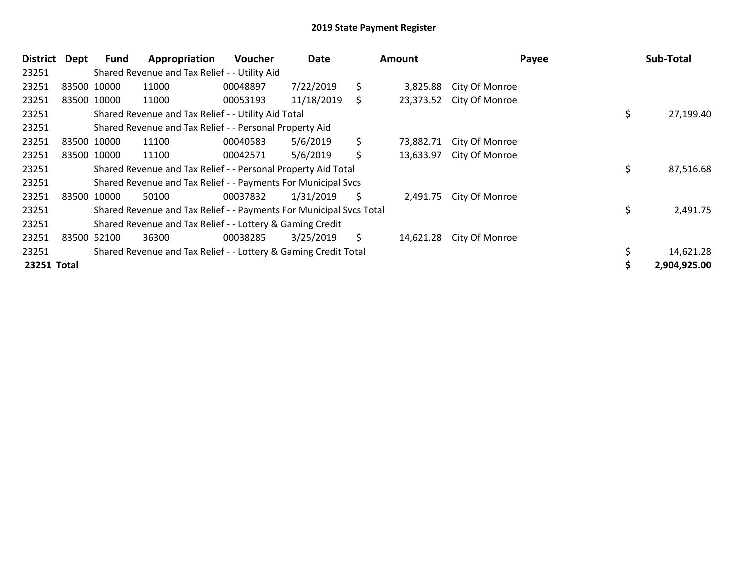# 2019 State Payment Register

| District | Dept | Fund | Appropriation | Voucher | Date | Amount | Payee | Sub-Total |
|---|---|---|---|---|---|---|---|---|
| 23251 | | Shared Revenue and Tax Relief - - Utility Aid | | | | | | |
| 23251 | 83500 | 10000 | 11000 | 00048897 | 7/22/2019 | $ 3,825.88 | City Of Monroe | |
| 23251 | 83500 | 10000 | 11000 | 00053193 | 11/18/2019 | $ 23,373.52 | City Of Monroe | |
| 23251 | | Shared Revenue and Tax Relief - - Utility Aid Total | | | | | | $ 27,199.40 |
| 23251 | | Shared Revenue and Tax Relief - - Personal Property Aid | | | | | | |
| 23251 | 83500 | 10000 | 11100 | 00040583 | 5/6/2019 | $ 73,882.71 | City Of Monroe | |
| 23251 | 83500 | 10000 | 11100 | 00042571 | 5/6/2019 | $ 13,633.97 | City Of Monroe | |
| 23251 | | Shared Revenue and Tax Relief - - Personal Property Aid Total | | | | | | $ 87,516.68 |
| 23251 | | Shared Revenue and Tax Relief - - Payments For Municipal Svcs | | | | | | |
| 23251 | 83500 | 10000 | 50100 | 00037832 | 1/31/2019 | $ 2,491.75 | City Of Monroe | |
| 23251 | | Shared Revenue and Tax Relief - - Payments For Municipal Svcs Total | | | | | | $ 2,491.75 |
| 23251 | | Shared Revenue and Tax Relief - - Lottery & Gaming Credit | | | | | | |
| 23251 | 83500 | 52100 | 36300 | 00038285 | 3/25/2019 | $ 14,621.28 | City Of Monroe | |
| 23251 | | Shared Revenue and Tax Relief - - Lottery & Gaming Credit Total | | | | | | $ 14,621.28 |
| **23251 Total** | | | | | | | | **$ 2,904,925.00** |